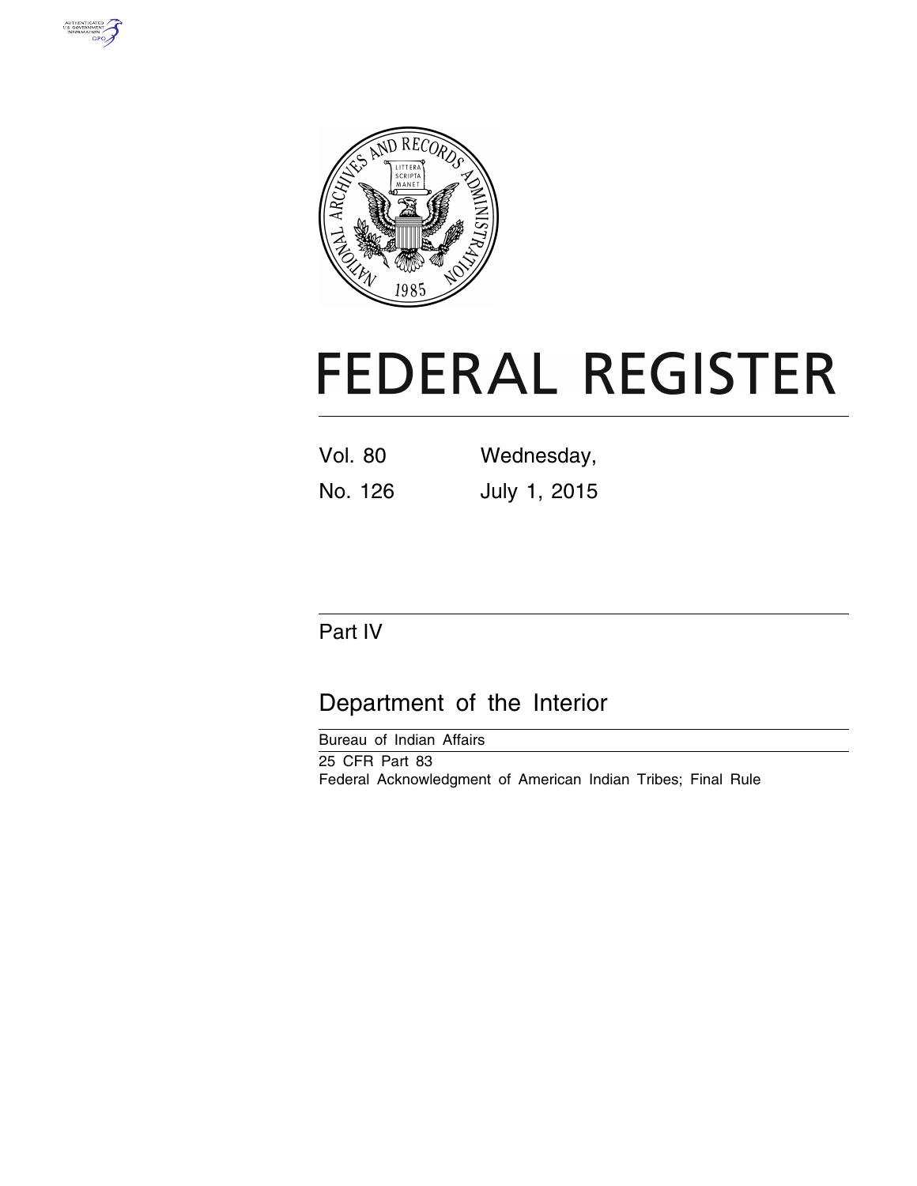# FEDERAL REGISTER

Vol. 80 Wednesday,

No. 126 July 1, 2015

## Part IV

## Department of the Interior

Bureau of Indian Affairs

25 CFR Part 83

Federal Acknowledgment of American Indian Tribes; Final Rule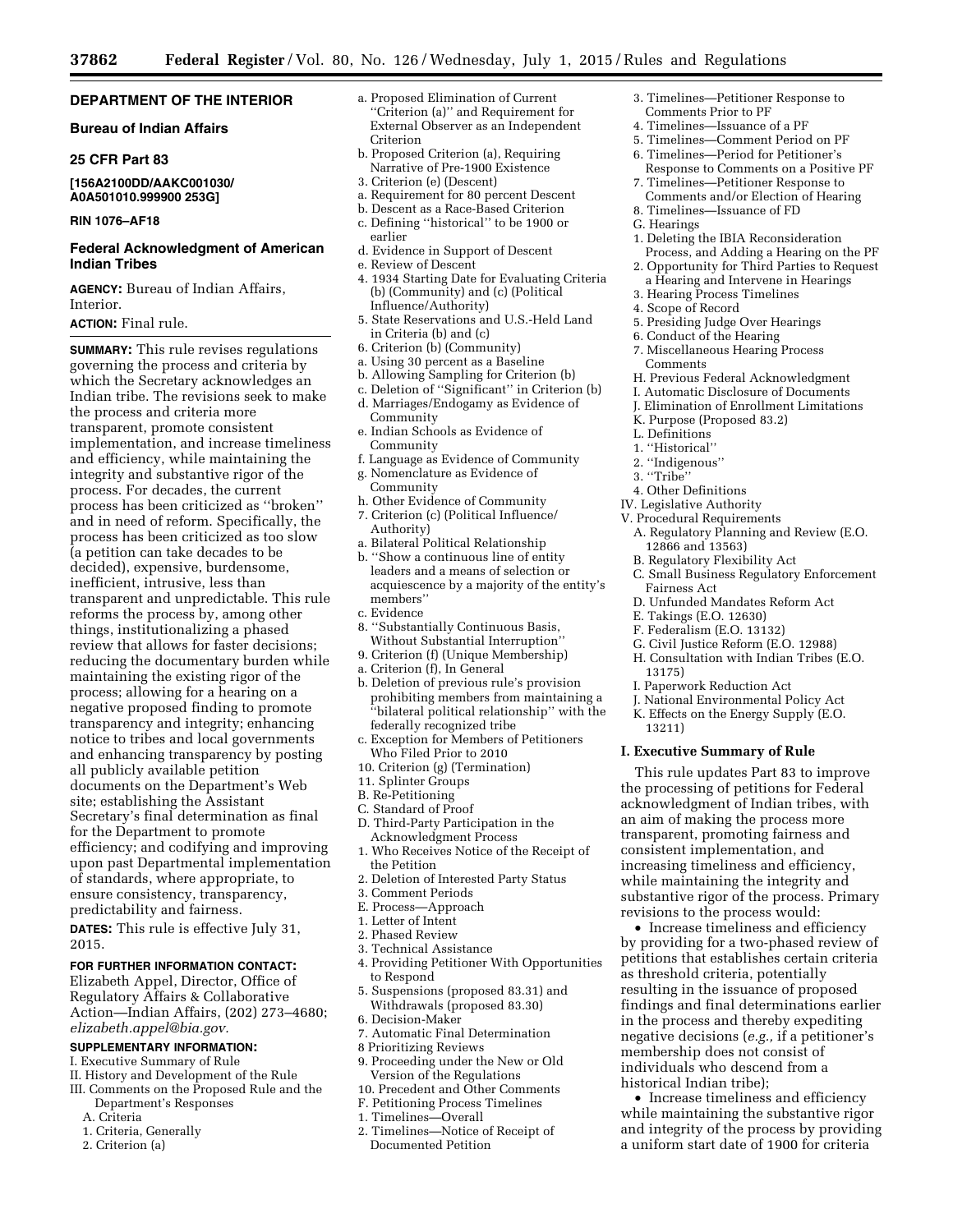## DEPARTMENT OF THE INTERIOR

### Bureau of Indian Affairs

### 25 CFR Part 83

**[156A2100DD/AAKC001030/ A0A501010.999900 253G]**

**RIN 1076–AF18**

### Federal Acknowledgment of American Indian Tribes

**AGENCY:** Bureau of Indian Affairs, Interior.

**ACTION:** Final rule.

---

**SUMMARY:** This rule revises regulations governing the process and criteria by which the Secretary acknowledges an Indian tribe. The revisions seek to make the process and criteria more transparent, promote consistent implementation, and increase timeliness and efficiency, while maintaining the integrity and substantive rigor of the process. For decades, the current process has been criticized as ''broken'' and in need of reform. Specifically, the process has been criticized as too slow (a petition can take decades to be decided), expensive, burdensome, inefficient, intrusive, less than transparent and unpredictable. This rule reforms the process by, among other things, institutionalizing a phased review that allows for faster decisions; reducing the documentary burden while maintaining the existing rigor of the process; allowing for a hearing on a negative proposed finding to promote transparency and integrity; enhancing notice to tribes and local governments and enhancing transparency by posting all publicly available petition documents on the Department's Web site; establishing the Assistant Secretary's final determination as final for the Department to promote efficiency; and codifying and improving upon past Departmental implementation of standards, where appropriate, to ensure consistency, transparency, predictability and fairness.

**DATES:** This rule is effective July 31, 2015.

**FOR FURTHER INFORMATION CONTACT:** Elizabeth Appel, Director, Office of Regulatory Affairs & Collaborative Action—Indian Affairs, (202) 273–4680; *elizabeth.appel@bia.gov.*

**SUPPLEMENTARY INFORMATION:**

I. Executive Summary of Rule
II. History and Development of the Rule
III. Comments on the Proposed Rule and the Department's Responses
  A. Criteria
  1. Criteria, Generally
  2. Criterion (a)
  a. Proposed Elimination of Current ''Criterion (a)'' and Requirement for External Observer as an Independent Criterion
  b. Proposed Criterion (a), Requiring Narrative of Pre-1900 Existence
  3. Criterion (e) (Descent)
  a. Requirement for 80 percent Descent
  b. Descent as a Race-Based Criterion
  c. Defining ''historical'' to be 1900 or earlier
  d. Evidence in Support of Descent
  e. Review of Descent
  4. 1934 Starting Date for Evaluating Criteria (b) (Community) and (c) (Political Influence/Authority)
  5. State Reservations and U.S.-Held Land in Criteria (b) and (c)
  6. Criterion (b) (Community)
  a. Using 30 percent as a Baseline
  b. Allowing Sampling for Criterion (b)
  c. Deletion of ''Significant'' in Criterion (b)
  d. Marriages/Endogamy as Evidence of Community
  e. Indian Schools as Evidence of Community
  f. Language as Evidence of Community
  g. Nomenclature as Evidence of Community
  h. Other Evidence of Community
  7. Criterion (c) (Political Influence/ Authority)
  a. Bilateral Political Relationship
  b. ''Show a continuous line of entity leaders and a means of selection or acquiescence by a majority of the entity's members''
  c. Evidence
  8. ''Substantially Continuous Basis, Without Substantial Interruption''
  9. Criterion (f) (Unique Membership)
  a. Criterion (f), In General
  b. Deletion of previous rule's provision prohibiting members from maintaining a ''bilateral political relationship'' with the federally recognized tribe
  c. Exception for Members of Petitioners Who Filed Prior to 2010
  10. Criterion (g) (Termination)
  11. Splinter Groups
  B. Re-Petitioning
  C. Standard of Proof
  D. Third-Party Participation in the Acknowledgment Process
  1. Who Receives Notice of the Receipt of the Petition
  2. Deletion of Interested Party Status
  3. Comment Periods
  E. Process—Approach
  1. Letter of Intent
  2. Phased Review
  3. Technical Assistance
  4. Providing Petitioner With Opportunities to Respond
  5. Suspensions (proposed 83.31) and Withdrawals (proposed 83.30)
  6. Decision-Maker
  7. Automatic Final Determination
  8 Prioritizing Reviews
  9. Proceeding under the New or Old Version of the Regulations
  10. Precedent and Other Comments
  F. Petitioning Process Timelines
  1. Timelines—Overall
  2. Timelines—Notice of Receipt of Documented Petition
  3. Timelines—Petitioner Response to Comments Prior to PF
  4. Timelines—Issuance of a PF
  5. Timelines—Comment Period on PF
  6. Timelines—Period for Petitioner's Response to Comments on a Positive PF
  7. Timelines—Petitioner Response to Comments and/or Election of Hearing
  8. Timelines—Issuance of FD
  G. Hearings
  1. Deleting the IBIA Reconsideration Process, and Adding a Hearing on the PF
  2. Opportunity for Third Parties to Request a Hearing and Intervene in Hearings
  3. Hearing Process Timelines
  4. Scope of Record
  5. Presiding Judge Over Hearings
  6. Conduct of the Hearing
  7. Miscellaneous Hearing Process Comments
  H. Previous Federal Acknowledgment
  I. Automatic Disclosure of Documents
  J. Elimination of Enrollment Limitations
  K. Purpose (Proposed 83.2)
  L. Definitions
  1. ''Historical''
  2. ''Indigenous''
  3. ''Tribe''
  4. Other Definitions
IV. Legislative Authority
V. Procedural Requirements
  A. Regulatory Planning and Review (E.O. 12866 and 13563)
  B. Regulatory Flexibility Act
  C. Small Business Regulatory Enforcement Fairness Act
  D. Unfunded Mandates Reform Act
  E. Takings (E.O. 12630)
  F. Federalism (E.O. 13132)
  G. Civil Justice Reform (E.O. 12988)
  H. Consultation with Indian Tribes (E.O. 13175)
  I. Paperwork Reduction Act
  J. National Environmental Policy Act
  K. Effects on the Energy Supply (E.O. 13211)

## I. Executive Summary of Rule

This rule updates Part 83 to improve the processing of petitions for Federal acknowledgment of Indian tribes, with an aim of making the process more transparent, promoting fairness and consistent implementation, and increasing timeliness and efficiency, while maintaining the integrity and substantive rigor of the process. Primary revisions to the process would:

- Increase timeliness and efficiency by providing for a two-phased review of petitions that establishes certain criteria as threshold criteria, potentially resulting in the issuance of proposed findings and final determinations earlier in the process and thereby expediting negative decisions (*e.g.,* if a petitioner's membership does not consist of individuals who descend from a historical Indian tribe);
- Increase timeliness and efficiency while maintaining the substantive rigor and integrity of the process by providing a uniform start date of 1900 for criteria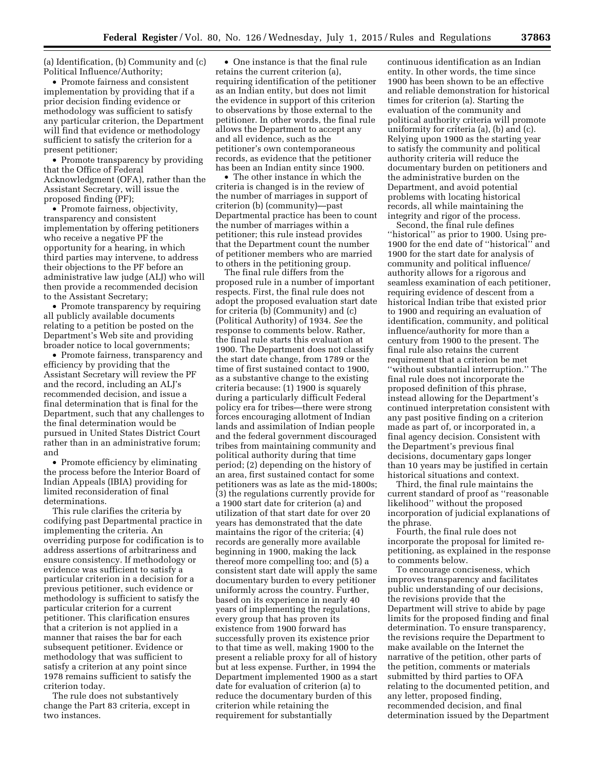(a) Identification, (b) Community and (c) Political Influence/Authority;

- Promote fairness and consistent implementation by providing that if a prior decision finding evidence or methodology was sufficient to satisfy any particular criterion, the Department will find that evidence or methodology sufficient to satisfy the criterion for a present petitioner;
- Promote transparency by providing that the Office of Federal Acknowledgment (OFA), rather than the Assistant Secretary, will issue the proposed finding (PF);
- Promote fairness, objectivity, transparency and consistent implementation by offering petitioners who receive a negative PF the opportunity for a hearing, in which third parties may intervene, to address their objections to the PF before an administrative law judge (ALJ) who will then provide a recommended decision to the Assistant Secretary;
- Promote transparency by requiring all publicly available documents relating to a petition be posted on the Department's Web site and providing broader notice to local governments;
- Promote fairness, transparency and efficiency by providing that the Assistant Secretary will review the PF and the record, including an ALJ's recommended decision, and issue a final determination that is final for the Department, such that any challenges to the final determination would be pursued in United States District Court rather than in an administrative forum; and
- Promote efficiency by eliminating the process before the Interior Board of Indian Appeals (IBIA) providing for limited reconsideration of final determinations.

This rule clarifies the criteria by codifying past Departmental practice in implementing the criteria. An overriding purpose for codification is to address assertions of arbitrariness and ensure consistency. If methodology or evidence was sufficient to satisfy a particular criterion in a decision for a previous petitioner, such evidence or methodology is sufficient to satisfy the particular criterion for a current petitioner. This clarification ensures that a criterion is not applied in a manner that raises the bar for each subsequent petitioner. Evidence or methodology that was sufficient to satisfy a criterion at any point since 1978 remains sufficient to satisfy the criterion today.

The rule does not substantively change the Part 83 criteria, except in two instances.

- One instance is that the final rule retains the current criterion (a), requiring identification of the petitioner as an Indian entity, but does not limit the evidence in support of this criterion to observations by those external to the petitioner. In other words, the final rule allows the Department to accept any and all evidence, such as the petitioner's own contemporaneous records, as evidence that the petitioner has been an Indian entity since 1900.
- The other instance in which the criteria is changed is in the review of the number of marriages in support of criterion (b) (community)—past Departmental practice has been to count the number of marriages within a petitioner; this rule instead provides that the Department count the number of petitioner members who are married to others in the petitioning group.

The final rule differs from the proposed rule in a number of important respects. First, the final rule does not adopt the proposed evaluation start date for criteria (b) (Community) and (c) (Political Authority) of 1934. *See* the response to comments below. Rather, the final rule starts this evaluation at 1900. The Department does not classify the start date change, from 1789 or the time of first sustained contact to 1900, as a substantive change to the existing criteria because: (1) 1900 is squarely during a particularly difficult Federal policy era for tribes—there were strong forces encouraging allotment of Indian lands and assimilation of Indian people and the federal government discouraged tribes from maintaining community and political authority during that time period; (2) depending on the history of an area, first sustained contact for some petitioners was as late as the mid-1800s; (3) the regulations currently provide for a 1900 start date for criterion (a) and utilization of that start date for over 20 years has demonstrated that the date maintains the rigor of the criteria; (4) records are generally more available beginning in 1900, making the lack thereof more compelling too; and (5) a consistent start date will apply the same documentary burden to every petitioner uniformly across the country. Further, based on its experience in nearly 40 years of implementing the regulations, every group that has proven its existence from 1900 forward has successfully proven its existence prior to that time as well, making 1900 to the present a reliable proxy for all of history but at less expense. Further, in 1994 the Department implemented 1900 as a start date for evaluation of criterion (a) to reduce the documentary burden of this criterion while retaining the requirement for substantially continuous identification as an Indian entity. In other words, the time since 1900 has been shown to be an effective and reliable demonstration for historical times for criterion (a). Starting the evaluation of the community and political authority criteria will promote uniformity for criteria (a), (b) and (c). Relying upon 1900 as the starting year to satisfy the community and political authority criteria will reduce the documentary burden on petitioners and the administrative burden on the Department, and avoid potential problems with locating historical records, all while maintaining the integrity and rigor of the process.

Second, the final rule defines ''historical'' as prior to 1900. Using pre-1900 for the end date of ''historical'' and 1900 for the start date for analysis of community and political influence/authority allows for a rigorous and seamless examination of each petitioner, requiring evidence of descent from a historical Indian tribe that existed prior to 1900 and requiring an evaluation of identification, community, and political influence/authority for more than a century from 1900 to the present. The final rule also retains the current requirement that a criterion be met ''without substantial interruption.'' The final rule does not incorporate the proposed definition of this phrase, instead allowing for the Department's continued interpretation consistent with any past positive finding on a criterion made as part of, or incorporated in, a final agency decision. Consistent with the Department's previous final decisions, documentary gaps longer than 10 years may be justified in certain historical situations and context.

Third, the final rule maintains the current standard of proof as ''reasonable likelihood'' without the proposed incorporation of judicial explanations of the phrase.

Fourth, the final rule does not incorporate the proposal for limited re-petitioning, as explained in the response to comments below.

To encourage conciseness, which improves transparency and facilitates public understanding of our decisions, the revisions provide that the Department will strive to abide by page limits for the proposed finding and final determination. To ensure transparency, the revisions require the Department to make available on the Internet the narrative of the petition, other parts of the petition, comments or materials submitted by third parties to OFA relating to the documented petition, and any letter, proposed finding, recommended decision, and final determination issued by the Department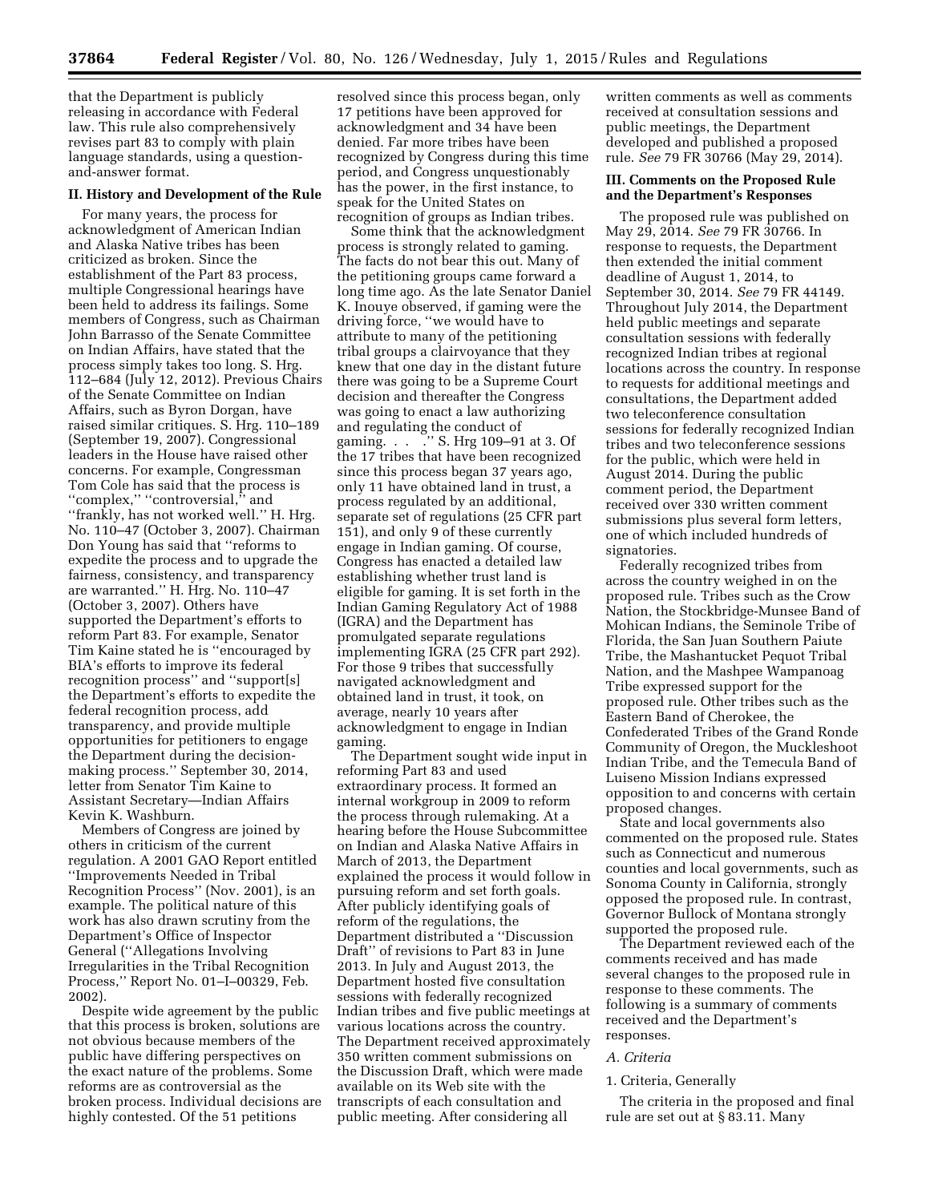that the Department is publicly releasing in accordance with Federal law. This rule also comprehensively revises part 83 to comply with plain language standards, using a question-and-answer format.

## II. History and Development of the Rule

For many years, the process for acknowledgment of American Indian and Alaska Native tribes has been criticized as broken. Since the establishment of the Part 83 process, multiple Congressional hearings have been held to address its failings. Some members of Congress, such as Chairman John Barrasso of the Senate Committee on Indian Affairs, have stated that the process simply takes too long. S. Hrg. 112–684 (July 12, 2012). Previous Chairs of the Senate Committee on Indian Affairs, such as Byron Dorgan, have raised similar critiques. S. Hrg. 110–189 (September 19, 2007). Congressional leaders in the House have raised other concerns. For example, Congressman Tom Cole has said that the process is ''complex,'' ''controversial,'' and ''frankly, has not worked well.'' H. Hrg. No. 110–47 (October 3, 2007). Chairman Don Young has said that ''reforms to expedite the process and to upgrade the fairness, consistency, and transparency are warranted.'' H. Hrg. No. 110–47 (October 3, 2007). Others have supported the Department's efforts to reform Part 83. For example, Senator Tim Kaine stated he is ''encouraged by BIA's efforts to improve its federal recognition process'' and ''support[s] the Department's efforts to expedite the federal recognition process, add transparency, and provide multiple opportunities for petitioners to engage the Department during the decision-making process.'' September 30, 2014, letter from Senator Tim Kaine to Assistant Secretary—Indian Affairs Kevin K. Washburn.

Members of Congress are joined by others in criticism of the current regulation. A 2001 GAO Report entitled ''Improvements Needed in Tribal Recognition Process'' (Nov. 2001), is an example. The political nature of this work has also drawn scrutiny from the Department's Office of Inspector General (''Allegations Involving Irregularities in the Tribal Recognition Process,'' Report No. 01–I–00329, Feb. 2002).

Despite wide agreement by the public that this process is broken, solutions are not obvious because members of the public have differing perspectives on the exact nature of the problems. Some reforms are as controversial as the broken process. Individual decisions are highly contested. Of the 51 petitions resolved since this process began, only 17 petitions have been approved for acknowledgment and 34 have been denied. Far more tribes have been recognized by Congress during this time period, and Congress unquestionably has the power, in the first instance, to speak for the United States on recognition of groups as Indian tribes.

Some think that the acknowledgment process is strongly related to gaming. The facts do not bear this out. Many of the petitioning groups came forward a long time ago. As the late Senator Daniel K. Inouye observed, if gaming were the driving force, ''we would have to attribute to many of the petitioning tribal groups a clairvoyance that they knew that one day in the distant future there was going to be a Supreme Court decision and thereafter the Congress was going to enact a law authorizing and regulating the conduct of gaming. . . .'' S. Hrg 109–91 at 3. Of the 17 tribes that have been recognized since this process began 37 years ago, only 11 have obtained land in trust, a process regulated by an additional, separate set of regulations (25 CFR part 151), and only 9 of these currently engage in Indian gaming. Of course, Congress has enacted a detailed law establishing whether trust land is eligible for gaming. It is set forth in the Indian Gaming Regulatory Act of 1988 (IGRA) and the Department has promulgated separate regulations implementing IGRA (25 CFR part 292). For those 9 tribes that successfully navigated acknowledgment and obtained land in trust, it took, on average, nearly 10 years after acknowledgment to engage in Indian gaming.

The Department sought wide input in reforming Part 83 and used extraordinary process. It formed an internal workgroup in 2009 to reform the process through rulemaking. At a hearing before the House Subcommittee on Indian and Alaska Native Affairs in March of 2013, the Department explained the process it would follow in pursuing reform and set forth goals. After publicly identifying goals of reform of the regulations, the Department distributed a ''Discussion Draft'' of revisions to Part 83 in June 2013. In July and August 2013, the Department hosted five consultation sessions with federally recognized Indian tribes and five public meetings at various locations across the country. The Department received approximately 350 written comment submissions on the Discussion Draft, which were made available on its Web site with the transcripts of each consultation and public meeting. After considering all written comments as well as comments received at consultation sessions and public meetings, the Department developed and published a proposed rule. *See* 79 FR 30766 (May 29, 2014).

## III. Comments on the Proposed Rule and the Department's Responses

The proposed rule was published on May 29, 2014. *See* 79 FR 30766. In response to requests, the Department then extended the initial comment deadline of August 1, 2014, to September 30, 2014. *See* 79 FR 44149. Throughout July 2014, the Department held public meetings and separate consultation sessions with federally recognized Indian tribes at regional locations across the country. In response to requests for additional meetings and consultations, the Department added two teleconference consultation sessions for federally recognized Indian tribes and two teleconference sessions for the public, which were held in August 2014. During the public comment period, the Department received over 330 written comment submissions plus several form letters, one of which included hundreds of signatories.

Federally recognized tribes from across the country weighed in on the proposed rule. Tribes such as the Crow Nation, the Stockbridge-Munsee Band of Mohican Indians, the Seminole Tribe of Florida, the San Juan Southern Paiute Tribe, the Mashantucket Pequot Tribal Nation, and the Mashpee Wampanoag Tribe expressed support for the proposed rule. Other tribes such as the Eastern Band of Cherokee, the Confederated Tribes of the Grand Ronde Community of Oregon, the Muckleshoot Indian Tribe, and the Temecula Band of Luiseno Mission Indians expressed opposition to and concerns with certain proposed changes.

State and local governments also commented on the proposed rule. States such as Connecticut and numerous counties and local governments, such as Sonoma County in California, strongly opposed the proposed rule. In contrast, Governor Bullock of Montana strongly supported the proposed rule.

The Department reviewed each of the comments received and has made several changes to the proposed rule in response to these comments. The following is a summary of comments received and the Department's responses.

### *A. Criteria*

#### 1. Criteria, Generally

The criteria in the proposed and final rule are set out at § 83.11. Many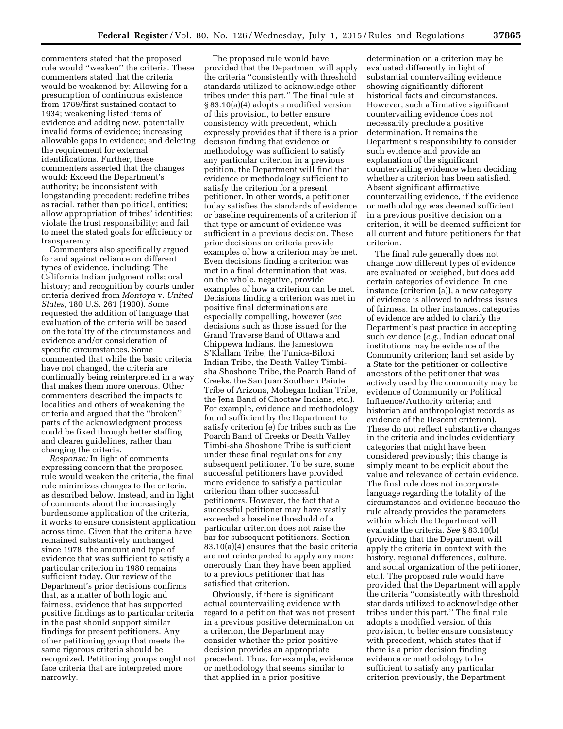commenters stated that the proposed rule would ''weaken'' the criteria. These commenters stated that the criteria would be weakened by: Allowing for a presumption of continuous existence from 1789/first sustained contact to 1934; weakening listed items of evidence and adding new, potentially invalid forms of evidence; increasing allowable gaps in evidence; and deleting the requirement for external identifications. Further, these commenters asserted that the changes would: Exceed the Department's authority; be inconsistent with longstanding precedent; redefine tribes as racial, rather than political, entities; allow appropriation of tribes' identities; violate the trust responsibility; and fail to meet the stated goals for efficiency or transparency.

Commenters also specifically argued for and against reliance on different types of evidence, including: The California Indian judgment rolls; oral history; and recognition by courts under criteria derived from *Montoya* v. *United States,* 180 U.S. 261 (1900). Some requested the addition of language that evaluation of the criteria will be based on the totality of the circumstances and evidence and/or consideration of specific circumstances. Some commented that while the basic criteria have not changed, the criteria are continually being reinterpreted in a way that makes them more onerous. Other commenters described the impacts to localities and others of weakening the criteria and argued that the ''broken'' parts of the acknowledgment process could be fixed through better staffing and clearer guidelines, rather than changing the criteria.

*Response:* In light of comments expressing concern that the proposed rule would weaken the criteria, the final rule minimizes changes to the criteria, as described below. Instead, and in light of comments about the increasingly burdensome application of the criteria, it works to ensure consistent application across time. Given that the criteria have remained substantively unchanged since 1978, the amount and type of evidence that was sufficient to satisfy a particular criterion in 1980 remains sufficient today. Our review of the Department's prior decisions confirms that, as a matter of both logic and fairness, evidence that has supported positive findings as to particular criteria in the past should support similar findings for present petitioners. Any other petitioning group that meets the same rigorous criteria should be recognized. Petitioning groups ought not face criteria that are interpreted more narrowly.

The proposed rule would have provided that the Department will apply the criteria ''consistently with threshold standards utilized to acknowledge other tribes under this part.'' The final rule at § 83.10(a)(4) adopts a modified version of this provision, to better ensure consistency with precedent, which expressly provides that if there is a prior decision finding that evidence or methodology was sufficient to satisfy any particular criterion in a previous petition, the Department will find that evidence or methodology sufficient to satisfy the criterion for a present petitioner. In other words, a petitioner today satisfies the standards of evidence or baseline requirements of a criterion if that type or amount of evidence was sufficient in a previous decision. These prior decisions on criteria provide examples of how a criterion may be met. Even decisions finding a criterion was met in a final determination that was, on the whole, negative, provide examples of how a criterion can be met. Decisions finding a criterion was met in positive final determinations are especially compelling, however (*see* decisions such as those issued for the Grand Traverse Band of Ottawa and Chippewa Indians, the Jamestown S'Klallam Tribe, the Tunica-Biloxi Indian Tribe, the Death Valley Timbi-sha Shoshone Tribe, the Poarch Band of Creeks, the San Juan Southern Paiute Tribe of Arizona, Mohegan Indian Tribe, the Jena Band of Choctaw Indians, etc.). For example, evidence and methodology found sufficient by the Department to satisfy criterion (e) for tribes such as the Poarch Band of Creeks or Death Valley Timbi-sha Shoshone Tribe is sufficient under these final regulations for any subsequent petitioner. To be sure, some successful petitioners have provided more evidence to satisfy a particular criterion than other successful petitioners. However, the fact that a successful petitioner may have vastly exceeded a baseline threshold of a particular criterion does not raise the bar for subsequent petitioners. Section 83.10(a)(4) ensures that the basic criteria are not reinterpreted to apply any more onerously than they have been applied to a previous petitioner that has satisfied that criterion.

Obviously, if there is significant actual countervailing evidence with regard to a petition that was not present in a previous positive determination on a criterion, the Department may consider whether the prior positive decision provides an appropriate precedent. Thus, for example, evidence or methodology that seems similar to that applied in a prior positive determination on a criterion may be evaluated differently in light of substantial countervailing evidence showing significantly different historical facts and circumstances. However, such affirmative significant countervailing evidence does not necessarily preclude a positive determination. It remains the Department's responsibility to consider such evidence and provide an explanation of the significant countervailing evidence when deciding whether a criterion has been satisfied. Absent significant affirmative countervailing evidence, if the evidence or methodology was deemed sufficient in a previous positive decision on a criterion, it will be deemed sufficient for all current and future petitioners for that criterion.

The final rule generally does not change how different types of evidence are evaluated or weighed, but does add certain categories of evidence. In one instance (criterion (a)), a new category of evidence is allowed to address issues of fairness. In other instances, categories of evidence are added to clarify the Department's past practice in accepting such evidence (*e.g.,* Indian educational institutions may be evidence of the Community criterion; land set aside by a State for the petitioner or collective ancestors of the petitioner that was actively used by the community may be evidence of Community or Political Influence/Authority criteria; and historian and anthropologist records as evidence of the Descent criterion). These do not reflect substantive changes in the criteria and includes evidentiary categories that might have been considered previously; this change is simply meant to be explicit about the value and relevance of certain evidence. The final rule does not incorporate language regarding the totality of the circumstances and evidence because the rule already provides the parameters within which the Department will evaluate the criteria. *See* § 83.10(b) (providing that the Department will apply the criteria in context with the history, regional differences, culture, and social organization of the petitioner, etc.). The proposed rule would have provided that the Department will apply the criteria ''consistently with threshold standards utilized to acknowledge other tribes under this part.'' The final rule adopts a modified version of this provision, to better ensure consistency with precedent, which states that if there is a prior decision finding evidence or methodology to be sufficient to satisfy any particular criterion previously, the Department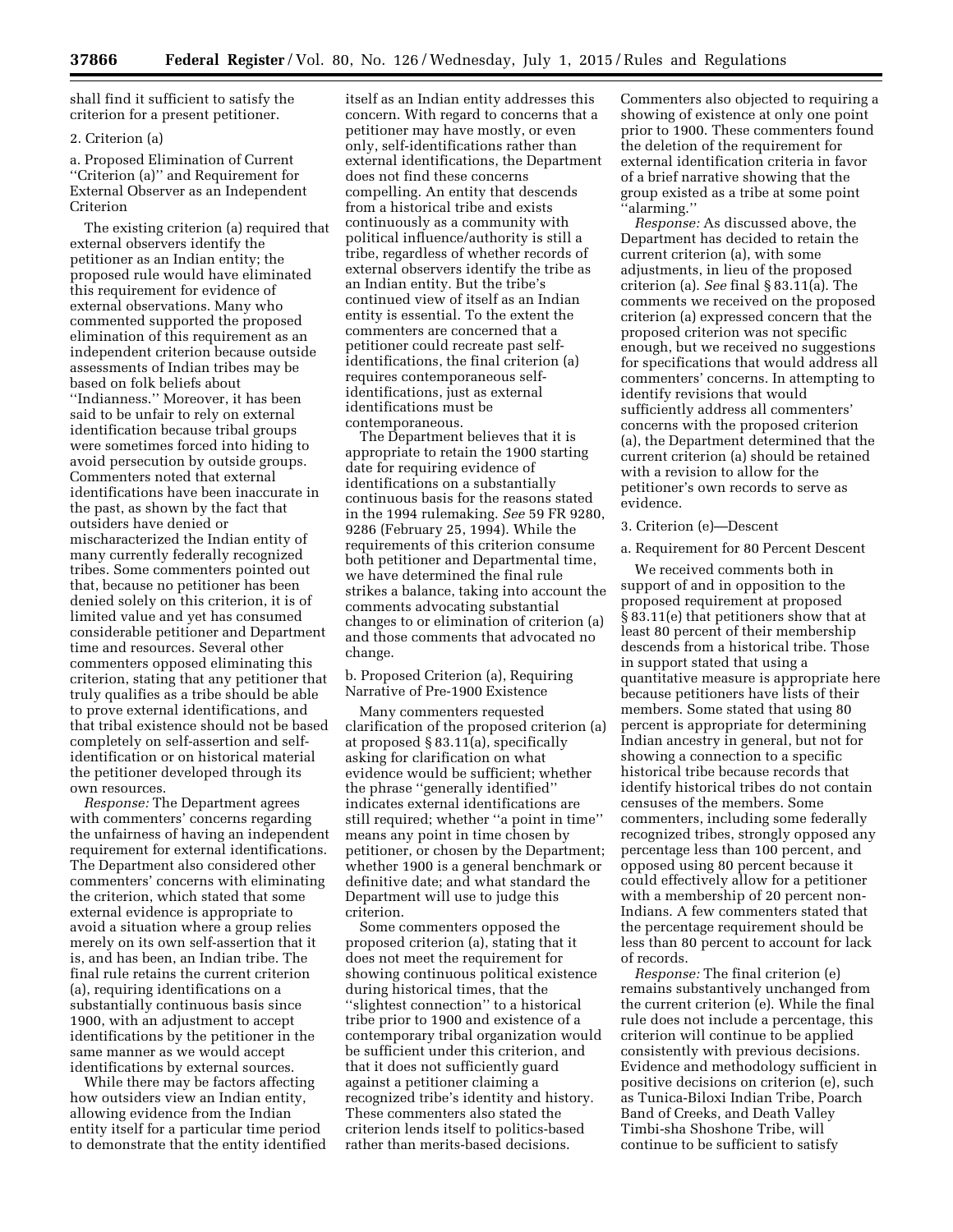shall find it sufficient to satisfy the criterion for a present petitioner.

2. Criterion (a)

a. Proposed Elimination of Current "Criterion (a)" and Requirement for External Observer as an Independent Criterion

The existing criterion (a) required that external observers identify the petitioner as an Indian entity; the proposed rule would have eliminated this requirement for evidence of external observations. Many who commented supported the proposed elimination of this requirement as an independent criterion because outside assessments of Indian tribes may be based on folk beliefs about "Indianness." Moreover, it has been said to be unfair to rely on external identification because tribal groups were sometimes forced into hiding to avoid persecution by outside groups. Commenters noted that external identifications have been inaccurate in the past, as shown by the fact that outsiders have denied or mischaracterized the Indian entity of many currently federally recognized tribes. Some commenters pointed out that, because no petitioner has been denied solely on this criterion, it is of limited value and yet has consumed considerable petitioner and Department time and resources. Several other commenters opposed eliminating this criterion, stating that any petitioner that truly qualifies as a tribe should be able to prove external identifications, and that tribal existence should not be based completely on self-assertion and self-identification or on historical material the petitioner developed through its own resources.

*Response:* The Department agrees with commenters' concerns regarding the unfairness of having an independent requirement for external identifications. The Department also considered other commenters' concerns with eliminating the criterion, which stated that some external evidence is appropriate to avoid a situation where a group relies merely on its own self-assertion that it is, and has been, an Indian tribe. The final rule retains the current criterion (a), requiring identifications on a substantially continuous basis since 1900, with an adjustment to accept identifications by the petitioner in the same manner as we would accept identifications by external sources.

While there may be factors affecting how outsiders view an Indian entity, allowing evidence from the Indian entity itself for a particular time period to demonstrate that the entity identified itself as an Indian entity addresses this concern. With regard to concerns that a petitioner may have mostly, or even only, self-identifications rather than external identifications, the Department does not find these concerns compelling. An entity that descends from a historical tribe and exists continuously as a community with political influence/authority is still a tribe, regardless of whether records of external observers identify the tribe as an Indian entity. But the tribe's continued view of itself as an Indian entity is essential. To the extent the commenters are concerned that a petitioner could recreate past self-identifications, the final criterion (a) requires contemporaneous self-identifications, just as external identifications must be contemporaneous.

The Department believes that it is appropriate to retain the 1900 starting date for requiring evidence of identifications on a substantially continuous basis for the reasons stated in the 1994 rulemaking. *See* 59 FR 9280, 9286 (February 25, 1994). While the requirements of this criterion consume both petitioner and Departmental time, we have determined the final rule strikes a balance, taking into account the comments advocating substantial changes to or elimination of criterion (a) and those comments that advocated no change.

b. Proposed Criterion (a), Requiring Narrative of Pre-1900 Existence

Many commenters requested clarification of the proposed criterion (a) at proposed § 83.11(a), specifically asking for clarification on what evidence would be sufficient; whether the phrase "generally identified" indicates external identifications are still required; whether "a point in time" means any point in time chosen by petitioner, or chosen by the Department; whether 1900 is a general benchmark or definitive date; and what standard the Department will use to judge this criterion.

Some commenters opposed the proposed criterion (a), stating that it does not meet the requirement for showing continuous political existence during historical times, that the "slightest connection" to a historical tribe prior to 1900 and existence of a contemporary tribal organization would be sufficient under this criterion, and that it does not sufficiently guard against a petitioner claiming a recognized tribe's identity and history. These commenters also stated the criterion lends itself to politics-based rather than merits-based decisions. Commenters also objected to requiring a showing of existence at only one point prior to 1900. These commenters found the deletion of the requirement for external identification criteria in favor of a brief narrative showing that the group existed as a tribe at some point "alarming."

*Response:* As discussed above, the Department has decided to retain the current criterion (a), with some adjustments, in lieu of the proposed criterion (a). *See* final § 83.11(a). The comments we received on the proposed criterion (a) expressed concern that the proposed criterion was not specific enough, but we received no suggestions for specifications that would address all commenters' concerns. In attempting to identify revisions that would sufficiently address all commenters' concerns with the proposed criterion (a), the Department determined that the current criterion (a) should be retained with a revision to allow for the petitioner's own records to serve as evidence.

3. Criterion (e)—Descent

a. Requirement for 80 Percent Descent

We received comments both in support of and in opposition to the proposed requirement at proposed § 83.11(e) that petitioners show that at least 80 percent of their membership descends from a historical tribe. Those in support stated that using a quantitative measure is appropriate here because petitioners have lists of their members. Some stated that using 80 percent is appropriate for determining Indian ancestry in general, but not for showing a connection to a specific historical tribe because records that identify historical tribes do not contain censuses of the members. Some commenters, including some federally recognized tribes, strongly opposed any percentage less than 100 percent, and opposed using 80 percent because it could effectively allow for a petitioner with a membership of 20 percent non-Indians. A few commenters stated that the percentage requirement should be less than 80 percent to account for lack of records.

*Response:* The final criterion (e) remains substantively unchanged from the current criterion (e). While the final rule does not include a percentage, this criterion will continue to be applied consistently with previous decisions. Evidence and methodology sufficient in positive decisions on criterion (e), such as Tunica-Biloxi Indian Tribe, Poarch Band of Creeks, and Death Valley Timbi-sha Shoshone Tribe, will continue to be sufficient to satisfy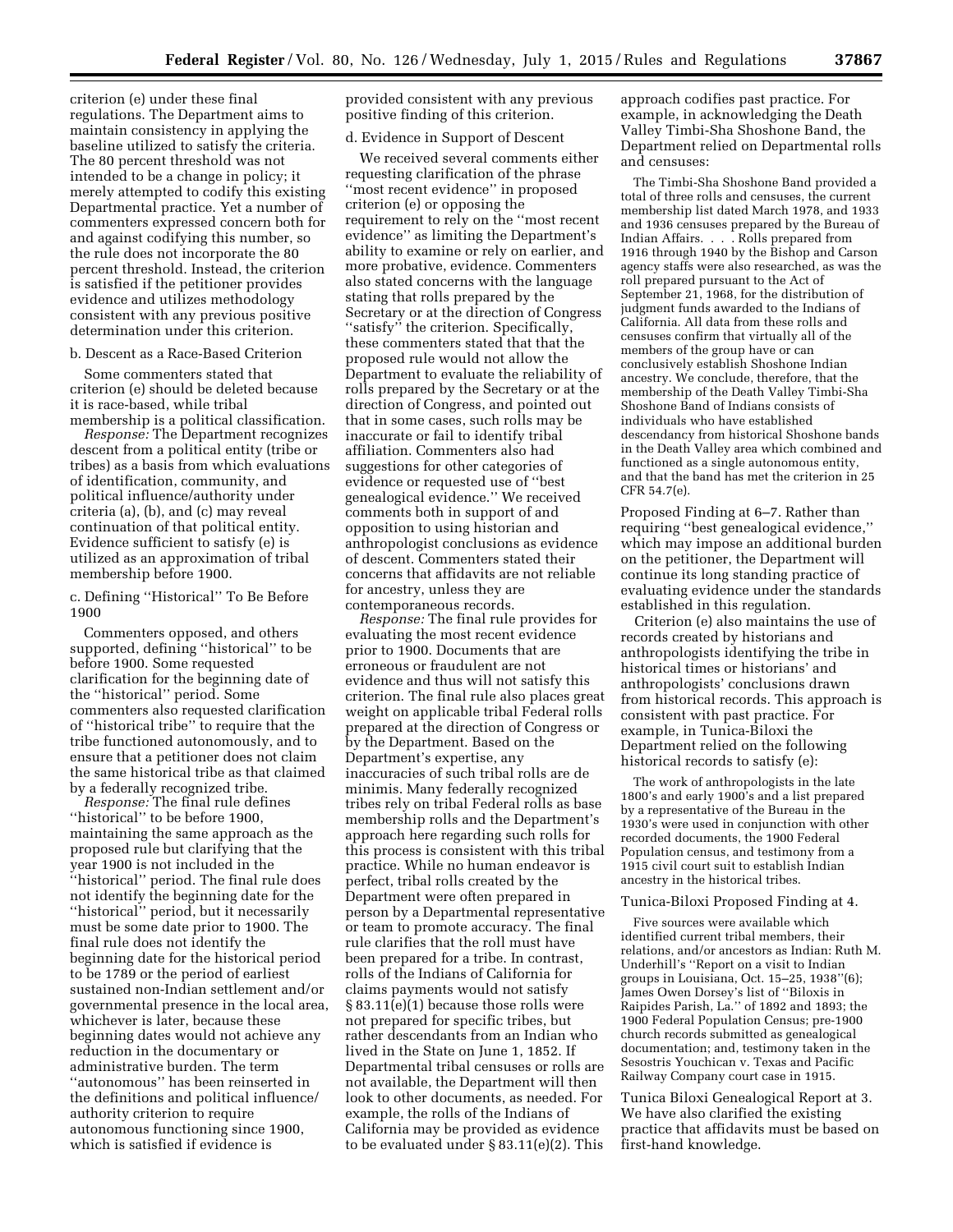criterion (e) under these final regulations. The Department aims to maintain consistency in applying the baseline utilized to satisfy the criteria. The 80 percent threshold was not intended to be a change in policy; it merely attempted to codify this existing Departmental practice. Yet a number of commenters expressed concern both for and against codifying this number, so the rule does not incorporate the 80 percent threshold. Instead, the criterion is satisfied if the petitioner provides evidence and utilizes methodology consistent with any previous positive determination under this criterion.

b. Descent as a Race-Based Criterion

Some commenters stated that criterion (e) should be deleted because it is race-based, while tribal membership is a political classification.

*Response:* The Department recognizes descent from a political entity (tribe or tribes) as a basis from which evaluations of identification, community, and political influence/authority under criteria (a), (b), and (c) may reveal continuation of that political entity. Evidence sufficient to satisfy (e) is utilized as an approximation of tribal membership before 1900.

c. Defining ''Historical'' To Be Before 1900

Commenters opposed, and others supported, defining ''historical'' to be before 1900. Some requested clarification for the beginning date of the ''historical'' period. Some commenters also requested clarification of ''historical tribe'' to require that the tribe functioned autonomously, and to ensure that a petitioner does not claim the same historical tribe as that claimed by a federally recognized tribe.

*Response:* The final rule defines ''historical'' to be before 1900, maintaining the same approach as the proposed rule but clarifying that the year 1900 is not included in the ''historical'' period. The final rule does not identify the beginning date for the ''historical'' period, but it necessarily must be some date prior to 1900. The final rule does not identify the beginning date for the historical period to be 1789 or the period of earliest sustained non-Indian settlement and/or governmental presence in the local area, whichever is later, because these beginning dates would not achieve any reduction in the documentary or administrative burden. The term ''autonomous'' has been reinserted in the definitions and political influence/authority criterion to require autonomous functioning since 1900, which is satisfied if evidence is provided consistent with any previous positive finding of this criterion.

d. Evidence in Support of Descent

We received several comments either requesting clarification of the phrase ''most recent evidence'' in proposed criterion (e) or opposing the requirement to rely on the ''most recent evidence'' as limiting the Department's ability to examine or rely on earlier, and more probative, evidence. Commenters also stated concerns with the language stating that rolls prepared by the Secretary or at the direction of Congress ''satisfy'' the criterion. Specifically, these commenters stated that that the proposed rule would not allow the Department to evaluate the reliability of rolls prepared by the Secretary or at the direction of Congress, and pointed out that in some cases, such rolls may be inaccurate or fail to identify tribal affiliation. Commenters also had suggestions for other categories of evidence or requested use of ''best genealogical evidence.'' We received comments both in support of and opposition to using historian and anthropologist conclusions as evidence of descent. Commenters stated their concerns that affidavits are not reliable for ancestry, unless they are contemporaneous records.

*Response:* The final rule provides for evaluating the most recent evidence prior to 1900. Documents that are erroneous or fraudulent are not evidence and thus will not satisfy this criterion. The final rule also places great weight on applicable tribal Federal rolls prepared at the direction of Congress or by the Department. Based on the Department's expertise, any inaccuracies of such tribal rolls are de minimis. Many federally recognized tribes rely on tribal Federal rolls as base membership rolls and the Department's approach here regarding such rolls for this process is consistent with this tribal practice. While no human endeavor is perfect, tribal rolls created by the Department were often prepared in person by a Departmental representative or team to promote accuracy. The final rule clarifies that the roll must have been prepared for a tribe. In contrast, rolls of the Indians of California for claims payments would not satisfy § 83.11(e)(1) because those rolls were not prepared for specific tribes, but rather descendants from an Indian who lived in the State on June 1, 1852. If Departmental tribal censuses or rolls are not available, the Department will then look to other documents, as needed. For example, the rolls of the Indians of California may be provided as evidence to be evaluated under § 83.11(e)(2). This approach codifies past practice. For example, in acknowledging the Death Valley Timbi-Sha Shoshone Band, the Department relied on Departmental rolls and censuses:

> The Timbi-Sha Shoshone Band provided a total of three rolls and censuses, the current membership list dated March 1978, and 1933 and 1936 censuses prepared by the Bureau of Indian Affairs. . . . Rolls prepared from 1916 through 1940 by the Bishop and Carson agency staffs were also researched, as was the roll prepared pursuant to the Act of September 21, 1968, for the distribution of judgment funds awarded to the Indians of California. All data from these rolls and censuses confirm that virtually all of the members of the group have or can conclusively establish Shoshone Indian ancestry. We conclude, therefore, that the membership of the Death Valley Timbi-Sha Shoshone Band of Indians consists of individuals who have established descendancy from historical Shoshone bands in the Death Valley area which combined and functioned as a single autonomous entity, and that the band has met the criterion in 25 CFR 54.7(e).

Proposed Finding at 6–7. Rather than requiring ''best genealogical evidence,'' which may impose an additional burden on the petitioner, the Department will continue its long standing practice of evaluating evidence under the standards established in this regulation.

Criterion (e) also maintains the use of records created by historians and anthropologists identifying the tribe in historical times or historians' and anthropologists' conclusions drawn from historical records. This approach is consistent with past practice. For example, in Tunica-Biloxi the Department relied on the following historical records to satisfy (e):

> The work of anthropologists in the late 1800's and early 1900's and a list prepared by a representative of the Bureau in the 1930's were used in conjunction with other recorded documents, the 1900 Federal Population census, and testimony from a 1915 civil court suit to establish Indian ancestry in the historical tribes.

Tunica-Biloxi Proposed Finding at 4.

> Five sources were available which identified current tribal members, their relations, and/or ancestors as Indian: Ruth M. Underhill's ''Report on a visit to Indian groups in Louisiana, Oct. 15–25, 1938''(6); James Owen Dorsey's list of ''Biloxis in Raipides Parish, La.'' of 1892 and 1893; the 1900 Federal Population Census; pre-1900 church records submitted as genealogical documentation; and, testimony taken in the Sesostris Youchican v. Texas and Pacific Railway Company court case in 1915.

Tunica Biloxi Genealogical Report at 3. We have also clarified the existing practice that affidavits must be based on first-hand knowledge.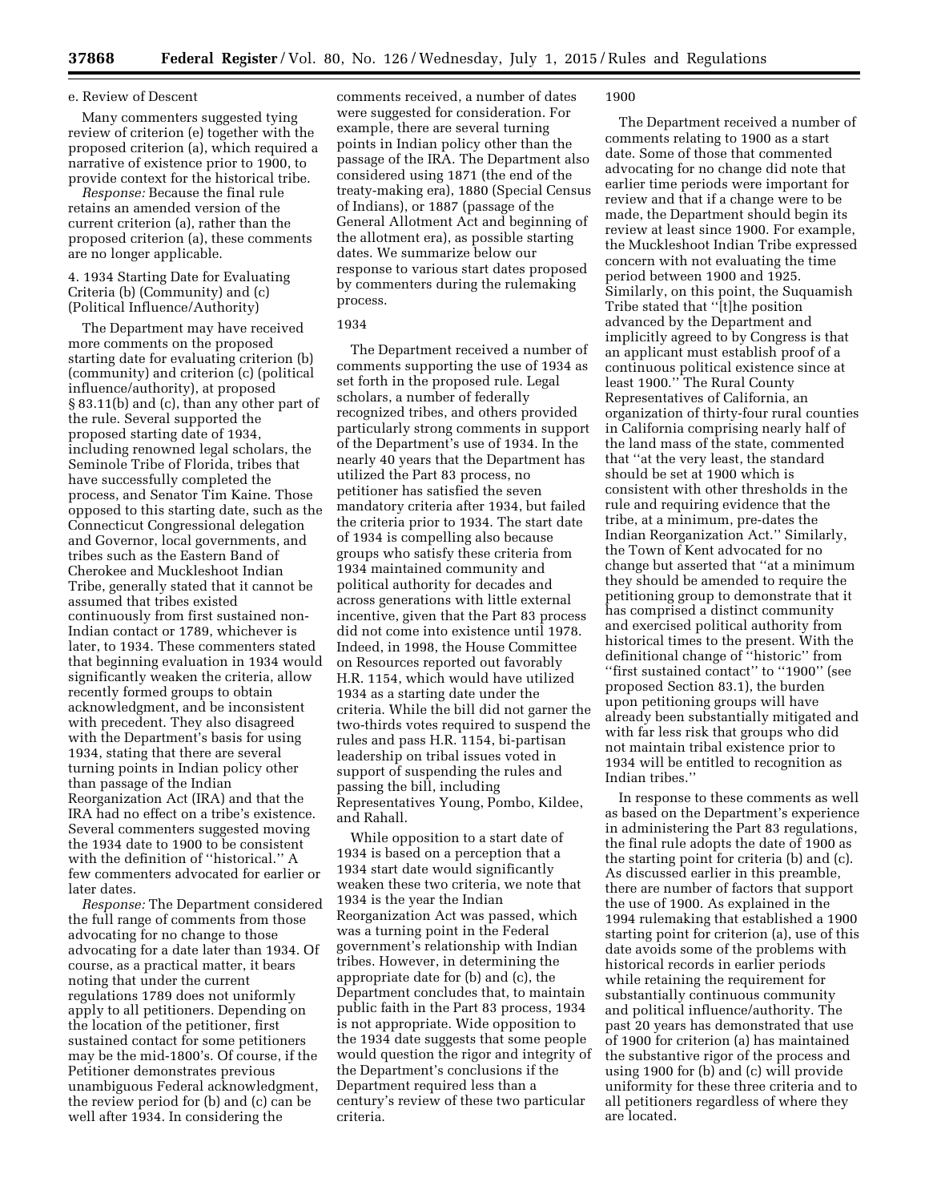e. Review of Descent

Many commenters suggested tying review of criterion (e) together with the proposed criterion (a), which required a narrative of existence prior to 1900, to provide context for the historical tribe.

*Response:* Because the final rule retains an amended version of the current criterion (a), rather than the proposed criterion (a), these comments are no longer applicable.

4. 1934 Starting Date for Evaluating Criteria (b) (Community) and (c) (Political Influence/Authority)

The Department may have received more comments on the proposed starting date for evaluating criterion (b) (community) and criterion (c) (political influence/authority), at proposed § 83.11(b) and (c), than any other part of the rule. Several supported the proposed starting date of 1934, including renowned legal scholars, the Seminole Tribe of Florida, tribes that have successfully completed the process, and Senator Tim Kaine. Those opposed to this starting date, such as the Connecticut Congressional delegation and Governor, local governments, and tribes such as the Eastern Band of Cherokee and Muckleshoot Indian Tribe, generally stated that it cannot be assumed that tribes existed continuously from first sustained non-Indian contact or 1789, whichever is later, to 1934. These commenters stated that beginning evaluation in 1934 would significantly weaken the criteria, allow recently formed groups to obtain acknowledgment, and be inconsistent with precedent. They also disagreed with the Department's basis for using 1934, stating that there are several turning points in Indian policy other than passage of the Indian Reorganization Act (IRA) and that the IRA had no effect on a tribe's existence. Several commenters suggested moving the 1934 date to 1900 to be consistent with the definition of ''historical.'' A few commenters advocated for earlier or later dates.

*Response:* The Department considered the full range of comments from those advocating for no change to those advocating for a date later than 1934. Of course, as a practical matter, it bears noting that under the current regulations 1789 does not uniformly apply to all petitioners. Depending on the location of the petitioner, first sustained contact for some petitioners may be the mid-1800's. Of course, if the Petitioner demonstrates previous unambiguous Federal acknowledgment, the review period for (b) and (c) can be well after 1934. In considering the comments received, a number of dates were suggested for consideration. For example, there are several turning points in Indian policy other than the passage of the IRA. The Department also considered using 1871 (the end of the treaty-making era), 1880 (Special Census of Indians), or 1887 (passage of the General Allotment Act and beginning of the allotment era), as possible starting dates. We summarize below our response to various start dates proposed by commenters during the rulemaking process.

1934

The Department received a number of comments supporting the use of 1934 as set forth in the proposed rule. Legal scholars, a number of federally recognized tribes, and others provided particularly strong comments in support of the Department's use of 1934. In the nearly 40 years that the Department has utilized the Part 83 process, no petitioner has satisfied the seven mandatory criteria after 1934, but failed the criteria prior to 1934. The start date of 1934 is compelling also because groups who satisfy these criteria from 1934 maintained community and political authority for decades and across generations with little external incentive, given that the Part 83 process did not come into existence until 1978. Indeed, in 1998, the House Committee on Resources reported out favorably H.R. 1154, which would have utilized 1934 as a starting date under the criteria. While the bill did not garner the two-thirds votes required to suspend the rules and pass H.R. 1154, bi-partisan leadership on tribal issues voted in support of suspending the rules and passing the bill, including Representatives Young, Pombo, Kildee, and Rahall.

While opposition to a start date of 1934 is based on a perception that a 1934 start date would significantly weaken these two criteria, we note that 1934 is the year the Indian Reorganization Act was passed, which was a turning point in the Federal government's relationship with Indian tribes. However, in determining the appropriate date for (b) and (c), the Department concludes that, to maintain public faith in the Part 83 process, 1934 is not appropriate. Wide opposition to the 1934 date suggests that some people would question the rigor and integrity of the Department's conclusions if the Department required less than a century's review of these two particular criteria.

1900

The Department received a number of comments relating to 1900 as a start date. Some of those that commented advocating for no change did note that earlier time periods were important for review and that if a change were to be made, the Department should begin its review at least since 1900. For example, the Muckleshoot Indian Tribe expressed concern with not evaluating the time period between 1900 and 1925. Similarly, on this point, the Suquamish Tribe stated that ''[t]he position advanced by the Department and implicitly agreed to by Congress is that an applicant must establish proof of a continuous political existence since at least 1900.'' The Rural County Representatives of California, an organization of thirty-four rural counties in California comprising nearly half of the land mass of the state, commented that ''at the very least, the standard should be set at 1900 which is consistent with other thresholds in the rule and requiring evidence that the tribe, at a minimum, pre-dates the Indian Reorganization Act.'' Similarly, the Town of Kent advocated for no change but asserted that ''at a minimum they should be amended to require the petitioning group to demonstrate that it has comprised a distinct community and exercised political authority from historical times to the present. With the definitional change of ''historic'' from ''first sustained contact'' to ''1900'' (see proposed Section 83.1), the burden upon petitioning groups will have already been substantially mitigated and with far less risk that groups who did not maintain tribal existence prior to 1934 will be entitled to recognition as Indian tribes.''

In response to these comments as well as based on the Department's experience in administering the Part 83 regulations, the final rule adopts the date of 1900 as the starting point for criteria (b) and (c). As discussed earlier in this preamble, there are number of factors that support the use of 1900. As explained in the 1994 rulemaking that established a 1900 starting point for criterion (a), use of this date avoids some of the problems with historical records in earlier periods while retaining the requirement for substantially continuous community and political influence/authority. The past 20 years has demonstrated that use of 1900 for criterion (a) has maintained the substantive rigor of the process and using 1900 for (b) and (c) will provide uniformity for these three criteria and to all petitioners regardless of where they are located.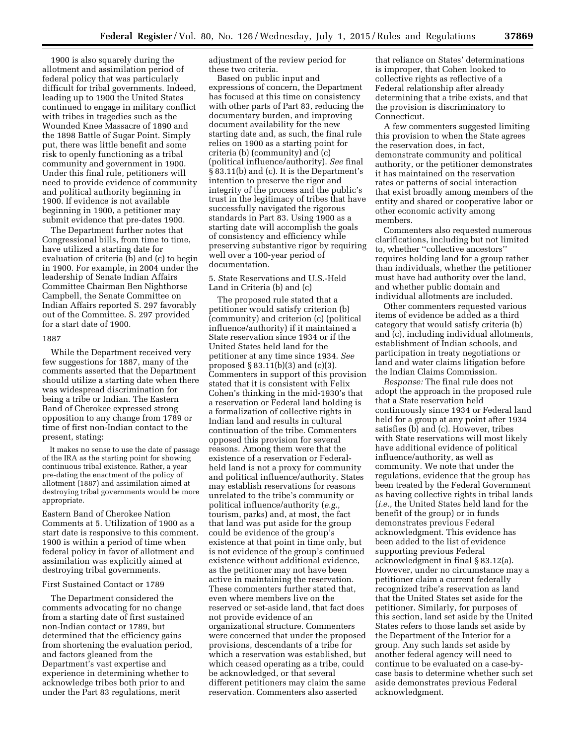1900 is also squarely during the allotment and assimilation period of federal policy that was particularly difficult for tribal governments. Indeed, leading up to 1900 the United States continued to engage in military conflict with tribes in tragedies such as the Wounded Knee Massacre of 1890 and the 1898 Battle of Sugar Point. Simply put, there was little benefit and some risk to openly functioning as a tribal community and government in 1900. Under this final rule, petitioners will need to provide evidence of community and political authority beginning in 1900. If evidence is not available beginning in 1900, a petitioner may submit evidence that pre-dates 1900.

The Department further notes that Congressional bills, from time to time, have utilized a starting date for evaluation of criteria (b) and (c) to begin in 1900. For example, in 2004 under the leadership of Senate Indian Affairs Committee Chairman Ben Nighthorse Campbell, the Senate Committee on Indian Affairs reported S. 297 favorably out of the Committee. S. 297 provided for a start date of 1900.

1887

While the Department received very few suggestions for 1887, many of the comments asserted that the Department should utilize a starting date when there was widespread discrimination for being a tribe or Indian. The Eastern Band of Cherokee expressed strong opposition to any change from 1789 or time of first non-Indian contact to the present, stating:

> It makes no sense to use the date of passage of the IRA as the starting point for showing continuous tribal existence. Rather, a year pre-dating the enactment of the policy of allotment (1887) and assimilation aimed at destroying tribal governments would be more appropriate.

Eastern Band of Cherokee Nation Comments at 5. Utilization of 1900 as a start date is responsive to this comment. 1900 is within a period of time when federal policy in favor of allotment and assimilation was explicitly aimed at destroying tribal governments.

First Sustained Contact or 1789

The Department considered the comments advocating for no change from a starting date of first sustained non-Indian contact or 1789, but determined that the efficiency gains from shortening the evaluation period, and factors gleaned from the Department's vast expertise and experience in determining whether to acknowledge tribes both prior to and under the Part 83 regulations, merit adjustment of the review period for these two criteria.

Based on public input and expressions of concern, the Department has focused at this time on consistency with other parts of Part 83, reducing the documentary burden, and improving document availability for the new starting date and, as such, the final rule relies on 1900 as a starting point for criteria (b) (community) and (c) (political influence/authority). *See* final § 83.11(b) and (c). It is the Department's intention to preserve the rigor and integrity of the process and the public's trust in the legitimacy of tribes that have successfully navigated the rigorous standards in Part 83. Using 1900 as a starting date will accomplish the goals of consistency and efficiency while preserving substantive rigor by requiring well over a 100-year period of documentation.

5. State Reservations and U.S.-Held Land in Criteria (b) and (c)

The proposed rule stated that a petitioner would satisfy criterion (b) (community) and criterion (c) (political influence/authority) if it maintained a State reservation since 1934 or if the United States held land for the petitioner at any time since 1934. *See* proposed § 83.11(b)(3) and (c)(3). Commenters in support of this provision stated that it is consistent with Felix Cohen's thinking in the mid-1930's that a reservation or Federal land holding is a formalization of collective rights in Indian land and results in cultural continuation of the tribe. Commenters opposed this provision for several reasons. Among them were that the existence of a reservation or Federal-held land is not a proxy for community and political influence/authority. States may establish reservations for reasons unrelated to the tribe's community or political influence/authority (*e.g.,* tourism, parks) and, at most, the fact that land was put aside for the group could be evidence of the group's existence at that point in time only, but is not evidence of the group's continued existence without additional evidence, as the petitioner may not have been active in maintaining the reservation. These commenters further stated that, even where members live on the reserved or set-aside land, that fact does not provide evidence of an organizational structure. Commenters were concerned that under the proposed provisions, descendants of a tribe for which a reservation was established, but which ceased operating as a tribe, could be acknowledged, or that several different petitioners may claim the same reservation. Commenters also asserted that reliance on States' determinations is improper, that Cohen looked to collective rights as reflective of a Federal relationship after already determining that a tribe exists, and that the provision is discriminatory to Connecticut.

A few commenters suggested limiting this provision to when the State agrees the reservation does, in fact, demonstrate community and political authority, or the petitioner demonstrates it has maintained on the reservation rates or patterns of social interaction that exist broadly among members of the entity and shared or cooperative labor or other economic activity among members.

Commenters also requested numerous clarifications, including but not limited to, whether "collective ancestors" requires holding land for a group rather than individuals, whether the petitioner must have had authority over the land, and whether public domain and individual allotments are included.

Other commenters requested various items of evidence be added as a third category that would satisfy criteria (b) and (c), including individual allotments, establishment of Indian schools, and participation in treaty negotiations or land and water claims litigation before the Indian Claims Commission.

*Response:* The final rule does not adopt the approach in the proposed rule that a State reservation held continuously since 1934 or Federal land held for a group at any point after 1934 satisfies (b) and (c). However, tribes with State reservations will most likely have additional evidence of political influence/authority, as well as community. We note that under the regulations, evidence that the group has been treated by the Federal Government as having collective rights in tribal lands (*i.e.,* the United States held land for the benefit of the group) or in funds demonstrates previous Federal acknowledgment. This evidence has been added to the list of evidence supporting previous Federal acknowledgment in final § 83.12(a). However, under no circumstance may a petitioner claim a current federally recognized tribe's reservation as land that the United States set aside for the petitioner. Similarly, for purposes of this section, land set aside by the United States refers to those lands set aside by the Department of the Interior for a group. Any such lands set aside by another federal agency will need to continue to be evaluated on a case-by-case basis to determine whether such set aside demonstrates previous Federal acknowledgment.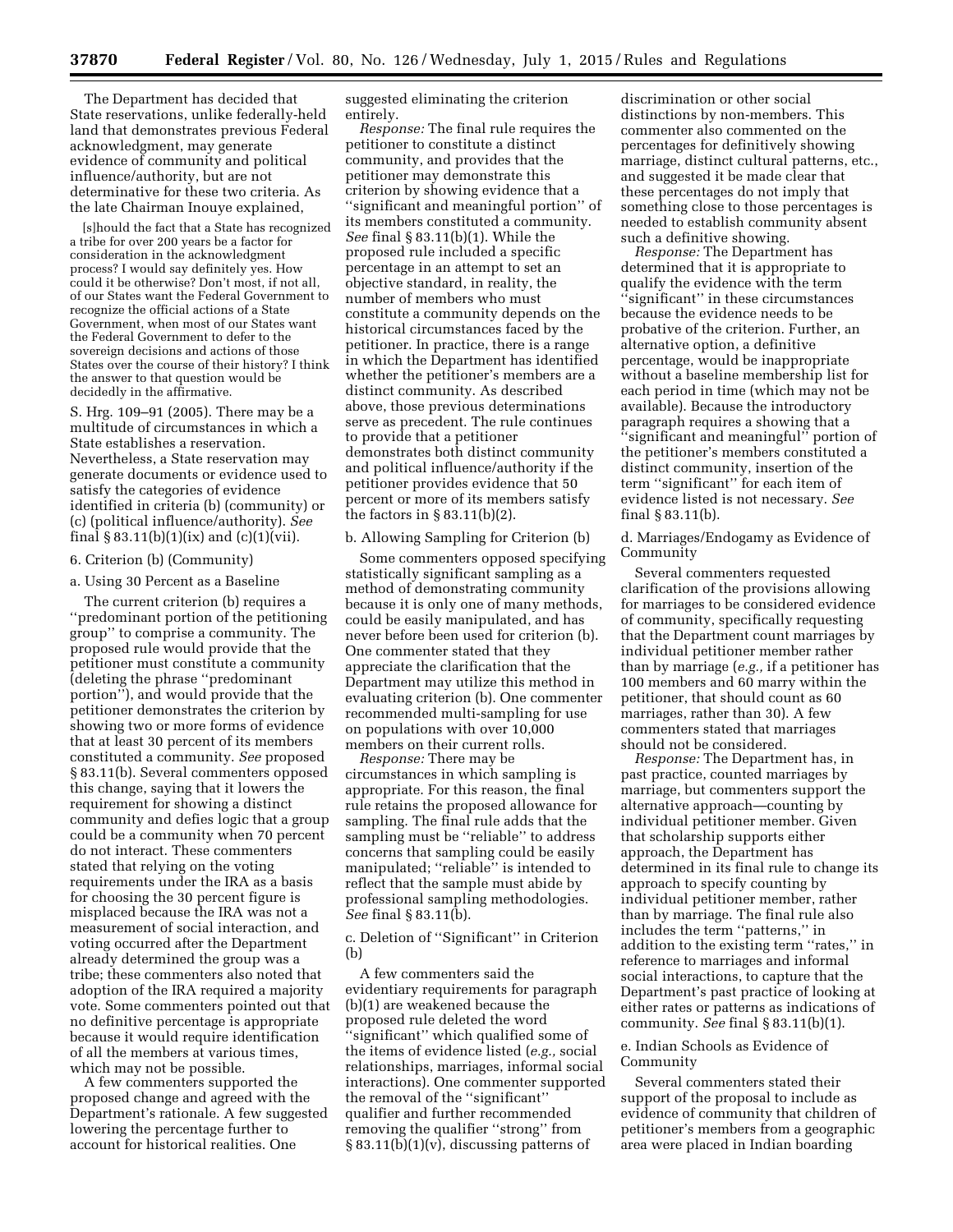The Department has decided that State reservations, unlike federally-held land that demonstrates previous Federal acknowledgment, may generate evidence of community and political influence/authority, but are not determinative for these two criteria. As the late Chairman Inouye explained,

> [s]hould the fact that a State has recognized a tribe for over 200 years be a factor for consideration in the acknowledgment process? I would say definitely yes. How could it be otherwise? Don't most, if not all, of our States want the Federal Government to recognize the official actions of a State Government, when most of our States want the Federal Government to defer to the sovereign decisions and actions of those States over the course of their history? I think the answer to that question would be decidedly in the affirmative.

S. Hrg. 109–91 (2005). There may be a multitude of circumstances in which a State establishes a reservation. Nevertheless, a State reservation may generate documents or evidence used to satisfy the categories of evidence identified in criteria (b) (community) or (c) (political influence/authority). *See* final § 83.11(b)(1)(ix) and (c)(1)(vii).

6. Criterion (b) (Community)

a. Using 30 Percent as a Baseline

The current criterion (b) requires a ''predominant portion of the petitioning group'' to comprise a community. The proposed rule would provide that the petitioner must constitute a community (deleting the phrase ''predominant portion''), and would provide that the petitioner demonstrates the criterion by showing two or more forms of evidence that at least 30 percent of its members constituted a community. *See* proposed § 83.11(b). Several commenters opposed this change, saying that it lowers the requirement for showing a distinct community and defies logic that a group could be a community when 70 percent do not interact. These commenters stated that relying on the voting requirements under the IRA as a basis for choosing the 30 percent figure is misplaced because the IRA was not a measurement of social interaction, and voting occurred after the Department already determined the group was a tribe; these commenters also noted that adoption of the IRA required a majority vote. Some commenters pointed out that no definitive percentage is appropriate because it would require identification of all the members at various times, which may not be possible.

A few commenters supported the proposed change and agreed with the Department's rationale. A few suggested lowering the percentage further to account for historical realities. One suggested eliminating the criterion entirely.

*Response:* The final rule requires the petitioner to constitute a distinct community, and provides that the petitioner may demonstrate this criterion by showing evidence that a ''significant and meaningful portion'' of its members constituted a community. *See* final § 83.11(b)(1). While the proposed rule included a specific percentage in an attempt to set an objective standard, in reality, the number of members who must constitute a community depends on the historical circumstances faced by the petitioner. In practice, there is a range in which the Department has identified whether the petitioner's members are a distinct community. As described above, those previous determinations serve as precedent. The rule continues to provide that a petitioner demonstrates both distinct community and political influence/authority if the petitioner provides evidence that 50 percent or more of its members satisfy the factors in § 83.11(b)(2).

b. Allowing Sampling for Criterion (b)

Some commenters opposed specifying statistically significant sampling as a method of demonstrating community because it is only one of many methods, could be easily manipulated, and has never before been used for criterion (b). One commenter stated that they appreciate the clarification that the Department may utilize this method in evaluating criterion (b). One commenter recommended multi-sampling for use on populations with over 10,000 members on their current rolls.

*Response:* There may be circumstances in which sampling is appropriate. For this reason, the final rule retains the proposed allowance for sampling. The final rule adds that the sampling must be ''reliable'' to address concerns that sampling could be easily manipulated; ''reliable'' is intended to reflect that the sample must abide by professional sampling methodologies. *See* final § 83.11(b).

c. Deletion of ''Significant'' in Criterion (b)

A few commenters said the evidentiary requirements for paragraph (b)(1) are weakened because the proposed rule deleted the word ''significant'' which qualified some of the items of evidence listed (*e.g.,* social relationships, marriages, informal social interactions). One commenter supported the removal of the ''significant'' qualifier and further recommended removing the qualifier ''strong'' from § 83.11(b)(1)(v), discussing patterns of discrimination or other social distinctions by non-members. This commenter also commented on the percentages for definitively showing marriage, distinct cultural patterns, etc., and suggested it be made clear that these percentages do not imply that something close to those percentages is needed to establish community absent such a definitive showing.

*Response:* The Department has determined that it is appropriate to qualify the evidence with the term ''significant'' in these circumstances because the evidence needs to be probative of the criterion. Further, an alternative option, a definitive percentage, would be inappropriate without a baseline membership list for each period in time (which may not be available). Because the introductory paragraph requires a showing that a ''significant and meaningful'' portion of the petitioner's members constituted a distinct community, insertion of the term ''significant'' for each item of evidence listed is not necessary. *See* final § 83.11(b).

d. Marriages/Endogamy as Evidence of Community

Several commenters requested clarification of the provisions allowing for marriages to be considered evidence of community, specifically requesting that the Department count marriages by individual petitioner member rather than by marriage (*e.g.,* if a petitioner has 100 members and 60 marry within the petitioner, that should count as 60 marriages, rather than 30). A few commenters stated that marriages should not be considered.

*Response:* The Department has, in past practice, counted marriages by marriage, but commenters support the alternative approach—counting by individual petitioner member. Given that scholarship supports either approach, the Department has determined in its final rule to change its approach to specify counting by individual petitioner member, rather than by marriage. The final rule also includes the term ''patterns,'' in addition to the existing term ''rates,'' in reference to marriages and informal social interactions, to capture that the Department's past practice of looking at either rates or patterns as indications of community. *See* final § 83.11(b)(1).

e. Indian Schools as Evidence of Community

Several commenters stated their support of the proposal to include as evidence of community that children of petitioner's members from a geographic area were placed in Indian boarding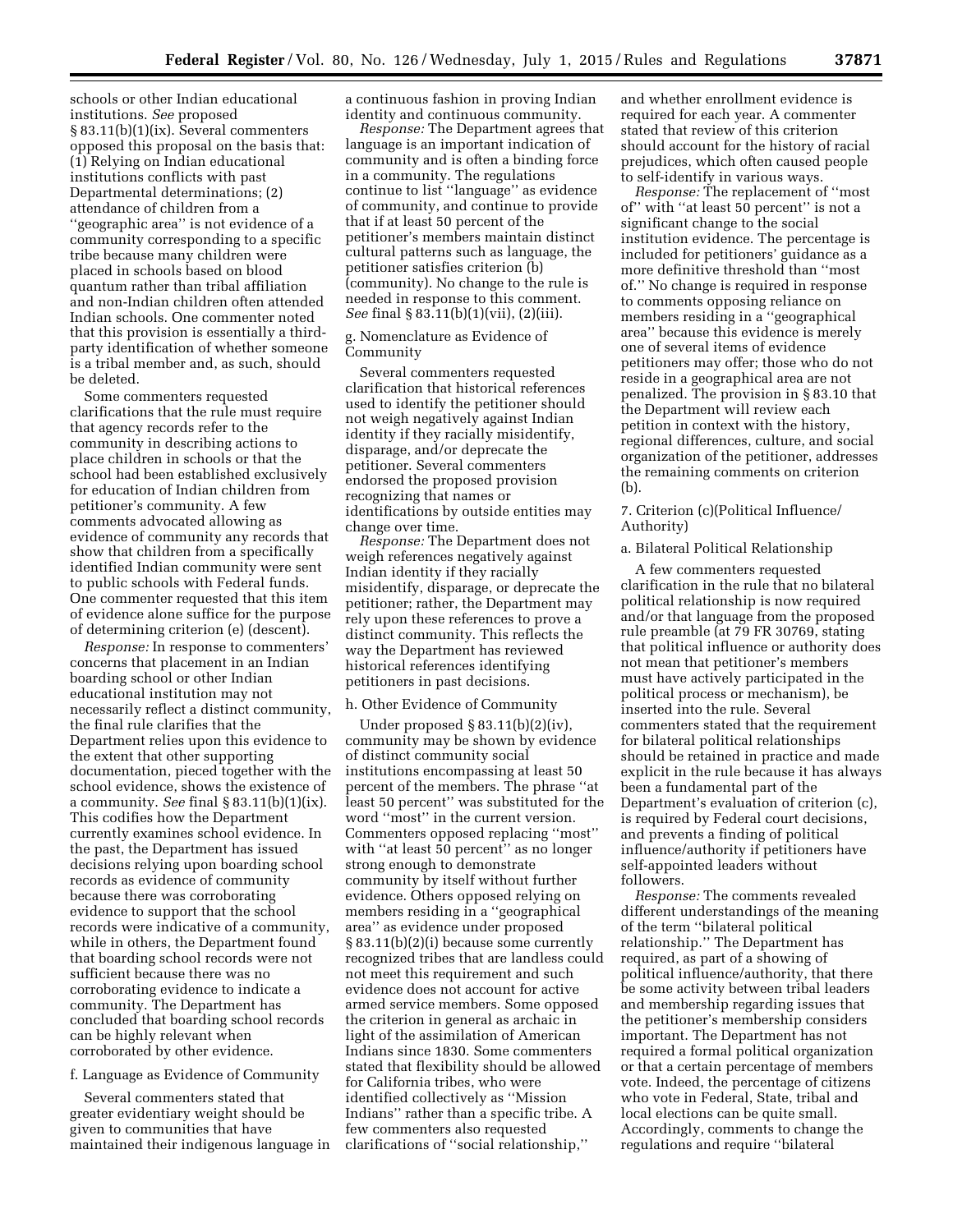schools or other Indian educational institutions. *See* proposed § 83.11(b)(1)(ix). Several commenters opposed this proposal on the basis that: (1) Relying on Indian educational institutions conflicts with past Departmental determinations; (2) attendance of children from a ''geographic area'' is not evidence of a community corresponding to a specific tribe because many children were placed in schools based on blood quantum rather than tribal affiliation and non-Indian children often attended Indian schools. One commenter noted that this provision is essentially a third-party identification of whether someone is a tribal member and, as such, should be deleted.

Some commenters requested clarifications that the rule must require that agency records refer to the community in describing actions to place children in schools or that the school had been established exclusively for education of Indian children from petitioner's community. A few comments advocated allowing as evidence of community any records that show that children from a specifically identified Indian community were sent to public schools with Federal funds. One commenter requested that this item of evidence alone suffice for the purpose of determining criterion (e) (descent).

*Response:* In response to commenters' concerns that placement in an Indian boarding school or other Indian educational institution may not necessarily reflect a distinct community, the final rule clarifies that the Department relies upon this evidence to the extent that other supporting documentation, pieced together with the school evidence, shows the existence of a community. *See* final § 83.11(b)(1)(ix). This codifies how the Department currently examines school evidence. In the past, the Department has issued decisions relying upon boarding school records as evidence of community because there was corroborating evidence to support that the school records were indicative of a community, while in others, the Department found that boarding school records were not sufficient because there was no corroborating evidence to indicate a community. The Department has concluded that boarding school records can be highly relevant when corroborated by other evidence.

f. Language as Evidence of Community

Several commenters stated that greater evidentiary weight should be given to communities that have maintained their indigenous language in a continuous fashion in proving Indian identity and continuous community.

*Response:* The Department agrees that language is an important indication of community and is often a binding force in a community. The regulations continue to list ''language'' as evidence of community, and continue to provide that if at least 50 percent of the petitioner's members maintain distinct cultural patterns such as language, the petitioner satisfies criterion (b) (community). No change to the rule is needed in response to this comment. *See* final § 83.11(b)(1)(vii), (2)(iii).

g. Nomenclature as Evidence of Community

Several commenters requested clarification that historical references used to identify the petitioner should not weigh negatively against Indian identity if they racially misidentify, disparage, and/or deprecate the petitioner. Several commenters endorsed the proposed provision recognizing that names or identifications by outside entities may change over time.

*Response:* The Department does not weigh references negatively against Indian identity if they racially misidentify, disparage, or deprecate the petitioner; rather, the Department may rely upon these references to prove a distinct community. This reflects the way the Department has reviewed historical references identifying petitioners in past decisions.

h. Other Evidence of Community

Under proposed § 83.11(b)(2)(iv), community may be shown by evidence of distinct community social institutions encompassing at least 50 percent of the members. The phrase ''at least 50 percent'' was substituted for the word ''most'' in the current version. Commenters opposed replacing ''most'' with ''at least 50 percent'' as no longer strong enough to demonstrate community by itself without further evidence. Others opposed relying on members residing in a ''geographical area'' as evidence under proposed § 83.11(b)(2)(i) because some currently recognized tribes that are landless could not meet this requirement and such evidence does not account for active armed service members. Some opposed the criterion in general as archaic in light of the assimilation of American Indians since 1830. Some commenters stated that flexibility should be allowed for California tribes, who were identified collectively as ''Mission Indians'' rather than a specific tribe. A few commenters also requested clarifications of ''social relationship,'' and whether enrollment evidence is required for each year. A commenter stated that review of this criterion should account for the history of racial prejudices, which often caused people to self-identify in various ways.

*Response:* The replacement of ''most of'' with ''at least 50 percent'' is not a significant change to the social institution evidence. The percentage is included for petitioners' guidance as a more definitive threshold than ''most of.'' No change is required in response to comments opposing reliance on members residing in a ''geographical area'' because this evidence is merely one of several items of evidence petitioners may offer; those who do not reside in a geographical area are not penalized. The provision in § 83.10 that the Department will review each petition in context with the history, regional differences, culture, and social organization of the petitioner, addresses the remaining comments on criterion (b).

7. Criterion (c)(Political Influence/Authority)

a. Bilateral Political Relationship

A few commenters requested clarification in the rule that no bilateral political relationship is now required and/or that language from the proposed rule preamble (at 79 FR 30769, stating that political influence or authority does not mean that petitioner's members must have actively participated in the political process or mechanism), be inserted into the rule. Several commenters stated that the requirement for bilateral political relationships should be retained in practice and made explicit in the rule because it has always been a fundamental part of the Department's evaluation of criterion (c), is required by Federal court decisions, and prevents a finding of political influence/authority if petitioners have self-appointed leaders without followers.

*Response:* The comments revealed different understandings of the meaning of the term ''bilateral political relationship.'' The Department has required, as part of a showing of political influence/authority, that there be some activity between tribal leaders and membership regarding issues that the petitioner's membership considers important. The Department has not required a formal political organization or that a certain percentage of members vote. Indeed, the percentage of citizens who vote in Federal, State, tribal and local elections can be quite small. Accordingly, comments to change the regulations and require ''bilateral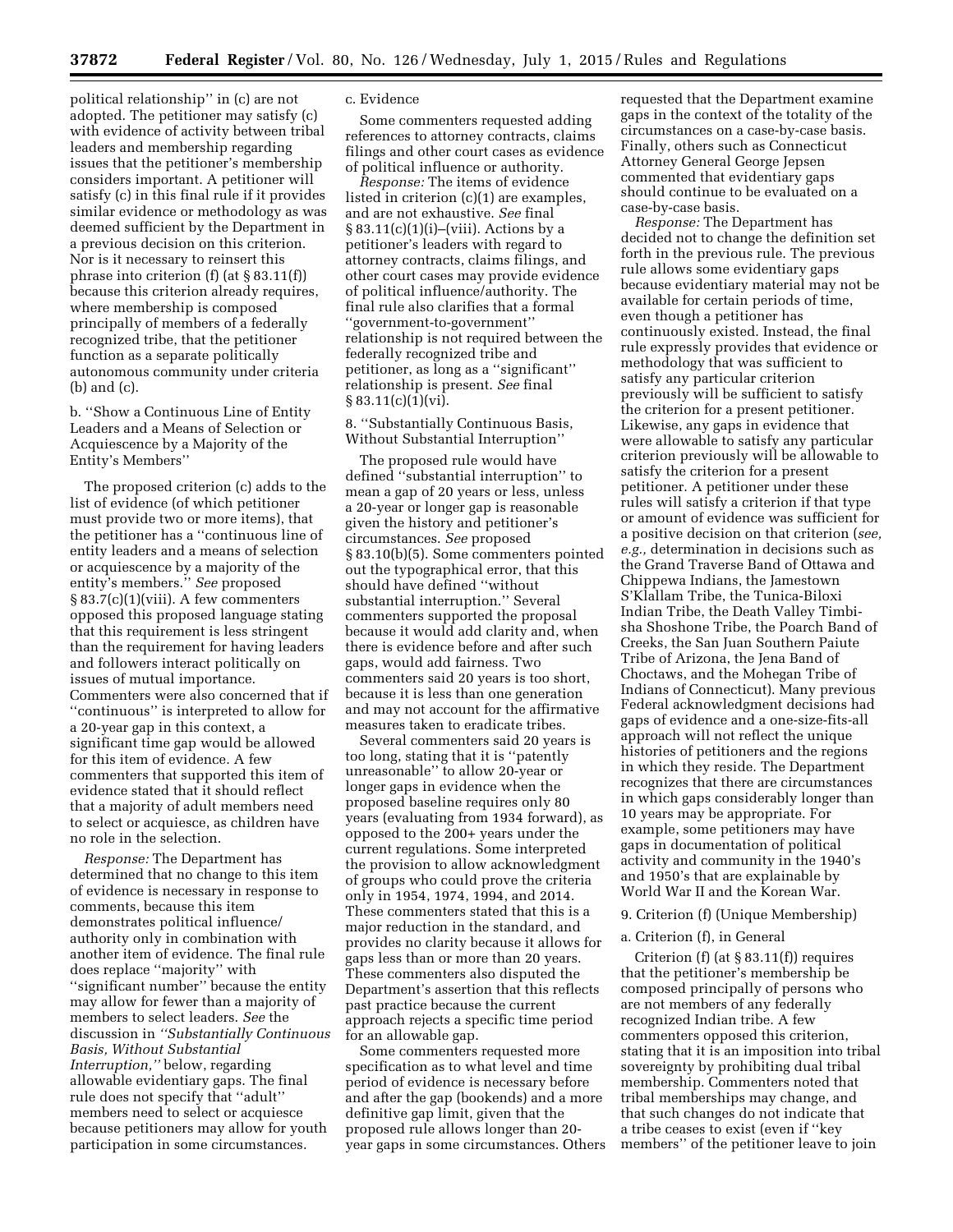political relationship'' in (c) are not adopted. The petitioner may satisfy (c) with evidence of activity between tribal leaders and membership regarding issues that the petitioner's membership considers important. A petitioner will satisfy (c) in this final rule if it provides similar evidence or methodology as was deemed sufficient by the Department in a previous decision on this criterion. Nor is it necessary to reinsert this phrase into criterion (f) (at § 83.11(f)) because this criterion already requires, where membership is composed principally of members of a federally recognized tribe, that the petitioner function as a separate politically autonomous community under criteria (b) and (c).

b. ''Show a Continuous Line of Entity Leaders and a Means of Selection or Acquiescence by a Majority of the Entity's Members''

The proposed criterion (c) adds to the list of evidence (of which petitioner must provide two or more items), that the petitioner has a ''continuous line of entity leaders and a means of selection or acquiescence by a majority of the entity's members.'' *See* proposed § 83.7(c)(1)(viii). A few commenters opposed this proposed language stating that this requirement is less stringent than the requirement for having leaders and followers interact politically on issues of mutual importance. Commenters were also concerned that if ''continuous'' is interpreted to allow for a 20-year gap in this context, a significant time gap would be allowed for this item of evidence. A few commenters that supported this item of evidence stated that it should reflect that a majority of adult members need to select or acquiesce, as children have no role in the selection.

*Response:* The Department has determined that no change to this item of evidence is necessary in response to comments, because this item demonstrates political influence/authority only in combination with another item of evidence. The final rule does replace ''majority'' with ''significant number'' because the entity may allow for fewer than a majority of members to select leaders. *See* the discussion in *''Substantially Continuous Basis, Without Substantial Interruption,''* below, regarding allowable evidentiary gaps. The final rule does not specify that ''adult'' members need to select or acquiesce because petitioners may allow for youth participation in some circumstances.

c. Evidence

Some commenters requested adding references to attorney contracts, claims filings and other court cases as evidence of political influence or authority.

*Response:* The items of evidence listed in criterion (c)(1) are examples, and are not exhaustive. *See* final § 83.11(c)(1)(i)–(viii). Actions by a petitioner's leaders with regard to attorney contracts, claims filings, and other court cases may provide evidence of political influence/authority. The final rule also clarifies that a formal ''government-to-government'' relationship is not required between the federally recognized tribe and petitioner, as long as a ''significant'' relationship is present. *See* final § 83.11(c)(1)(vi).

8. ''Substantially Continuous Basis, Without Substantial Interruption''

The proposed rule would have defined ''substantial interruption'' to mean a gap of 20 years or less, unless a 20-year or longer gap is reasonable given the history and petitioner's circumstances. *See* proposed § 83.10(b)(5). Some commenters pointed out the typographical error, that this should have defined ''without substantial interruption.'' Several commenters supported the proposal because it would add clarity and, when there is evidence before and after such gaps, would add fairness. Two commenters said 20 years is too short, because it is less than one generation and may not account for the affirmative measures taken to eradicate tribes.

Several commenters said 20 years is too long, stating that it is ''patently unreasonable'' to allow 20-year or longer gaps in evidence when the proposed baseline requires only 80 years (evaluating from 1934 forward), as opposed to the 200+ years under the current regulations. Some interpreted the provision to allow acknowledgment of groups who could prove the criteria only in 1954, 1974, 1994, and 2014. These commenters stated that this is a major reduction in the standard, and provides no clarity because it allows for gaps less than or more than 20 years. These commenters also disputed the Department's assertion that this reflects past practice because the current approach rejects a specific time period for an allowable gap.

Some commenters requested more specification as to what level and time period of evidence is necessary before and after the gap (bookends) and a more definitive gap limit, given that the proposed rule allows longer than 20-year gaps in some circumstances. Others requested that the Department examine gaps in the context of the totality of the circumstances on a case-by-case basis. Finally, others such as Connecticut Attorney General George Jepsen commented that evidentiary gaps should continue to be evaluated on a case-by-case basis.

*Response:* The Department has decided not to change the definition set forth in the previous rule. The previous rule allows some evidentiary gaps because evidentiary material may not be available for certain periods of time, even though a petitioner has continuously existed. Instead, the final rule expressly provides that evidence or methodology that was sufficient to satisfy any particular criterion previously will be sufficient to satisfy the criterion for a present petitioner. Likewise, any gaps in evidence that were allowable to satisfy any particular criterion previously will be allowable to satisfy the criterion for a present petitioner. A petitioner under these rules will satisfy a criterion if that type or amount of evidence was sufficient for a positive decision on that criterion (*see, e.g.,* determination in decisions such as the Grand Traverse Band of Ottawa and Chippewa Indians, the Jamestown S'Klallam Tribe, the Tunica-Biloxi Indian Tribe, the Death Valley Timbi-sha Shoshone Tribe, the Poarch Band of Creeks, the San Juan Southern Paiute Tribe of Arizona, the Jena Band of Choctaws, and the Mohegan Tribe of Indians of Connecticut). Many previous Federal acknowledgment decisions had gaps of evidence and a one-size-fits-all approach will not reflect the unique histories of petitioners and the regions in which they reside. The Department recognizes that there are circumstances in which gaps considerably longer than 10 years may be appropriate. For example, some petitioners may have gaps in documentation of political activity and community in the 1940's and 1950's that are explainable by World War II and the Korean War.

9. Criterion (f) (Unique Membership)

a. Criterion (f), in General

Criterion (f) (at § 83.11(f)) requires that the petitioner's membership be composed principally of persons who are not members of any federally recognized Indian tribe. A few commenters opposed this criterion, stating that it is an imposition into tribal sovereignty by prohibiting dual tribal membership. Commenters noted that tribal memberships may change, and that such changes do not indicate that a tribe ceases to exist (even if ''key members'' of the petitioner leave to join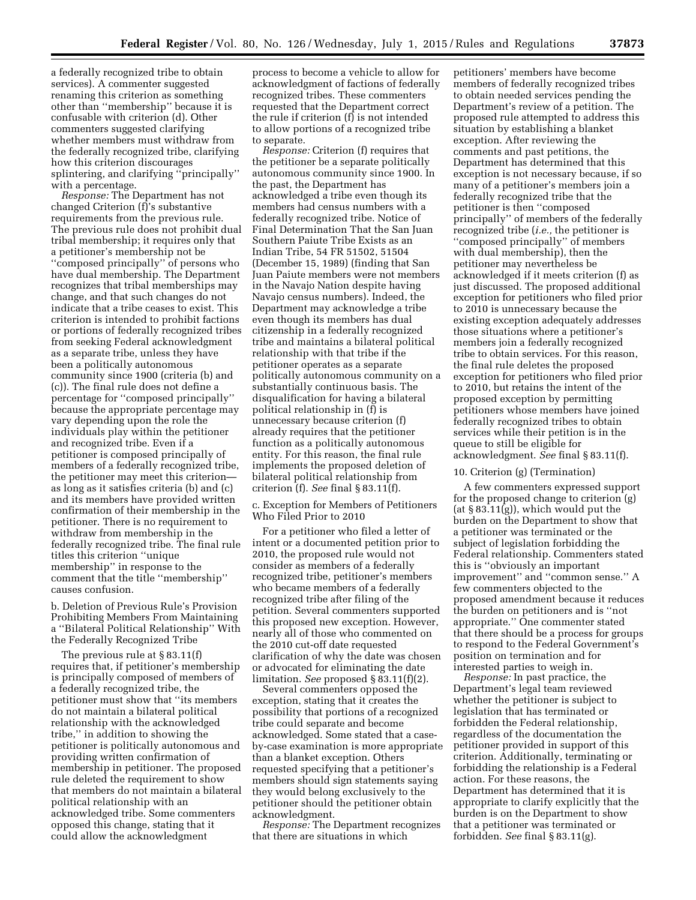a federally recognized tribe to obtain services). A commenter suggested renaming this criterion as something other than ''membership'' because it is confusable with criterion (d). Other commenters suggested clarifying whether members must withdraw from the federally recognized tribe, clarifying how this criterion discourages splintering, and clarifying ''principally'' with a percentage.

*Response:* The Department has not changed Criterion (f)'s substantive requirements from the previous rule. The previous rule does not prohibit dual tribal membership; it requires only that a petitioner's membership not be ''composed principally'' of persons who have dual membership. The Department recognizes that tribal memberships may change, and that such changes do not indicate that a tribe ceases to exist. This criterion is intended to prohibit factions or portions of federally recognized tribes from seeking Federal acknowledgment as a separate tribe, unless they have been a politically autonomous community since 1900 (criteria (b) and (c)). The final rule does not define a percentage for ''composed principally'' because the appropriate percentage may vary depending upon the role the individuals play within the petitioner and recognized tribe. Even if a petitioner is composed principally of members of a federally recognized tribe, the petitioner may meet this criterion— as long as it satisfies criteria (b) and (c) and its members have provided written confirmation of their membership in the petitioner. There is no requirement to withdraw from membership in the federally recognized tribe. The final rule titles this criterion ''unique membership'' in response to the comment that the title ''membership'' causes confusion.

b. Deletion of Previous Rule's Provision Prohibiting Members From Maintaining a ''Bilateral Political Relationship'' With the Federally Recognized Tribe

The previous rule at § 83.11(f) requires that, if petitioner's membership is principally composed of members of a federally recognized tribe, the petitioner must show that ''its members do not maintain a bilateral political relationship with the acknowledged tribe,'' in addition to showing the petitioner is politically autonomous and providing written confirmation of membership in petitioner. The proposed rule deleted the requirement to show that members do not maintain a bilateral political relationship with an acknowledged tribe. Some commenters opposed this change, stating that it could allow the acknowledgment process to become a vehicle to allow for acknowledgment of factions of federally recognized tribes. These commenters requested that the Department correct the rule if criterion (f) is not intended to allow portions of a recognized tribe to separate.

*Response:* Criterion (f) requires that the petitioner be a separate politically autonomous community since 1900. In the past, the Department has acknowledged a tribe even though its members had census numbers with a federally recognized tribe. Notice of Final Determination That the San Juan Southern Paiute Tribe Exists as an Indian Tribe, 54 FR 51502, 51504 (December 15, 1989) (finding that San Juan Paiute members were not members in the Navajo Nation despite having Navajo census numbers). Indeed, the Department may acknowledge a tribe even though its members has dual citizenship in a federally recognized tribe and maintains a bilateral political relationship with that tribe if the petitioner operates as a separate politically autonomous community on a substantially continuous basis. The disqualification for having a bilateral political relationship in (f) is unnecessary because criterion (f) already requires that the petitioner function as a politically autonomous entity. For this reason, the final rule implements the proposed deletion of bilateral political relationship from criterion (f). *See* final § 83.11(f).

c. Exception for Members of Petitioners Who Filed Prior to 2010

For a petitioner who filed a letter of intent or a documented petition prior to 2010, the proposed rule would not consider as members of a federally recognized tribe, petitioner's members who became members of a federally recognized tribe after filing of the petition. Several commenters supported this proposed new exception. However, nearly all of those who commented on the 2010 cut-off date requested clarification of why the date was chosen or advocated for eliminating the date limitation. *See* proposed § 83.11(f)(2).

Several commenters opposed the exception, stating that it creates the possibility that portions of a recognized tribe could separate and become acknowledged. Some stated that a case-by-case examination is more appropriate than a blanket exception. Others requested specifying that a petitioner's members should sign statements saying they would belong exclusively to the petitioner should the petitioner obtain acknowledgment.

*Response:* The Department recognizes that there are situations in which petitioners' members have become members of federally recognized tribes to obtain needed services pending the Department's review of a petition. The proposed rule attempted to address this situation by establishing a blanket exception. After reviewing the comments and past petitions, the Department has determined that this exception is not necessary because, if so many of a petitioner's members join a federally recognized tribe that the petitioner is then ''composed principally'' of members of the federally recognized tribe (*i.e.,* the petitioner is ''composed principally'' of members with dual membership), then the petitioner may nevertheless be acknowledged if it meets criterion (f) as just discussed. The proposed additional exception for petitioners who filed prior to 2010 is unnecessary because the existing exception adequately addresses those situations where a petitioner's members join a federally recognized tribe to obtain services. For this reason, the final rule deletes the proposed exception for petitioners who filed prior to 2010, but retains the intent of the proposed exception by permitting petitioners whose members have joined federally recognized tribes to obtain services while their petition is in the queue to still be eligible for acknowledgment. *See* final § 83.11(f).

10. Criterion (g) (Termination)

A few commenters expressed support for the proposed change to criterion (g) (at § 83.11(g)), which would put the burden on the Department to show that a petitioner was terminated or the subject of legislation forbidding the Federal relationship. Commenters stated this is ''obviously an important improvement'' and ''common sense.'' A few commenters objected to the proposed amendment because it reduces the burden on petitioners and is ''not appropriate.'' One commenter stated that there should be a process for groups to respond to the Federal Government's position on termination and for interested parties to weigh in.

*Response:* In past practice, the Department's legal team reviewed whether the petitioner is subject to legislation that has terminated or forbidden the Federal relationship, regardless of the documentation the petitioner provided in support of this criterion. Additionally, terminating or forbidding the relationship is a Federal action. For these reasons, the Department has determined that it is appropriate to clarify explicitly that the burden is on the Department to show that a petitioner was terminated or forbidden. *See* final § 83.11(g).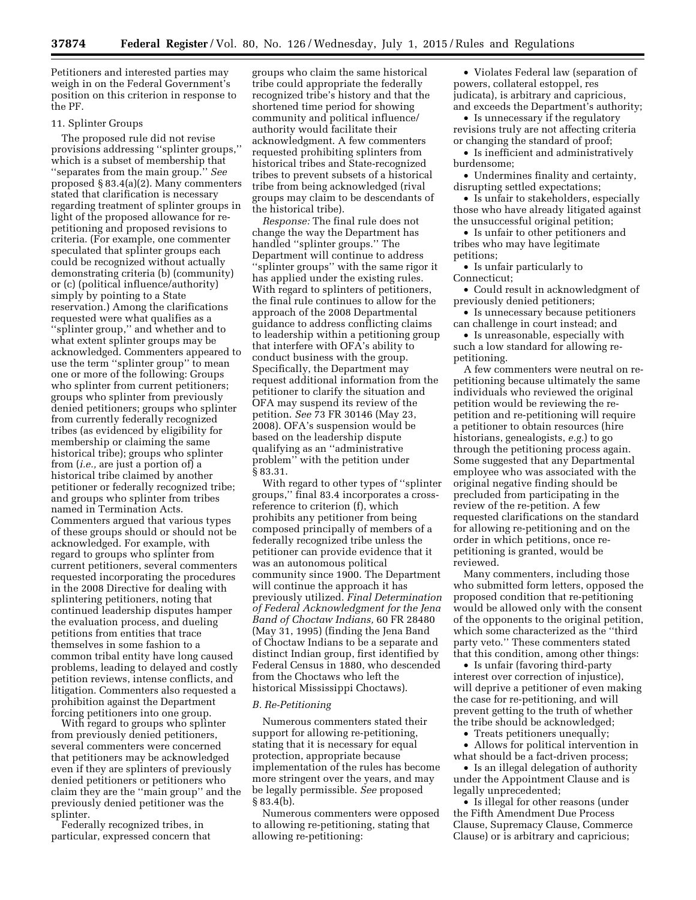Petitioners and interested parties may weigh in on the Federal Government's position on this criterion in response to the PF.

11. Splinter Groups

The proposed rule did not revise provisions addressing "splinter groups," which is a subset of membership that "separates from the main group." *See* proposed § 83.4(a)(2). Many commenters stated that clarification is necessary regarding treatment of splinter groups in light of the proposed allowance for re-petitioning and proposed revisions to criteria. (For example, one commenter speculated that splinter groups each could be recognized without actually demonstrating criteria (b) (community) or (c) (political influence/authority) simply by pointing to a State reservation.) Among the clarifications requested were what qualifies as a "splinter group," and whether and to what extent splinter groups may be acknowledged. Commenters appeared to use the term "splinter group" to mean one or more of the following: Groups who splinter from current petitioners; groups who splinter from previously denied petitioners; groups who splinter from currently federally recognized tribes (as evidenced by eligibility for membership or claiming the same historical tribe); groups who splinter from (*i.e.,* are just a portion of) a historical tribe claimed by another petitioner or federally recognized tribe; and groups who splinter from tribes named in Termination Acts. Commenters argued that various types of these groups should or should not be acknowledged. For example, with regard to groups who splinter from current petitioners, several commenters requested incorporating the procedures in the 2008 Directive for dealing with splintering petitioners, noting that continued leadership disputes hamper the evaluation process, and dueling petitions from entities that trace themselves in some fashion to a common tribal entity have long caused problems, leading to delayed and costly petition reviews, intense conflicts, and litigation. Commenters also requested a prohibition against the Department forcing petitioners into one group.

With regard to groups who splinter from previously denied petitioners, several commenters were concerned that petitioners may be acknowledged even if they are splinters of previously denied petitioners or petitioners who claim they are the "main group" and the previously denied petitioner was the splinter.

Federally recognized tribes, in particular, expressed concern that groups who claim the same historical tribe could appropriate the federally recognized tribe's history and that the shortened time period for showing community and political influence/authority would facilitate their acknowledgment. A few commenters requested prohibiting splinters from historical tribes and State-recognized tribes to prevent subsets of a historical tribe from being acknowledged (rival groups may claim to be descendants of the historical tribe).

*Response:* The final rule does not change the way the Department has handled "splinter groups." The Department will continue to address "splinter groups" with the same rigor it has applied under the existing rules. With regard to splinters of petitioners, the final rule continues to allow for the approach of the 2008 Departmental guidance to address conflicting claims to leadership within a petitioning group that interfere with OFA's ability to conduct business with the group. Specifically, the Department may request additional information from the petitioner to clarify the situation and OFA may suspend its review of the petition. *See* 73 FR 30146 (May 23, 2008). OFA's suspension would be based on the leadership dispute qualifying as an "administrative problem" with the petition under § 83.31.

With regard to other types of "splinter groups," final 83.4 incorporates a cross-reference to criterion (f), which prohibits any petitioner from being composed principally of members of a federally recognized tribe unless the petitioner can provide evidence that it was an autonomous political community since 1900. The Department will continue the approach it has previously utilized. *Final Determination of Federal Acknowledgment for the Jena Band of Choctaw Indians,* 60 FR 28480 (May 31, 1995) (finding the Jena Band of Choctaw Indians to be a separate and distinct Indian group, first identified by Federal Census in 1880, who descended from the Choctaws who left the historical Mississippi Choctaws).

*B. Re-Petitioning*

Numerous commenters stated their support for allowing re-petitioning, stating that it is necessary for equal protection, appropriate because implementation of the rules has become more stringent over the years, and may be legally permissible. *See* proposed § 83.4(b).

Numerous commenters were opposed to allowing re-petitioning, stating that allowing re-petitioning:

- Violates Federal law (separation of powers, collateral estoppel, res judicata), is arbitrary and capricious, and exceeds the Department's authority;
- Is unnecessary if the regulatory revisions truly are not affecting criteria or changing the standard of proof;
- Is inefficient and administratively burdensome;
- Undermines finality and certainty, disrupting settled expectations;
- Is unfair to stakeholders, especially those who have already litigated against the unsuccessful original petition;
- Is unfair to other petitioners and tribes who may have legitimate petitions;
- Is unfair particularly to Connecticut;
- Could result in acknowledgment of previously denied petitioners;
- Is unnecessary because petitioners can challenge in court instead; and
- Is unreasonable, especially with such a low standard for allowing re-petitioning.

A few commenters were neutral on re-petitioning because ultimately the same individuals who reviewed the original petition would be reviewing the re-petition and re-petitioning will require a petitioner to obtain resources (hire historians, genealogists, *e.g.*) to go through the petitioning process again. Some suggested that any Departmental employee who was associated with the original negative finding should be precluded from participating in the review of the re-petition. A few requested clarifications on the standard for allowing re-petitioning and on the order in which petitions, once re-petitioning is granted, would be reviewed.

Many commenters, including those who submitted form letters, opposed the proposed condition that re-petitioning would be allowed only with the consent of the opponents to the original petition, which some characterized as the "third party veto." These commenters stated that this condition, among other things:

- Is unfair (favoring third-party interest over correction of injustice), will deprive a petitioner of even making the case for re-petitioning, and will prevent getting to the truth of whether the tribe should be acknowledged;
- Treats petitioners unequally;
- Allows for political intervention in what should be a fact-driven process;
- Is an illegal delegation of authority under the Appointment Clause and is legally unprecedented;
- Is illegal for other reasons (under the Fifth Amendment Due Process Clause, Supremacy Clause, Commerce Clause) or is arbitrary and capricious;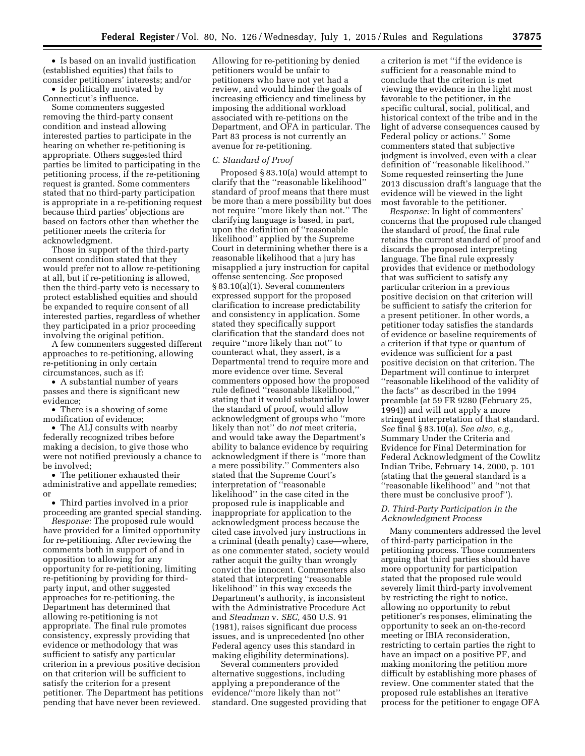- Is based on an invalid justification (established equities) that fails to consider petitioners' interests; and/or
- Is politically motivated by Connecticut's influence.

Some commenters suggested removing the third-party consent condition and instead allowing interested parties to participate in the hearing on whether re-petitioning is appropriate. Others suggested third parties be limited to participating in the petitioning process, if the re-petitioning request is granted. Some commenters stated that no third-party participation is appropriate in a re-petitioning request because third parties' objections are based on factors other than whether the petitioner meets the criteria for acknowledgment.

Those in support of the third-party consent condition stated that they would prefer not to allow re-petitioning at all, but if re-petitioning is allowed, then the third-party veto is necessary to protect established equities and should be expanded to require consent of all interested parties, regardless of whether they participated in a prior proceeding involving the original petition.

A few commenters suggested different approaches to re-petitioning, allowing re-petitioning in only certain circumstances, such as if:

- A substantial number of years passes and there is significant new evidence;
- There is a showing of some modification of evidence;
- The ALJ consults with nearby federally recognized tribes before making a decision, to give those who were not notified previously a chance to be involved;
- The petitioner exhausted their administrative and appellate remedies; or
- Third parties involved in a prior proceeding are granted special standing.

*Response:* The proposed rule would have provided for a limited opportunity for re-petitioning. After reviewing the comments both in support of and in opposition to allowing for any opportunity for re-petitioning, limiting re-petitioning by providing for third-party input, and other suggested approaches for re-petitioning, the Department has determined that allowing re-petitioning is not appropriate. The final rule promotes consistency, expressly providing that evidence or methodology that was sufficient to satisfy any particular criterion in a previous positive decision on that criterion will be sufficient to satisfy the criterion for a present petitioner. The Department has petitions pending that have never been reviewed. Allowing for re-petitioning by denied petitioners would be unfair to petitioners who have not yet had a review, and would hinder the goals of increasing efficiency and timeliness by imposing the additional workload associated with re-petitions on the Department, and OFA in particular. The Part 83 process is not currently an avenue for re-petitioning.

### *C. Standard of Proof*

Proposed § 83.10(a) would attempt to clarify that the ''reasonable likelihood'' standard of proof means that there must be more than a mere possibility but does not require ''more likely than not.'' The clarifying language is based, in part, upon the definition of ''reasonable likelihood'' applied by the Supreme Court in determining whether there is a reasonable likelihood that a jury has misapplied a jury instruction for capital offense sentencing. *See* proposed § 83.10(a)(1). Several commenters expressed support for the proposed clarification to increase predictability and consistency in application. Some stated they specifically support clarification that the standard does not require ''more likely than not'' to counteract what, they assert, is a Departmental trend to require more and more evidence over time. Several commenters opposed how the proposed rule defined ''reasonable likelihood,'' stating that it would substantially lower the standard of proof, would allow acknowledgment of groups who ''more likely than not'' do *not* meet criteria, and would take away the Department's ability to balance evidence by requiring acknowledgment if there is ''more than a mere possibility.'' Commenters also stated that the Supreme Court's interpretation of ''reasonable likelihood'' in the case cited in the proposed rule is inapplicable and inappropriate for application to the acknowledgment process because the cited case involved jury instructions in a criminal (death penalty) case—where, as one commenter stated, society would rather acquit the guilty than wrongly convict the innocent. Commenters also stated that interpreting ''reasonable likelihood'' in this way exceeds the Department's authority, is inconsistent with the Administrative Procedure Act and *Steadman* v. *SEC,* 450 U.S. 91 (1981), raises significant due process issues, and is unprecedented (no other Federal agency uses this standard in making eligibility determinations).

Several commenters provided alternative suggestions, including applying a preponderance of the evidence/''more likely than not'' standard. One suggested providing that a criterion is met ''if the evidence is sufficient for a reasonable mind to conclude that the criterion is met viewing the evidence in the light most favorable to the petitioner, in the specific cultural, social, political, and historical context of the tribe and in the light of adverse consequences caused by Federal policy or actions.'' Some commenters stated that subjective judgment is involved, even with a clear definition of ''reasonable likelihood.'' Some requested reinserting the June 2013 discussion draft's language that the evidence will be viewed in the light most favorable to the petitioner.

*Response:* In light of commenters' concerns that the proposed rule changed the standard of proof, the final rule retains the current standard of proof and discards the proposed interpreting language. The final rule expressly provides that evidence or methodology that was sufficient to satisfy any particular criterion in a previous positive decision on that criterion will be sufficient to satisfy the criterion for a present petitioner. In other words, a petitioner today satisfies the standards of evidence or baseline requirements of a criterion if that type or quantum of evidence was sufficient for a past positive decision on that criterion. The Department will continue to interpret ''reasonable likelihood of the validity of the facts'' as described in the 1994 preamble (at 59 FR 9280 (February 25, 1994)) and will not apply a more stringent interpretation of that standard. *See* final § 83.10(a). *See also, e.g.,* Summary Under the Criteria and Evidence for Final Determination for Federal Acknowledgment of the Cowlitz Indian Tribe, February 14, 2000, p. 101 (stating that the general standard is a ''reasonable likelihood'' and ''not that there must be conclusive proof'').

### *D. Third-Party Participation in the Acknowledgment Process*

Many commenters addressed the level of third-party participation in the petitioning process. Those commenters arguing that third parties should have more opportunity for participation stated that the proposed rule would severely limit third-party involvement by restricting the right to notice, allowing no opportunity to rebut petitioner's responses, eliminating the opportunity to seek an on-the-record meeting or IBIA reconsideration, restricting to certain parties the right to have an impact on a positive PF, and making monitoring the petition more difficult by establishing more phases of review. One commenter stated that the proposed rule establishes an iterative process for the petitioner to engage OFA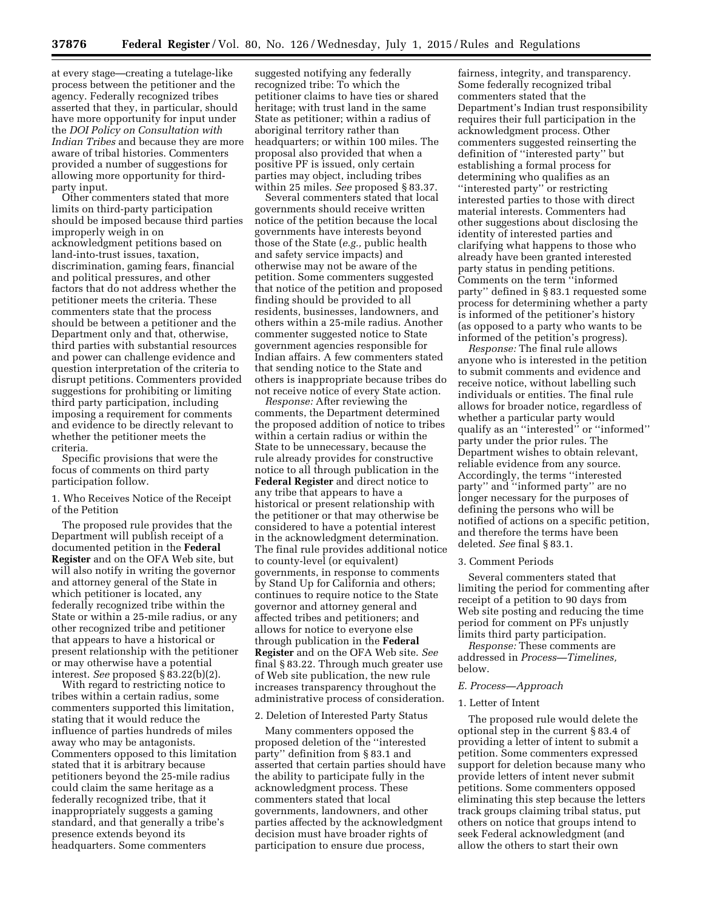at every stage—creating a tutelage-like process between the petitioner and the agency. Federally recognized tribes asserted that they, in particular, should have more opportunity for input under the *DOI Policy on Consultation with Indian Tribes* and because they are more aware of tribal histories. Commenters provided a number of suggestions for allowing more opportunity for third-party input.

Other commenters stated that more limits on third-party participation should be imposed because third parties improperly weigh in on acknowledgment petitions based on land-into-trust issues, taxation, discrimination, gaming fears, financial and political pressures, and other factors that do not address whether the petitioner meets the criteria. These commenters state that the process should be between a petitioner and the Department only and that, otherwise, third parties with substantial resources and power can challenge evidence and question interpretation of the criteria to disrupt petitions. Commenters provided suggestions for prohibiting or limiting third party participation, including imposing a requirement for comments and evidence to be directly relevant to whether the petitioner meets the criteria.

Specific provisions that were the focus of comments on third party participation follow.

1. Who Receives Notice of the Receipt of the Petition

The proposed rule provides that the Department will publish receipt of a documented petition in the **Federal Register** and on the OFA Web site, but will also notify in writing the governor and attorney general of the State in which petitioner is located, any federally recognized tribe within the State or within a 25-mile radius, or any other recognized tribe and petitioner that appears to have a historical or present relationship with the petitioner or may otherwise have a potential interest. *See* proposed § 83.22(b)(2).

With regard to restricting notice to tribes within a certain radius, some commenters supported this limitation, stating that it would reduce the influence of parties hundreds of miles away who may be antagonists. Commenters opposed to this limitation stated that it is arbitrary because petitioners beyond the 25-mile radius could claim the same heritage as a federally recognized tribe, that it inappropriately suggests a gaming standard, and that generally a tribe's presence extends beyond its headquarters. Some commenters suggested notifying any federally recognized tribe: To which the petitioner claims to have ties or shared heritage; with trust land in the same State as petitioner; within a radius of aboriginal territory rather than headquarters; or within 100 miles. The proposal also provided that when a positive PF is issued, only certain parties may object, including tribes within 25 miles. *See* proposed § 83.37.

Several commenters stated that local governments should receive written notice of the petition because the local governments have interests beyond those of the State (*e.g.,* public health and safety service impacts) and otherwise may not be aware of the petition. Some commenters suggested that notice of the petition and proposed finding should be provided to all residents, businesses, landowners, and others within a 25-mile radius. Another commenter suggested notice to State government agencies responsible for Indian affairs. A few commenters stated that sending notice to the State and others is inappropriate because tribes do not receive notice of every State action.

*Response:* After reviewing the comments, the Department determined the proposed addition of notice to tribes within a certain radius or within the State to be unnecessary, because the rule already provides for constructive notice to all through publication in the **Federal Register** and direct notice to any tribe that appears to have a historical or present relationship with the petitioner or that may otherwise be considered to have a potential interest in the acknowledgment determination. The final rule provides additional notice to county-level (or equivalent) governments, in response to comments by Stand Up for California and others; continues to require notice to the State governor and attorney general and affected tribes and petitioners; and allows for notice to everyone else through publication in the **Federal Register** and on the OFA Web site. *See* final § 83.22. Through much greater use of Web site publication, the new rule increases transparency throughout the administrative process of consideration.

2. Deletion of Interested Party Status

Many commenters opposed the proposed deletion of the ''interested party'' definition from § 83.1 and asserted that certain parties should have the ability to participate fully in the acknowledgment process. These commenters stated that local governments, landowners, and other parties affected by the acknowledgment decision must have broader rights of participation to ensure due process, fairness, integrity, and transparency. Some federally recognized tribal commenters stated that the Department's Indian trust responsibility requires their full participation in the acknowledgment process. Other commenters suggested reinserting the definition of ''interested party'' but establishing a formal process for determining who qualifies as an ''interested party'' or restricting interested parties to those with direct material interests. Commenters had other suggestions about disclosing the identity of interested parties and clarifying what happens to those who already have been granted interested party status in pending petitions. Comments on the term ''informed party'' defined in § 83.1 requested some process for determining whether a party is informed of the petitioner's history (as opposed to a party who wants to be informed of the petition's progress).

*Response:* The final rule allows anyone who is interested in the petition to submit comments and evidence and receive notice, without labelling such individuals or entities. The final rule allows for broader notice, regardless of whether a particular party would qualify as an ''interested'' or ''informed'' party under the prior rules. The Department wishes to obtain relevant, reliable evidence from any source. Accordingly, the terms ''interested party'' and ''informed party'' are no longer necessary for the purposes of defining the persons who will be notified of actions on a specific petition, and therefore the terms have been deleted. *See* final § 83.1.

3. Comment Periods

Several commenters stated that limiting the period for commenting after receipt of a petition to 90 days from Web site posting and reducing the time period for comment on PFs unjustly limits third party participation.

*Response:* These comments are addressed in *Process—Timelines,* below.

*E. Process—Approach*

1. Letter of Intent

The proposed rule would delete the optional step in the current § 83.4 of providing a letter of intent to submit a petition. Some commenters expressed support for deletion because many who provide letters of intent never submit petitions. Some commenters opposed eliminating this step because the letters track groups claiming tribal status, put others on notice that groups intend to seek Federal acknowledgment (and allow the others to start their own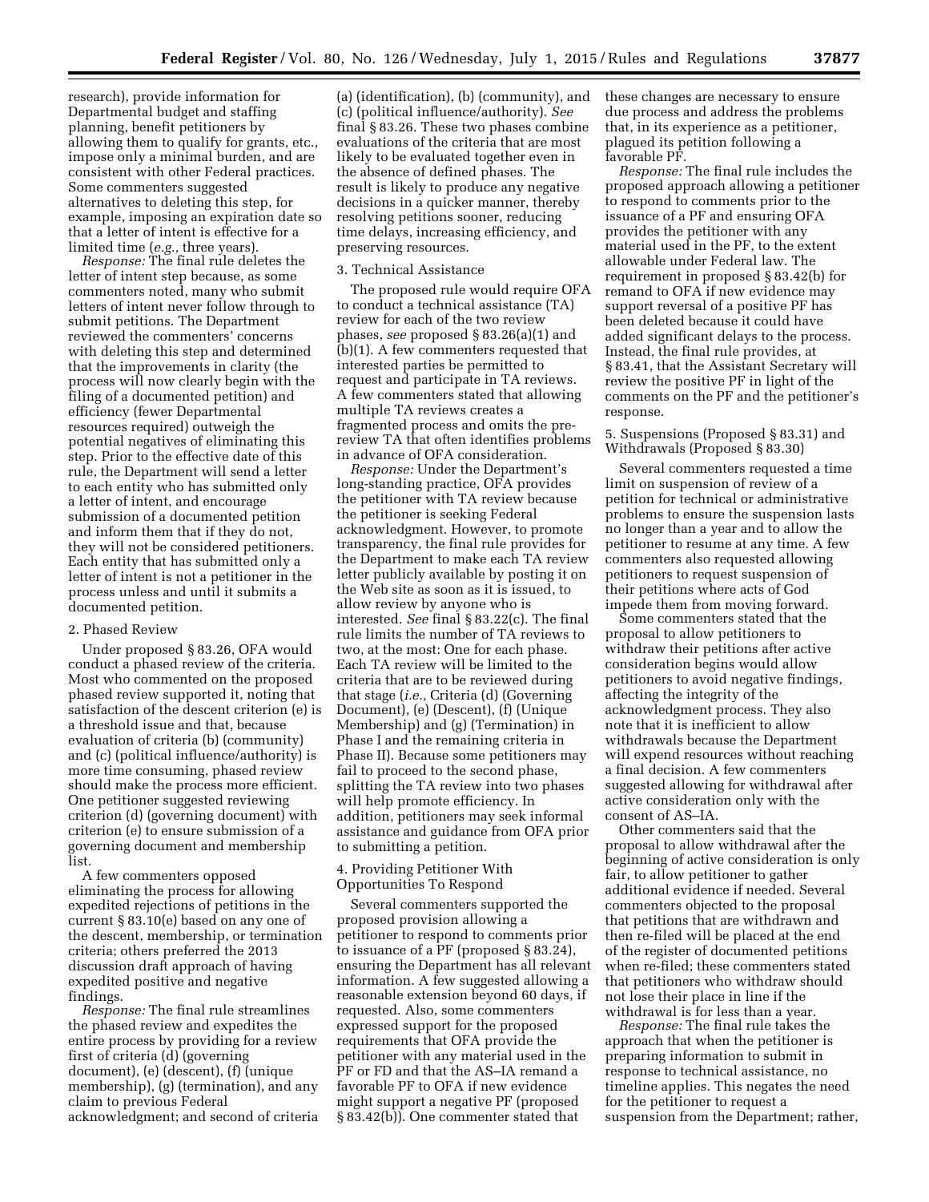research), provide information for Departmental budget and staffing planning, benefit petitioners by allowing them to qualify for grants, etc., impose only a minimal burden, and are consistent with other Federal practices. Some commenters suggested alternatives to deleting this step, for example, imposing an expiration date so that a letter of intent is effective for a limited time (*e.g.,* three years).

*Response:* The final rule deletes the letter of intent step because, as some commenters noted, many who submit letters of intent never follow through to submit petitions. The Department reviewed the commenters' concerns with deleting this step and determined that the improvements in clarity (the process will now clearly begin with the filing of a documented petition) and efficiency (fewer Departmental resources required) outweigh the potential negatives of eliminating this step. Prior to the effective date of this rule, the Department will send a letter to each entity who has submitted only a letter of intent, and encourage submission of a documented petition and inform them that if they do not, they will not be considered petitioners. Each entity that has submitted only a letter of intent is not a petitioner in the process unless and until it submits a documented petition.

2. Phased Review

Under proposed § 83.26, OFA would conduct a phased review of the criteria. Most who commented on the proposed phased review supported it, noting that satisfaction of the descent criterion (e) is a threshold issue and that, because evaluation of criteria (b) (community) and (c) (political influence/authority) is more time consuming, phased review should make the process more efficient. One petitioner suggested reviewing criterion (d) (governing document) with criterion (e) to ensure submission of a governing document and membership list.

A few commenters opposed eliminating the process for allowing expedited rejections of petitions in the current § 83.10(e) based on any one of the descent, membership, or termination criteria; others preferred the 2013 discussion draft approach of having expedited positive and negative findings.

*Response:* The final rule streamlines the phased review and expedites the entire process by providing for a review first of criteria (d) (governing document), (e) (descent), (f) (unique membership), (g) (termination), and any claim to previous Federal acknowledgment; and second of criteria (a) (identification), (b) (community), and (c) (political influence/authority). *See* final § 83.26. These two phases combine evaluations of the criteria that are most likely to be evaluated together even in the absence of defined phases. The result is likely to produce any negative decisions in a quicker manner, thereby resolving petitions sooner, reducing time delays, increasing efficiency, and preserving resources.

3. Technical Assistance

The proposed rule would require OFA to conduct a technical assistance (TA) review for each of the two review phases, *see* proposed § 83.26(a)(1) and (b)(1). A few commenters requested that interested parties be permitted to request and participate in TA reviews. A few commenters stated that allowing multiple TA reviews creates a fragmented process and omits the pre-review TA that often identifies problems in advance of OFA consideration.

*Response:* Under the Department's long-standing practice, OFA provides the petitioner with TA review because the petitioner is seeking Federal acknowledgment. However, to promote transparency, the final rule provides for the Department to make each TA review letter publicly available by posting it on the Web site as soon as it is issued, to allow review by anyone who is interested. *See* final § 83.22(c). The final rule limits the number of TA reviews to two, at the most: One for each phase. Each TA review will be limited to the criteria that are to be reviewed during that stage (*i.e.,* Criteria (d) (Governing Document), (e) (Descent), (f) (Unique Membership) and (g) (Termination) in Phase I and the remaining criteria in Phase II). Because some petitioners may fail to proceed to the second phase, splitting the TA review into two phases will help promote efficiency. In addition, petitioners may seek informal assistance and guidance from OFA prior to submitting a petition.

4. Providing Petitioner With Opportunities To Respond

Several commenters supported the proposed provision allowing a petitioner to respond to comments prior to issuance of a PF (proposed § 83.24), ensuring the Department has all relevant information. A few suggested allowing a reasonable extension beyond 60 days, if requested. Also, some commenters expressed support for the proposed requirements that OFA provide the petitioner with any material used in the PF or FD and that the AS–IA remand a favorable PF to OFA if new evidence might support a negative PF (proposed § 83.42(b)). One commenter stated that these changes are necessary to ensure due process and address the problems that, in its experience as a petitioner, plagued its petition following a favorable PF.

*Response:* The final rule includes the proposed approach allowing a petitioner to respond to comments prior to the issuance of a PF and ensuring OFA provides the petitioner with any material used in the PF, to the extent allowable under Federal law. The requirement in proposed § 83.42(b) for remand to OFA if new evidence may support reversal of a positive PF has been deleted because it could have added significant delays to the process. Instead, the final rule provides, at § 83.41, that the Assistant Secretary will review the positive PF in light of the comments on the PF and the petitioner's response.

5. Suspensions (Proposed § 83.31) and Withdrawals (Proposed § 83.30)

Several commenters requested a time limit on suspension of review of a petition for technical or administrative problems to ensure the suspension lasts no longer than a year and to allow the petitioner to resume at any time. A few commenters also requested allowing petitioners to request suspension of their petitions where acts of God impede them from moving forward.

Some commenters stated that the proposal to allow petitioners to withdraw their petitions after active consideration begins would allow petitioners to avoid negative findings, affecting the integrity of the acknowledgment process. They also note that it is inefficient to allow withdrawals because the Department will expend resources without reaching a final decision. A few commenters suggested allowing for withdrawal after active consideration only with the consent of AS–IA.

Other commenters said that the proposal to allow withdrawal after the beginning of active consideration is only fair, to allow petitioner to gather additional evidence if needed. Several commenters objected to the proposal that petitions that are withdrawn and then re-filed will be placed at the end of the register of documented petitions when re-filed; these commenters stated that petitioners who withdraw should not lose their place in line if the withdrawal is for less than a year.

*Response:* The final rule takes the approach that when the petitioner is preparing information to submit in response to technical assistance, no timeline applies. This negates the need for the petitioner to request a suspension from the Department; rather,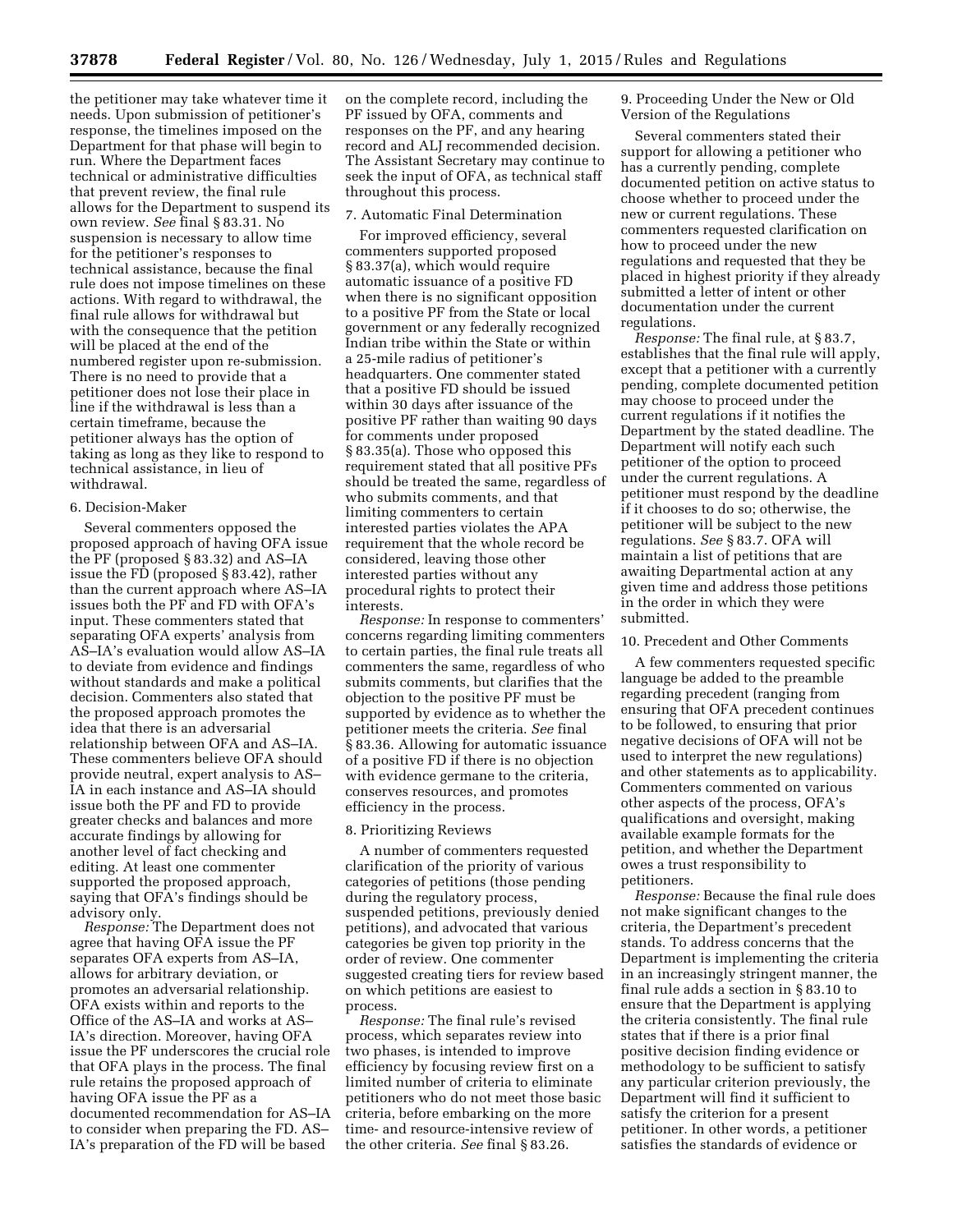the petitioner may take whatever time it needs. Upon submission of petitioner's response, the timelines imposed on the Department for that phase will begin to run. Where the Department faces technical or administrative difficulties that prevent review, the final rule allows for the Department to suspend its own review. *See* final § 83.31. No suspension is necessary to allow time for the petitioner's responses to technical assistance, because the final rule does not impose timelines on these actions. With regard to withdrawal, the final rule allows for withdrawal but with the consequence that the petition will be placed at the end of the numbered register upon re-submission. There is no need to provide that a petitioner does not lose their place in line if the withdrawal is less than a certain timeframe, because the petitioner always has the option of taking as long as they like to respond to technical assistance, in lieu of withdrawal.

6. Decision-Maker

Several commenters opposed the proposed approach of having OFA issue the PF (proposed § 83.32) and AS–IA issue the FD (proposed § 83.42), rather than the current approach where AS–IA issues both the PF and FD with OFA's input. These commenters stated that separating OFA experts' analysis from AS–IA's evaluation would allow AS–IA to deviate from evidence and findings without standards and make a political decision. Commenters also stated that the proposed approach promotes the idea that there is an adversarial relationship between OFA and AS–IA. These commenters believe OFA should provide neutral, expert analysis to AS–IA in each instance and AS–IA should issue both the PF and FD to provide greater checks and balances and more accurate findings by allowing for another level of fact checking and editing. At least one commenter supported the proposed approach, saying that OFA's findings should be advisory only.

*Response:* The Department does not agree that having OFA issue the PF separates OFA experts from AS–IA, allows for arbitrary deviation, or promotes an adversarial relationship. OFA exists within and reports to the Office of the AS–IA and works at AS–IA's direction. Moreover, having OFA issue the PF underscores the crucial role that OFA plays in the process. The final rule retains the proposed approach of having OFA issue the PF as a documented recommendation for AS–IA to consider when preparing the FD. AS–IA's preparation of the FD will be based on the complete record, including the PF issued by OFA, comments and responses on the PF, and any hearing record and ALJ recommended decision. The Assistant Secretary may continue to seek the input of OFA, as technical staff throughout this process.

7. Automatic Final Determination

For improved efficiency, several commenters supported proposed § 83.37(a), which would require automatic issuance of a positive FD when there is no significant opposition to a positive PF from the State or local government or any federally recognized Indian tribe within the State or within a 25-mile radius of petitioner's headquarters. One commenter stated that a positive FD should be issued within 30 days after issuance of the positive PF rather than waiting 90 days for comments under proposed § 83.35(a). Those who opposed this requirement stated that all positive PFs should be treated the same, regardless of who submits comments, and that limiting commenters to certain interested parties violates the APA requirement that the whole record be considered, leaving those other interested parties without any procedural rights to protect their interests.

*Response:* In response to commenters' concerns regarding limiting commenters to certain parties, the final rule treats all commenters the same, regardless of who submits comments, but clarifies that the objection to the positive PF must be supported by evidence as to whether the petitioner meets the criteria. *See* final § 83.36. Allowing for automatic issuance of a positive FD if there is no objection with evidence germane to the criteria, conserves resources, and promotes efficiency in the process.

8. Prioritizing Reviews

A number of commenters requested clarification of the priority of various categories of petitions (those pending during the regulatory process, suspended petitions, previously denied petitions), and advocated that various categories be given top priority in the order of review. One commenter suggested creating tiers for review based on which petitions are easiest to process.

*Response:* The final rule's revised process, which separates review into two phases, is intended to improve efficiency by focusing review first on a limited number of criteria to eliminate petitioners who do not meet those basic criteria, before embarking on the more time- and resource-intensive review of the other criteria. *See* final § 83.26.

9. Proceeding Under the New or Old Version of the Regulations

Several commenters stated their support for allowing a petitioner who has a currently pending, complete documented petition on active status to choose whether to proceed under the new or current regulations. These commenters requested clarification on how to proceed under the new regulations and requested that they be placed in highest priority if they already submitted a letter of intent or other documentation under the current regulations.

*Response:* The final rule, at § 83.7, establishes that the final rule will apply, except that a petitioner with a currently pending, complete documented petition may choose to proceed under the current regulations if it notifies the Department by the stated deadline. The Department will notify each such petitioner of the option to proceed under the current regulations. A petitioner must respond by the deadline if it chooses to do so; otherwise, the petitioner will be subject to the new regulations. *See* § 83.7. OFA will maintain a list of petitions that are awaiting Departmental action at any given time and address those petitions in the order in which they were submitted.

10. Precedent and Other Comments

A few commenters requested specific language be added to the preamble regarding precedent (ranging from ensuring that OFA precedent continues to be followed, to ensuring that prior negative decisions of OFA will not be used to interpret the new regulations) and other statements as to applicability. Commenters commented on various other aspects of the process, OFA's qualifications and oversight, making available example formats for the petition, and whether the Department owes a trust responsibility to petitioners.

*Response:* Because the final rule does not make significant changes to the criteria, the Department's precedent stands. To address concerns that the Department is implementing the criteria in an increasingly stringent manner, the final rule adds a section in § 83.10 to ensure that the Department is applying the criteria consistently. The final rule states that if there is a prior final positive decision finding evidence or methodology to be sufficient to satisfy any particular criterion previously, the Department will find it sufficient to satisfy the criterion for a present petitioner. In other words, a petitioner satisfies the standards of evidence or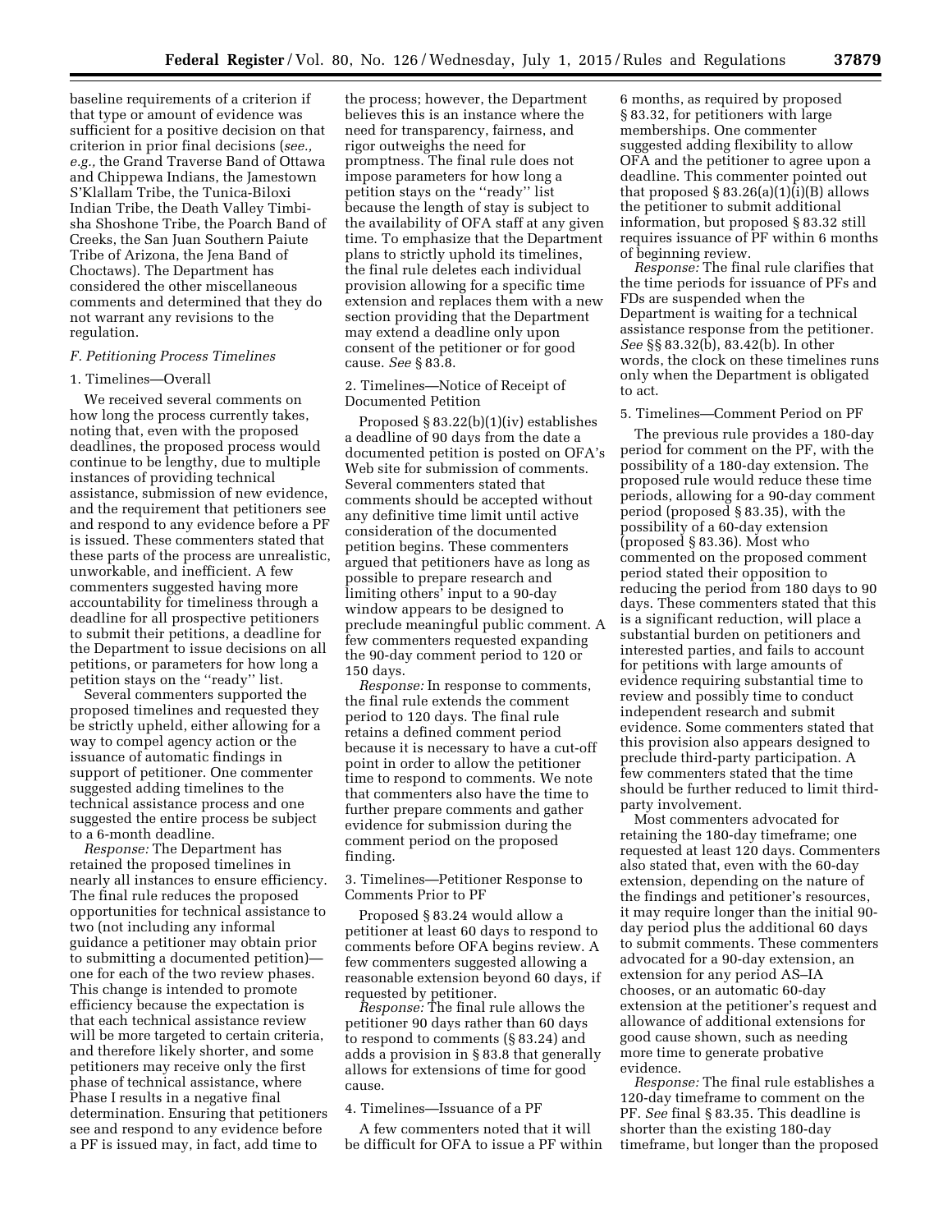baseline requirements of a criterion if that type or amount of evidence was sufficient for a positive decision on that criterion in prior final decisions (*see., e.g.,* the Grand Traverse Band of Ottawa and Chippewa Indians, the Jamestown S'Klallam Tribe, the Tunica-Biloxi Indian Tribe, the Death Valley Timbi-sha Shoshone Tribe, the Poarch Band of Creeks, the San Juan Southern Paiute Tribe of Arizona, the Jena Band of Choctaws). The Department has considered the other miscellaneous comments and determined that they do not warrant any revisions to the regulation.

*F. Petitioning Process Timelines*

1. Timelines—Overall

We received several comments on how long the process currently takes, noting that, even with the proposed deadlines, the proposed process would continue to be lengthy, due to multiple instances of providing technical assistance, submission of new evidence, and the requirement that petitioners see and respond to any evidence before a PF is issued. These commenters stated that these parts of the process are unrealistic, unworkable, and inefficient. A few commenters suggested having more accountability for timeliness through a deadline for all prospective petitioners to submit their petitions, a deadline for the Department to issue decisions on all petitions, or parameters for how long a petition stays on the "ready" list.

Several commenters supported the proposed timelines and requested they be strictly upheld, either allowing for a way to compel agency action or the issuance of automatic findings in support of petitioner. One commenter suggested adding timelines to the technical assistance process and one suggested the entire process be subject to a 6-month deadline.

*Response:* The Department has retained the proposed timelines in nearly all instances to ensure efficiency. The final rule reduces the proposed opportunities for technical assistance to two (not including any informal guidance a petitioner may obtain prior to submitting a documented petition)—one for each of the two review phases. This change is intended to promote efficiency because the expectation is that each technical assistance review will be more targeted to certain criteria, and therefore likely shorter, and some petitioners may receive only the first phase of technical assistance, where Phase I results in a negative final determination. Ensuring that petitioners see and respond to any evidence before a PF is issued may, in fact, add time to the process; however, the Department believes this is an instance where the need for transparency, fairness, and rigor outweighs the need for promptness. The final rule does not impose parameters for how long a petition stays on the "ready" list because the length of stay is subject to the availability of OFA staff at any given time. To emphasize that the Department plans to strictly uphold its timelines, the final rule deletes each individual provision allowing for a specific time extension and replaces them with a new section providing that the Department may extend a deadline only upon consent of the petitioner or for good cause. *See* § 83.8.

2. Timelines—Notice of Receipt of Documented Petition

Proposed § 83.22(b)(1)(iv) establishes a deadline of 90 days from the date a documented petition is posted on OFA's Web site for submission of comments. Several commenters stated that comments should be accepted without any definitive time limit until active consideration of the documented petition begins. These commenters argued that petitioners have as long as possible to prepare research and limiting others' input to a 90-day window appears to be designed to preclude meaningful public comment. A few commenters requested expanding the 90-day comment period to 120 or 150 days.

*Response:* In response to comments, the final rule extends the comment period to 120 days. The final rule retains a defined comment period because it is necessary to have a cut-off point in order to allow the petitioner time to respond to comments. We note that commenters also have the time to further prepare comments and gather evidence for submission during the comment period on the proposed finding.

3. Timelines—Petitioner Response to Comments Prior to PF

Proposed § 83.24 would allow a petitioner at least 60 days to respond to comments before OFA begins review. A few commenters suggested allowing a reasonable extension beyond 60 days, if requested by petitioner.

*Response:* The final rule allows the petitioner 90 days rather than 60 days to respond to comments (§ 83.24) and adds a provision in § 83.8 that generally allows for extensions of time for good cause.

4. Timelines—Issuance of a PF

A few commenters noted that it will be difficult for OFA to issue a PF within 6 months, as required by proposed § 83.32, for petitioners with large memberships. One commenter suggested adding flexibility to allow OFA and the petitioner to agree upon a deadline. This commenter pointed out that proposed § 83.26(a)(1)(i)(B) allows the petitioner to submit additional information, but proposed § 83.32 still requires issuance of PF within 6 months of beginning review.

*Response:* The final rule clarifies that the time periods for issuance of PFs and FDs are suspended when the Department is waiting for a technical assistance response from the petitioner. *See* §§ 83.32(b), 83.42(b). In other words, the clock on these timelines runs only when the Department is obligated to act.

5. Timelines—Comment Period on PF

The previous rule provides a 180-day period for comment on the PF, with the possibility of a 180-day extension. The proposed rule would reduce these time periods, allowing for a 90-day comment period (proposed § 83.35), with the possibility of a 60-day extension (proposed § 83.36). Most who commented on the proposed comment period stated their opposition to reducing the period from 180 days to 90 days. These commenters stated that this is a significant reduction, will place a substantial burden on petitioners and interested parties, and fails to account for petitions with large amounts of evidence requiring substantial time to review and possibly time to conduct independent research and submit evidence. Some commenters stated that this provision also appears designed to preclude third-party participation. A few commenters stated that the time should be further reduced to limit third-party involvement.

Most commenters advocated for retaining the 180-day timeframe; one requested at least 120 days. Commenters also stated that, even with the 60-day extension, depending on the nature of the findings and petitioner's resources, it may require longer than the initial 90-day period plus the additional 60 days to submit comments. These commenters advocated for a 90-day extension, an extension for any period AS–IA chooses, or an automatic 60-day extension at the petitioner's request and allowance of additional extensions for good cause shown, such as needing more time to generate probative evidence.

*Response:* The final rule establishes a 120-day timeframe to comment on the PF. *See* final § 83.35. This deadline is shorter than the existing 180-day timeframe, but longer than the proposed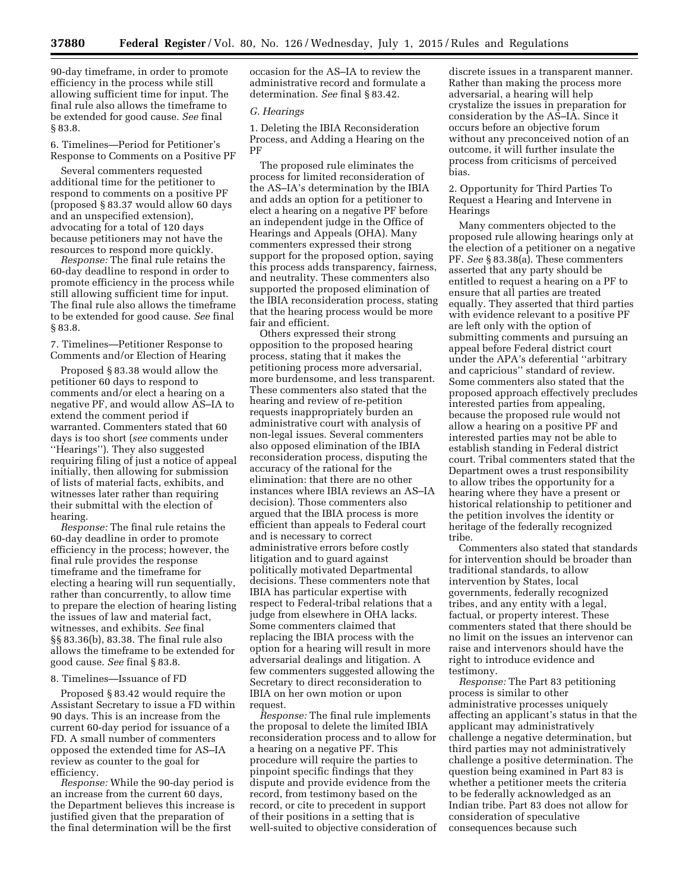90-day timeframe, in order to promote efficiency in the process while still allowing sufficient time for input. The final rule also allows the timeframe to be extended for good cause. *See* final § 83.8.

6. Timelines—Period for Petitioner's Response to Comments on a Positive PF

Several commenters requested additional time for the petitioner to respond to comments on a positive PF (proposed § 83.37 would allow 60 days and an unspecified extension), advocating for a total of 120 days because petitioners may not have the resources to respond more quickly.

*Response:* The final rule retains the 60-day deadline to respond in order to promote efficiency in the process while still allowing sufficient time for input. The final rule also allows the timeframe to be extended for good cause. *See* final § 83.8.

7. Timelines—Petitioner Response to Comments and/or Election of Hearing

Proposed § 83.38 would allow the petitioner 60 days to respond to comments and/or elect a hearing on a negative PF, and would allow AS–IA to extend the comment period if warranted. Commenters stated that 60 days is too short (*see* comments under ''Hearings''). They also suggested requiring filing of just a notice of appeal initially, then allowing for submission of lists of material facts, exhibits, and witnesses later rather than requiring their submittal with the election of hearing.

*Response:* The final rule retains the 60-day deadline in order to promote efficiency in the process; however, the final rule provides the response timeframe and the timeframe for electing a hearing will run sequentially, rather than concurrently, to allow time to prepare the election of hearing listing the issues of law and material fact, witnesses, and exhibits. *See* final §§ 83.36(b), 83.38. The final rule also allows the timeframe to be extended for good cause. *See* final § 83.8.

8. Timelines—Issuance of FD

Proposed § 83.42 would require the Assistant Secretary to issue a FD within 90 days. This is an increase from the current 60-day period for issuance of a FD. A small number of commenters opposed the extended time for AS–IA review as counter to the goal for efficiency.

*Response:* While the 90-day period is an increase from the current 60 days, the Department believes this increase is justified given that the preparation of the final determination will be the first occasion for the AS–IA to review the administrative record and formulate a determination. *See* final § 83.42.

*G. Hearings*

1. Deleting the IBIA Reconsideration Process, and Adding a Hearing on the PF

The proposed rule eliminates the process for limited reconsideration of the AS–IA's determination by the IBIA and adds an option for a petitioner to elect a hearing on a negative PF before an independent judge in the Office of Hearings and Appeals (OHA). Many commenters expressed their strong support for the proposed option, saying this process adds transparency, fairness, and neutrality. These commenters also supported the proposed elimination of the IBIA reconsideration process, stating that the hearing process would be more fair and efficient.

Others expressed their strong opposition to the proposed hearing process, stating that it makes the petitioning process more adversarial, more burdensome, and less transparent. These commenters also stated that the hearing and review of re-petition requests inappropriately burden an administrative court with analysis of non-legal issues. Several commenters also opposed elimination of the IBIA reconsideration process, disputing the accuracy of the rational for the elimination: that there are no other instances where IBIA reviews an AS–IA decision). Those commenters also argued that the IBIA process is more efficient than appeals to Federal court and is necessary to correct administrative errors before costly litigation and to guard against politically motivated Departmental decisions. These commenters note that IBIA has particular expertise with respect to Federal-tribal relations that a judge from elsewhere in OHA lacks. Some commenters claimed that replacing the IBIA process with the option for a hearing will result in more adversarial dealings and litigation. A few commenters suggested allowing the Secretary to direct reconsideration to IBIA on her own motion or upon request.

*Response:* The final rule implements the proposal to delete the limited IBIA reconsideration process and to allow for a hearing on a negative PF. This procedure will require the parties to pinpoint specific findings that they dispute and provide evidence from the record, from testimony based on the record, or cite to precedent in support of their positions in a setting that is well-suited to objective consideration of discrete issues in a transparent manner. Rather than making the process more adversarial, a hearing will help crystalize the issues in preparation for consideration by the AS–IA. Since it occurs before an objective forum without any preconceived notion of an outcome, it will further insulate the process from criticisms of perceived bias.

2. Opportunity for Third Parties To Request a Hearing and Intervene in Hearings

Many commenters objected to the proposed rule allowing hearings only at the election of a petitioner on a negative PF. *See* § 83.38(a). These commenters asserted that any party should be entitled to request a hearing on a PF to ensure that all parties are treated equally. They asserted that third parties with evidence relevant to a positive PF are left only with the option of submitting comments and pursuing an appeal before Federal district court under the APA's deferential ''arbitrary and capricious'' standard of review. Some commenters also stated that the proposed approach effectively precludes interested parties from appealing, because the proposed rule would not allow a hearing on a positive PF and interested parties may not be able to establish standing in Federal district court. Tribal commenters stated that the Department owes a trust responsibility to allow tribes the opportunity for a hearing where they have a present or historical relationship to petitioner and the petition involves the identity or heritage of the federally recognized tribe.

Commenters also stated that standards for intervention should be broader than traditional standards, to allow intervention by States, local governments, federally recognized tribes, and any entity with a legal, factual, or property interest. These commenters stated that there should be no limit on the issues an intervenor can raise and intervenors should have the right to introduce evidence and testimony.

*Response:* The Part 83 petitioning process is similar to other administrative processes uniquely affecting an applicant's status in that the applicant may administratively challenge a negative determination, but third parties may not administratively challenge a positive determination. The question being examined in Part 83 is whether a petitioner meets the criteria to be federally acknowledged as an Indian tribe. Part 83 does not allow for consideration of speculative consequences because such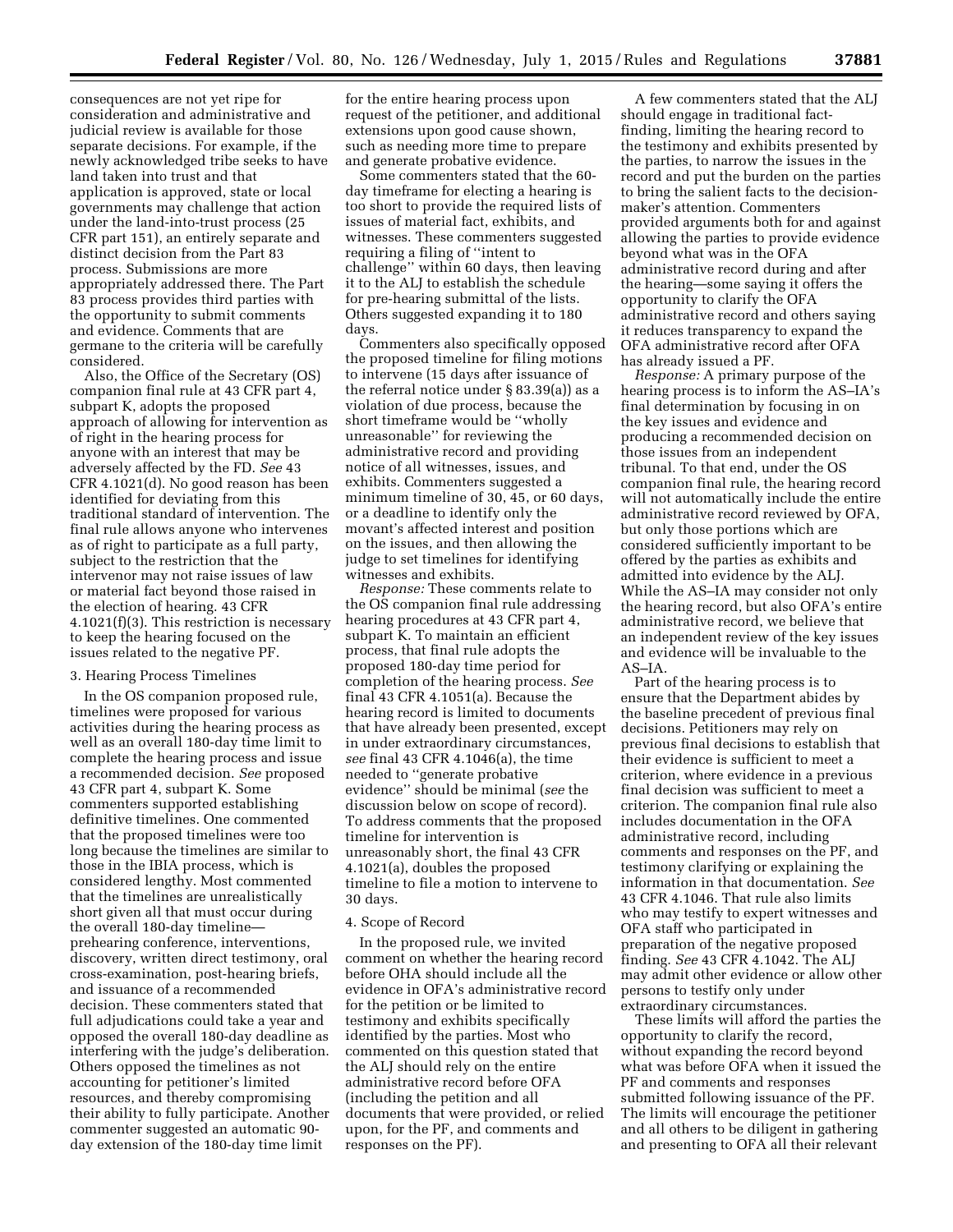consequences are not yet ripe for consideration and administrative and judicial review is available for those separate decisions. For example, if the newly acknowledged tribe seeks to have land taken into trust and that application is approved, state or local governments may challenge that action under the land-into-trust process (25 CFR part 151), an entirely separate and distinct decision from the Part 83 process. Submissions are more appropriately addressed there. The Part 83 process provides third parties with the opportunity to submit comments and evidence. Comments that are germane to the criteria will be carefully considered.

Also, the Office of the Secretary (OS) companion final rule at 43 CFR part 4, subpart K, adopts the proposed approach of allowing for intervention as of right in the hearing process for anyone with an interest that may be adversely affected by the FD. *See* 43 CFR 4.1021(d). No good reason has been identified for deviating from this traditional standard of intervention. The final rule allows anyone who intervenes as of right to participate as a full party, subject to the restriction that the intervenor may not raise issues of law or material fact beyond those raised in the election of hearing. 43 CFR 4.1021(f)(3). This restriction is necessary to keep the hearing focused on the issues related to the negative PF.

3. Hearing Process Timelines

In the OS companion proposed rule, timelines were proposed for various activities during the hearing process as well as an overall 180-day time limit to complete the hearing process and issue a recommended decision. *See* proposed 43 CFR part 4, subpart K. Some commenters supported establishing definitive timelines. One commented that the proposed timelines were too long because the timelines are similar to those in the IBIA process, which is considered lengthy. Most commented that the timelines are unrealistically short given all that must occur during the overall 180-day timeline—prehearing conference, interventions, discovery, written direct testimony, oral cross-examination, post-hearing briefs, and issuance of a recommended decision. These commenters stated that full adjudications could take a year and opposed the overall 180-day deadline as interfering with the judge's deliberation. Others opposed the timelines as not accounting for petitioner's limited resources, and thereby compromising their ability to fully participate. Another commenter suggested an automatic 90-day extension of the 180-day time limit for the entire hearing process upon request of the petitioner, and additional extensions upon good cause shown, such as needing more time to prepare and generate probative evidence.

Some commenters stated that the 60-day timeframe for electing a hearing is too short to provide the required lists of issues of material fact, exhibits, and witnesses. These commenters suggested requiring a filing of ''intent to challenge'' within 60 days, then leaving it to the ALJ to establish the schedule for pre-hearing submittal of the lists. Others suggested expanding it to 180 days.

Commenters also specifically opposed the proposed timeline for filing motions to intervene (15 days after issuance of the referral notice under § 83.39(a)) as a violation of due process, because the short timeframe would be ''wholly unreasonable'' for reviewing the administrative record and providing notice of all witnesses, issues, and exhibits. Commenters suggested a minimum timeline of 30, 45, or 60 days, or a deadline to identify only the movant's affected interest and position on the issues, and then allowing the judge to set timelines for identifying witnesses and exhibits.

*Response:* These comments relate to the OS companion final rule addressing hearing procedures at 43 CFR part 4, subpart K. To maintain an efficient process, that final rule adopts the proposed 180-day time period for completion of the hearing process. *See* final 43 CFR 4.1051(a). Because the hearing record is limited to documents that have already been presented, except in under extraordinary circumstances, *see* final 43 CFR 4.1046(a), the time needed to ''generate probative evidence'' should be minimal (*see* the discussion below on scope of record). To address comments that the proposed timeline for intervention is unreasonably short, the final 43 CFR 4.1021(a), doubles the proposed timeline to file a motion to intervene to 30 days.

4. Scope of Record

In the proposed rule, we invited comment on whether the hearing record before OHA should include all the evidence in OFA's administrative record for the petition or be limited to testimony and exhibits specifically identified by the parties. Most who commented on this question stated that the ALJ should rely on the entire administrative record before OFA (including the petition and all documents that were provided, or relied upon, for the PF, and comments and responses on the PF).

A few commenters stated that the ALJ should engage in traditional fact-finding, limiting the hearing record to the testimony and exhibits presented by the parties, to narrow the issues in the record and put the burden on the parties to bring the salient facts to the decision-maker's attention. Commenters provided arguments both for and against allowing the parties to provide evidence beyond what was in the OFA administrative record during and after the hearing—some saying it offers the opportunity to clarify the OFA administrative record and others saying it reduces transparency to expand the OFA administrative record after OFA has already issued a PF.

*Response:* A primary purpose of the hearing process is to inform the AS–IA's final determination by focusing in on the key issues and evidence and producing a recommended decision on those issues from an independent tribunal. To that end, under the OS companion final rule, the hearing record will not automatically include the entire administrative record reviewed by OFA, but only those portions which are considered sufficiently important to be offered by the parties as exhibits and admitted into evidence by the ALJ. While the AS–IA may consider not only the hearing record, but also OFA's entire administrative record, we believe that an independent review of the key issues and evidence will be invaluable to the AS–IA.

Part of the hearing process is to ensure that the Department abides by the baseline precedent of previous final decisions. Petitioners may rely on previous final decisions to establish that their evidence is sufficient to meet a criterion, where evidence in a previous final decision was sufficient to meet a criterion. The companion final rule also includes documentation in the OFA administrative record, including comments and responses on the PF, and testimony clarifying or explaining the information in that documentation. *See* 43 CFR 4.1046. That rule also limits who may testify to expert witnesses and OFA staff who participated in preparation of the negative proposed finding. *See* 43 CFR 4.1042. The ALJ may admit other evidence or allow other persons to testify only under extraordinary circumstances.

These limits will afford the parties the opportunity to clarify the record, without expanding the record beyond what was before OFA when it issued the PF and comments and responses submitted following issuance of the PF. The limits will encourage the petitioner and all others to be diligent in gathering and presenting to OFA all their relevant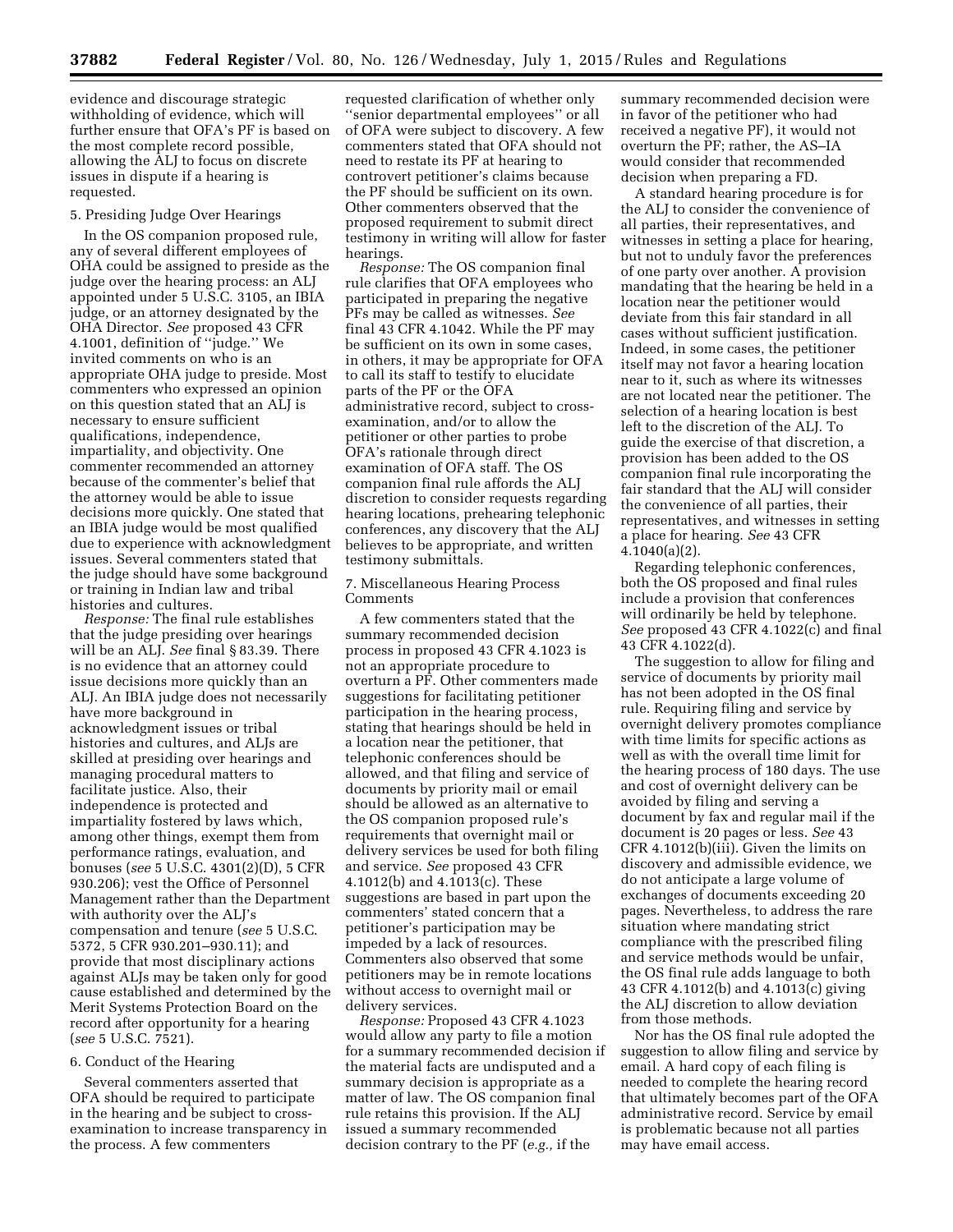evidence and discourage strategic withholding of evidence, which will further ensure that OFA's PF is based on the most complete record possible, allowing the ALJ to focus on discrete issues in dispute if a hearing is requested.

5. Presiding Judge Over Hearings

In the OS companion proposed rule, any of several different employees of OHA could be assigned to preside as the judge over the hearing process: an ALJ appointed under 5 U.S.C. 3105, an IBIA judge, or an attorney designated by the OHA Director. *See* proposed 43 CFR 4.1001, definition of ''judge.'' We invited comments on who is an appropriate OHA judge to preside. Most commenters who expressed an opinion on this question stated that an ALJ is necessary to ensure sufficient qualifications, independence, impartiality, and objectivity. One commenter recommended an attorney because of the commenter's belief that the attorney would be able to issue decisions more quickly. One stated that an IBIA judge would be most qualified due to experience with acknowledgment issues. Several commenters stated that the judge should have some background or training in Indian law and tribal histories and cultures.

*Response:* The final rule establishes that the judge presiding over hearings will be an ALJ. *See* final § 83.39. There is no evidence that an attorney could issue decisions more quickly than an ALJ. An IBIA judge does not necessarily have more background in acknowledgment issues or tribal histories and cultures, and ALJs are skilled at presiding over hearings and managing procedural matters to facilitate justice. Also, their independence is protected and impartiality fostered by laws which, among other things, exempt them from performance ratings, evaluation, and bonuses (*see* 5 U.S.C. 4301(2)(D), 5 CFR 930.206); vest the Office of Personnel Management rather than the Department with authority over the ALJ's compensation and tenure (*see* 5 U.S.C. 5372, 5 CFR 930.201–930.11); and provide that most disciplinary actions against ALJs may be taken only for good cause established and determined by the Merit Systems Protection Board on the record after opportunity for a hearing (*see* 5 U.S.C. 7521).

6. Conduct of the Hearing

Several commenters asserted that OFA should be required to participate in the hearing and be subject to cross-examination to increase transparency in the process. A few commenters requested clarification of whether only ''senior departmental employees'' or all of OFA were subject to discovery. A few commenters stated that OFA should not need to restate its PF at hearing to controvert petitioner's claims because the PF should be sufficient on its own. Other commenters observed that the proposed requirement to submit direct testimony in writing will allow for faster hearings.

*Response:* The OS companion final rule clarifies that OFA employees who participated in preparing the negative PFs may be called as witnesses. *See* final 43 CFR 4.1042. While the PF may be sufficient on its own in some cases, in others, it may be appropriate for OFA to call its staff to testify to elucidate parts of the PF or the OFA administrative record, subject to cross-examination, and/or to allow the petitioner or other parties to probe OFA's rationale through direct examination of OFA staff. The OS companion final rule affords the ALJ discretion to consider requests regarding hearing locations, prehearing telephonic conferences, any discovery that the ALJ believes to be appropriate, and written testimony submittals.

7. Miscellaneous Hearing Process Comments

A few commenters stated that the summary recommended decision process in proposed 43 CFR 4.1023 is not an appropriate procedure to overturn a PF. Other commenters made suggestions for facilitating petitioner participation in the hearing process, stating that hearings should be held in a location near the petitioner, that telephonic conferences should be allowed, and that filing and service of documents by priority mail or email should be allowed as an alternative to the OS companion proposed rule's requirements that overnight mail or delivery services be used for both filing and service. *See* proposed 43 CFR 4.1012(b) and 4.1013(c). These suggestions are based in part upon the commenters' stated concern that a petitioner's participation may be impeded by a lack of resources. Commenters also observed that some petitioners may be in remote locations without access to overnight mail or delivery services.

*Response:* Proposed 43 CFR 4.1023 would allow any party to file a motion for a summary recommended decision if the material facts are undisputed and a summary decision is appropriate as a matter of law. The OS companion final rule retains this provision. If the ALJ issued a summary recommended decision contrary to the PF (*e.g.,* if the summary recommended decision were in favor of the petitioner who had received a negative PF), it would not overturn the PF; rather, the AS–IA would consider that recommended decision when preparing a FD.

A standard hearing procedure is for the ALJ to consider the convenience of all parties, their representatives, and witnesses in setting a place for hearing, but not to unduly favor the preferences of one party over another. A provision mandating that the hearing be held in a location near the petitioner would deviate from this fair standard in all cases without sufficient justification. Indeed, in some cases, the petitioner itself may not favor a hearing location near to it, such as where its witnesses are not located near the petitioner. The selection of a hearing location is best left to the discretion of the ALJ. To guide the exercise of that discretion, a provision has been added to the OS companion final rule incorporating the fair standard that the ALJ will consider the convenience of all parties, their representatives, and witnesses in setting a place for hearing. *See* 43 CFR 4.1040(a)(2).

Regarding telephonic conferences, both the OS proposed and final rules include a provision that conferences will ordinarily be held by telephone. *See* proposed 43 CFR 4.1022(c) and final 43 CFR 4.1022(d).

The suggestion to allow for filing and service of documents by priority mail has not been adopted in the OS final rule. Requiring filing and service by overnight delivery promotes compliance with time limits for specific actions as well as with the overall time limit for the hearing process of 180 days. The use and cost of overnight delivery can be avoided by filing and serving a document by fax and regular mail if the document is 20 pages or less. *See* 43 CFR 4.1012(b)(iii). Given the limits on discovery and admissible evidence, we do not anticipate a large volume of exchanges of documents exceeding 20 pages. Nevertheless, to address the rare situation where mandating strict compliance with the prescribed filing and service methods would be unfair, the OS final rule adds language to both 43 CFR 4.1012(b) and 4.1013(c) giving the ALJ discretion to allow deviation from those methods.

Nor has the OS final rule adopted the suggestion to allow filing and service by email. A hard copy of each filing is needed to complete the hearing record that ultimately becomes part of the OFA administrative record. Service by email is problematic because not all parties may have email access.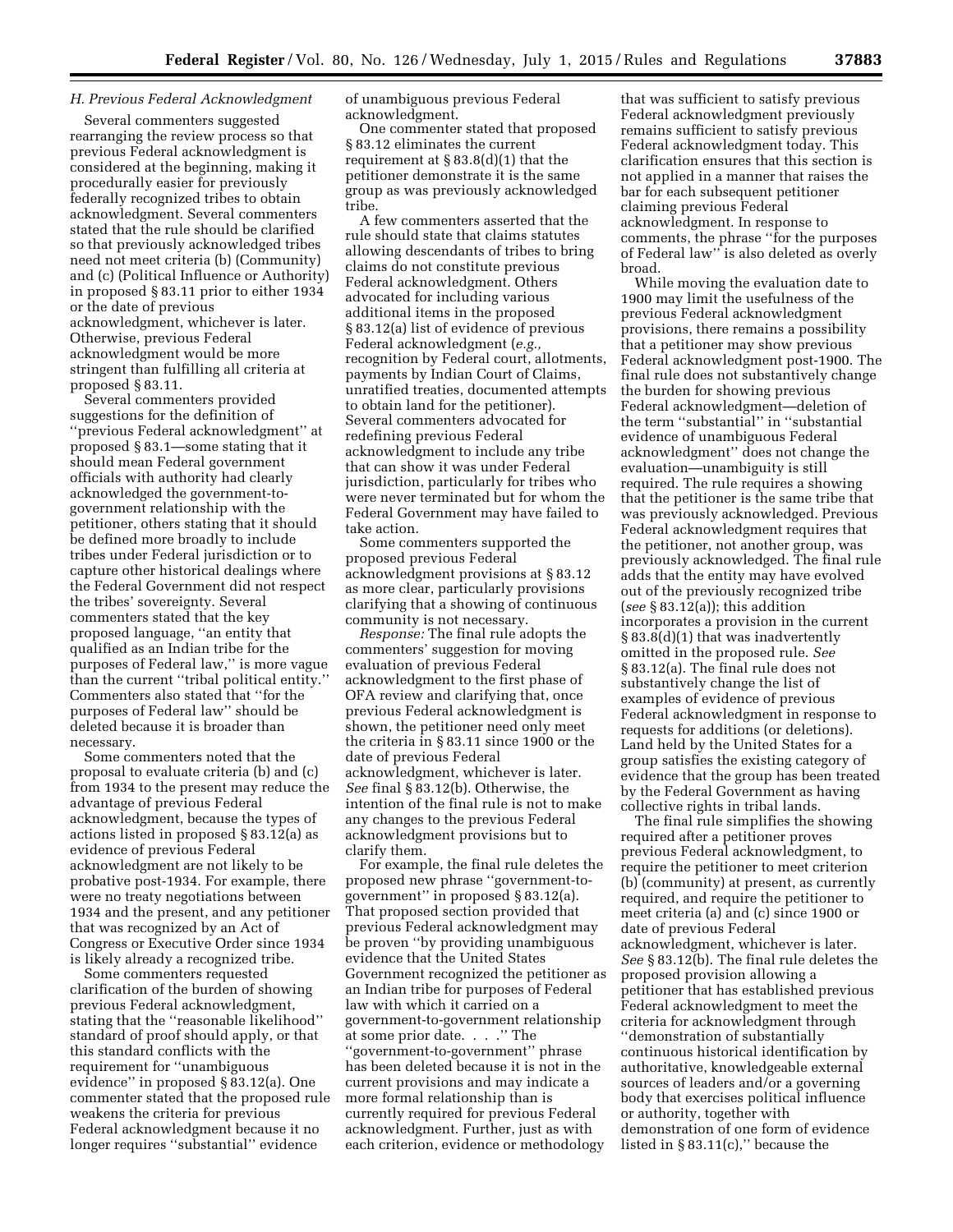### H. Previous Federal Acknowledgment

Several commenters suggested rearranging the review process so that previous Federal acknowledgment is considered at the beginning, making it procedurally easier for previously federally recognized tribes to obtain acknowledgment. Several commenters stated that the rule should be clarified so that previously acknowledged tribes need not meet criteria (b) (Community) and (c) (Political Influence or Authority) in proposed § 83.11 prior to either 1934 or the date of previous acknowledgment, whichever is later. Otherwise, previous Federal acknowledgment would be more stringent than fulfilling all criteria at proposed § 83.11.

Several commenters provided suggestions for the definition of ''previous Federal acknowledgment'' at proposed § 83.1—some stating that it should mean Federal government officials with authority had clearly acknowledged the government-to-government relationship with the petitioner, others stating that it should be defined more broadly to include tribes under Federal jurisdiction or to capture other historical dealings where the Federal Government did not respect the tribes' sovereignty. Several commenters stated that the key proposed language, ''an entity that qualified as an Indian tribe for the purposes of Federal law,'' is more vague than the current ''tribal political entity.'' Commenters also stated that ''for the purposes of Federal law'' should be deleted because it is broader than necessary.

Some commenters noted that the proposal to evaluate criteria (b) and (c) from 1934 to the present may reduce the advantage of previous Federal acknowledgment, because the types of actions listed in proposed § 83.12(a) as evidence of previous Federal acknowledgment are not likely to be probative post-1934. For example, there were no treaty negotiations between 1934 and the present, and any petitioner that was recognized by an Act of Congress or Executive Order since 1934 is likely already a recognized tribe.

Some commenters requested clarification of the burden of showing previous Federal acknowledgment, stating that the ''reasonable likelihood'' standard of proof should apply, or that this standard conflicts with the requirement for ''unambiguous evidence'' in proposed § 83.12(a). One commenter stated that the proposed rule weakens the criteria for previous Federal acknowledgment because it no longer requires ''substantial'' evidence of unambiguous previous Federal acknowledgment.

One commenter stated that proposed § 83.12 eliminates the current requirement at § 83.8(d)(1) that the petitioner demonstrate it is the same group as was previously acknowledged tribe.

A few commenters asserted that the rule should state that claims statutes allowing descendants of tribes to bring claims do not constitute previous Federal acknowledgment. Others advocated for including various additional items in the proposed § 83.12(a) list of evidence of previous Federal acknowledgment (*e.g.,* recognition by Federal court, allotments, payments by Indian Court of Claims, unratified treaties, documented attempts to obtain land for the petitioner). Several commenters advocated for redefining previous Federal acknowledgment to include any tribe that can show it was under Federal jurisdiction, particularly for tribes who were never terminated but for whom the Federal Government may have failed to take action.

Some commenters supported the proposed previous Federal acknowledgment provisions at § 83.12 as more clear, particularly provisions clarifying that a showing of continuous community is not necessary.

*Response:* The final rule adopts the commenters' suggestion for moving evaluation of previous Federal acknowledgment to the first phase of OFA review and clarifying that, once previous Federal acknowledgment is shown, the petitioner need only meet the criteria in § 83.11 since 1900 or the date of previous Federal acknowledgment, whichever is later. *See* final § 83.12(b). Otherwise, the intention of the final rule is not to make any changes to the previous Federal acknowledgment provisions but to clarify them.

For example, the final rule deletes the proposed new phrase ''government-to-government'' in proposed § 83.12(a). That proposed section provided that previous Federal acknowledgment may be proven ''by providing unambiguous evidence that the United States Government recognized the petitioner as an Indian tribe for purposes of Federal law with which it carried on a government-to-government relationship at some prior date. . . .'' The ''government-to-government'' phrase has been deleted because it is not in the current provisions and may indicate a more formal relationship than is currently required for previous Federal acknowledgment. Further, just as with each criterion, evidence or methodology that was sufficient to satisfy previous Federal acknowledgment previously remains sufficient to satisfy previous Federal acknowledgment today. This clarification ensures that this section is not applied in a manner that raises the bar for each subsequent petitioner claiming previous Federal acknowledgment. In response to comments, the phrase ''for the purposes of Federal law'' is also deleted as overly broad.

While moving the evaluation date to 1900 may limit the usefulness of the previous Federal acknowledgment provisions, there remains a possibility that a petitioner may show previous Federal acknowledgment post-1900. The final rule does not substantively change the burden for showing previous Federal acknowledgment—deletion of the term ''substantial'' in ''substantial evidence of unambiguous Federal acknowledgment'' does not change the evaluation—unambiguity is still required. The rule requires a showing that the petitioner is the same tribe that was previously acknowledged. Previous Federal acknowledgment requires that the petitioner, not another group, was previously acknowledged. The final rule adds that the entity may have evolved out of the previously recognized tribe (*see* § 83.12(a)); this addition incorporates a provision in the current § 83.8(d)(1) that was inadvertently omitted in the proposed rule. *See* § 83.12(a). The final rule does not substantively change the list of examples of evidence of previous Federal acknowledgment in response to requests for additions (or deletions). Land held by the United States for a group satisfies the existing category of evidence that the group has been treated by the Federal Government as having collective rights in tribal lands.

The final rule simplifies the showing required after a petitioner proves previous Federal acknowledgment, to require the petitioner to meet criterion (b) (community) at present, as currently required, and require the petitioner to meet criteria (a) and (c) since 1900 or date of previous Federal acknowledgment, whichever is later. *See* § 83.12(b). The final rule deletes the proposed provision allowing a petitioner that has established previous Federal acknowledgment to meet the criteria for acknowledgment through ''demonstration of substantially continuous historical identification by authoritative, knowledgeable external sources of leaders and/or a governing body that exercises political influence or authority, together with demonstration of one form of evidence listed in § 83.11(c),'' because the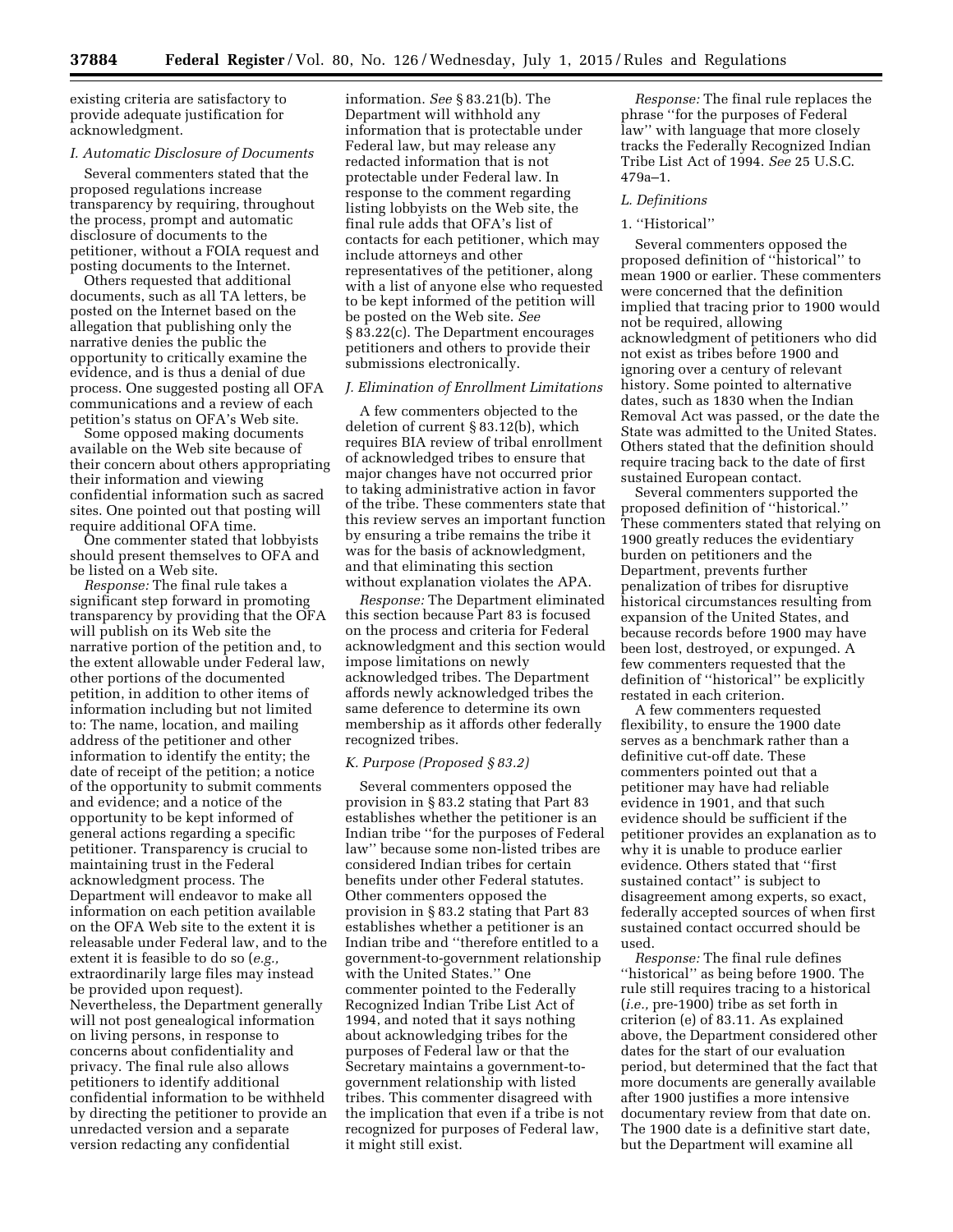existing criteria are satisfactory to provide adequate justification for acknowledgment.

### I. Automatic Disclosure of Documents

Several commenters stated that the proposed regulations increase transparency by requiring, throughout the process, prompt and automatic disclosure of documents to the petitioner, without a FOIA request and posting documents to the Internet.

Others requested that additional documents, such as all TA letters, be posted on the Internet based on the allegation that publishing only the narrative denies the public the opportunity to critically examine the evidence, and is thus a denial of due process. One suggested posting all OFA communications and a review of each petition's status on OFA's Web site.

Some opposed making documents available on the Web site because of their concern about others appropriating their information and viewing confidential information such as sacred sites. One pointed out that posting will require additional OFA time.

One commenter stated that lobbyists should present themselves to OFA and be listed on a Web site.

*Response:* The final rule takes a significant step forward in promoting transparency by providing that the OFA will publish on its Web site the narrative portion of the petition and, to the extent allowable under Federal law, other portions of the documented petition, in addition to other items of information including but not limited to: The name, location, and mailing address of the petitioner and other information to identify the entity; the date of receipt of the petition; a notice of the opportunity to submit comments and evidence; and a notice of the opportunity to be kept informed of general actions regarding a specific petitioner. Transparency is crucial to maintaining trust in the Federal acknowledgment process. The Department will endeavor to make all information on each petition available on the OFA Web site to the extent it is releasable under Federal law, and to the extent it is feasible to do so (*e.g.,* extraordinarily large files may instead be provided upon request). Nevertheless, the Department generally will not post genealogical information on living persons, in response to concerns about confidentiality and privacy. The final rule also allows petitioners to identify additional confidential information to be withheld by directing the petitioner to provide an unredacted version and a separate version redacting any confidential information. *See* § 83.21(b). The Department will withhold any information that is protectable under Federal law, but may release any redacted information that is not protectable under Federal law. In response to the comment regarding listing lobbyists on the Web site, the final rule adds that OFA's list of contacts for each petitioner, which may include attorneys and other representatives of the petitioner, along with a list of anyone else who requested to be kept informed of the petition will be posted on the Web site. *See* § 83.22(c). The Department encourages petitioners and others to provide their submissions electronically.

### J. Elimination of Enrollment Limitations

A few commenters objected to the deletion of current § 83.12(b), which requires BIA review of tribal enrollment of acknowledged tribes to ensure that major changes have not occurred prior to taking administrative action in favor of the tribe. These commenters state that this review serves an important function by ensuring a tribe remains the tribe it was for the basis of acknowledgment, and that eliminating this section without explanation violates the APA.

*Response:* The Department eliminated this section because Part 83 is focused on the process and criteria for Federal acknowledgment and this section would impose limitations on newly acknowledged tribes. The Department affords newly acknowledged tribes the same deference to determine its own membership as it affords other federally recognized tribes.

### K. Purpose (Proposed § 83.2)

Several commenters opposed the provision in § 83.2 stating that Part 83 establishes whether the petitioner is an Indian tribe ''for the purposes of Federal law'' because some non-listed tribes are considered Indian tribes for certain benefits under other Federal statutes. Other commenters opposed the provision in § 83.2 stating that Part 83 establishes whether a petitioner is an Indian tribe and ''therefore entitled to a government-to-government relationship with the United States.'' One commenter pointed to the Federally Recognized Indian Tribe List Act of 1994, and noted that it says nothing about acknowledging tribes for the purposes of Federal law or that the Secretary maintains a government-to-government relationship with listed tribes. This commenter disagreed with the implication that even if a tribe is not recognized for purposes of Federal law, it might still exist.

*Response:* The final rule replaces the phrase ''for the purposes of Federal law'' with language that more closely tracks the Federally Recognized Indian Tribe List Act of 1994. *See* 25 U.S.C. 479a–1.

### L. Definitions

#### 1. ''Historical''

Several commenters opposed the proposed definition of ''historical'' to mean 1900 or earlier. These commenters were concerned that the definition implied that tracing prior to 1900 would not be required, allowing acknowledgment of petitioners who did not exist as tribes before 1900 and ignoring over a century of relevant history. Some pointed to alternative dates, such as 1830 when the Indian Removal Act was passed, or the date the State was admitted to the United States. Others stated that the definition should require tracing back to the date of first sustained European contact.

Several commenters supported the proposed definition of ''historical.'' These commenters stated that relying on 1900 greatly reduces the evidentiary burden on petitioners and the Department, prevents further penalization of tribes for disruptive historical circumstances resulting from expansion of the United States, and because records before 1900 may have been lost, destroyed, or expunged. A few commenters requested that the definition of ''historical'' be explicitly restated in each criterion.

A few commenters requested flexibility, to ensure the 1900 date serves as a benchmark rather than a definitive cut-off date. These commenters pointed out that a petitioner may have had reliable evidence in 1901, and that such evidence should be sufficient if the petitioner provides an explanation as to why it is unable to produce earlier evidence. Others stated that ''first sustained contact'' is subject to disagreement among experts, so exact, federally accepted sources of when first sustained contact occurred should be used.

*Response:* The final rule defines ''historical'' as being before 1900. The rule still requires tracing to a historical (*i.e.,* pre-1900) tribe as set forth in criterion (e) of 83.11. As explained above, the Department considered other dates for the start of our evaluation period, but determined that the fact that more documents are generally available after 1900 justifies a more intensive documentary review from that date on. The 1900 date is a definitive start date, but the Department will examine all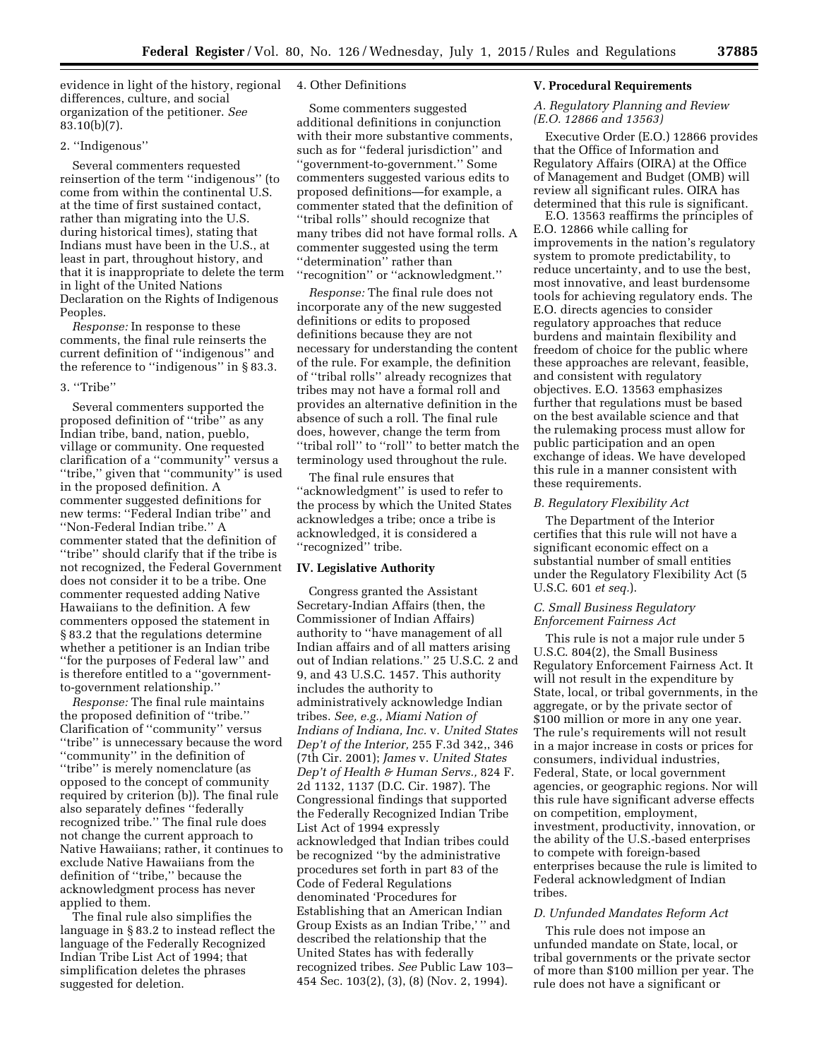evidence in light of the history, regional differences, culture, and social organization of the petitioner. *See* 83.10(b)(7).

2. ''Indigenous''

Several commenters requested reinsertion of the term ''indigenous'' (to come from within the continental U.S. at the time of first sustained contact, rather than migrating into the U.S. during historical times), stating that Indians must have been in the U.S., at least in part, throughout history, and that it is inappropriate to delete the term in light of the United Nations Declaration on the Rights of Indigenous Peoples.

*Response:* In response to these comments, the final rule reinserts the current definition of ''indigenous'' and the reference to ''indigenous'' in § 83.3.

3. ''Tribe''

Several commenters supported the proposed definition of ''tribe'' as any Indian tribe, band, nation, pueblo, village or community. One requested clarification of a ''community'' versus a ''tribe,'' given that ''community'' is used in the proposed definition. A commenter suggested definitions for new terms: ''Federal Indian tribe'' and ''Non-Federal Indian tribe.'' A commenter stated that the definition of ''tribe'' should clarify that if the tribe is not recognized, the Federal Government does not consider it to be a tribe. One commenter requested adding Native Hawaiians to the definition. A few commenters opposed the statement in § 83.2 that the regulations determine whether a petitioner is an Indian tribe ''for the purposes of Federal law'' and is therefore entitled to a ''government-to-government relationship.''

*Response:* The final rule maintains the proposed definition of ''tribe.'' Clarification of ''community'' versus ''tribe'' is unnecessary because the word ''community'' in the definition of ''tribe'' is merely nomenclature (as opposed to the concept of community required by criterion (b)). The final rule also separately defines ''federally recognized tribe.'' The final rule does not change the current approach to Native Hawaiians; rather, it continues to exclude Native Hawaiians from the definition of ''tribe,'' because the acknowledgment process has never applied to them.

The final rule also simplifies the language in § 83.2 to instead reflect the language of the Federally Recognized Indian Tribe List Act of 1994; that simplification deletes the phrases suggested for deletion.

4. Other Definitions

Some commenters suggested additional definitions in conjunction with their more substantive comments, such as for ''federal jurisdiction'' and ''government-to-government.'' Some commenters suggested various edits to proposed definitions—for example, a commenter stated that the definition of ''tribal rolls'' should recognize that many tribes did not have formal rolls. A commenter suggested using the term ''determination'' rather than ''recognition'' or ''acknowledgment.''

*Response:* The final rule does not incorporate any of the new suggested definitions or edits to proposed definitions because they are not necessary for understanding the content of the rule. For example, the definition of ''tribal rolls'' already recognizes that tribes may not have a formal roll and provides an alternative definition in the absence of such a roll. The final rule does, however, change the term from ''tribal roll'' to ''roll'' to better match the terminology used throughout the rule.

The final rule ensures that ''acknowledgment'' is used to refer to the process by which the United States acknowledges a tribe; once a tribe is acknowledged, it is considered a ''recognized'' tribe.

## IV. Legislative Authority

Congress granted the Assistant Secretary-Indian Affairs (then, the Commissioner of Indian Affairs) authority to ''have management of all Indian affairs and of all matters arising out of Indian relations.'' 25 U.S.C. 2 and 9, and 43 U.S.C. 1457. This authority includes the authority to administratively acknowledge Indian tribes. *See, e.g., Miami Nation of Indians of Indiana, Inc.* v. *United States Dep't of the Interior,* 255 F.3d 342,, 346 (7th Cir. 2001); *James* v. *United States Dep't of Health & Human Servs.,* 824 F. 2d 1132, 1137 (D.C. Cir. 1987). The Congressional findings that supported the Federally Recognized Indian Tribe List Act of 1994 expressly acknowledged that Indian tribes could be recognized ''by the administrative procedures set forth in part 83 of the Code of Federal Regulations denominated 'Procedures for Establishing that an American Indian Group Exists as an Indian Tribe,' '' and described the relationship that the United States has with federally recognized tribes. *See* Public Law 103–454 Sec. 103(2), (3), (8) (Nov. 2, 1994).

## V. Procedural Requirements

### *A. Regulatory Planning and Review (E.O. 12866 and 13563)*

Executive Order (E.O.) 12866 provides that the Office of Information and Regulatory Affairs (OIRA) at the Office of Management and Budget (OMB) will review all significant rules. OIRA has determined that this rule is significant.

E.O. 13563 reaffirms the principles of E.O. 12866 while calling for improvements in the nation's regulatory system to promote predictability, to reduce uncertainty, and to use the best, most innovative, and least burdensome tools for achieving regulatory ends. The E.O. directs agencies to consider regulatory approaches that reduce burdens and maintain flexibility and freedom of choice for the public where these approaches are relevant, feasible, and consistent with regulatory objectives. E.O. 13563 emphasizes further that regulations must be based on the best available science and that the rulemaking process must allow for public participation and an open exchange of ideas. We have developed this rule in a manner consistent with these requirements.

### *B. Regulatory Flexibility Act*

The Department of the Interior certifies that this rule will not have a significant economic effect on a substantial number of small entities under the Regulatory Flexibility Act (5 U.S.C. 601 *et seq.*).

### *C. Small Business Regulatory Enforcement Fairness Act*

This rule is not a major rule under 5 U.S.C. 804(2), the Small Business Regulatory Enforcement Fairness Act. It will not result in the expenditure by State, local, or tribal governments, in the aggregate, or by the private sector of $100 million or more in any one year. The rule's requirements will not result in a major increase in costs or prices for consumers, individual industries, Federal, State, or local government agencies, or geographic regions. Nor will this rule have significant adverse effects on competition, employment, investment, productivity, innovation, or the ability of the U.S.-based enterprises to compete with foreign-based enterprises because the rule is limited to Federal acknowledgment of Indian tribes.

### *D. Unfunded Mandates Reform Act*

This rule does not impose an unfunded mandate on State, local, or tribal governments or the private sector of more than $100 million per year. The rule does not have a significant or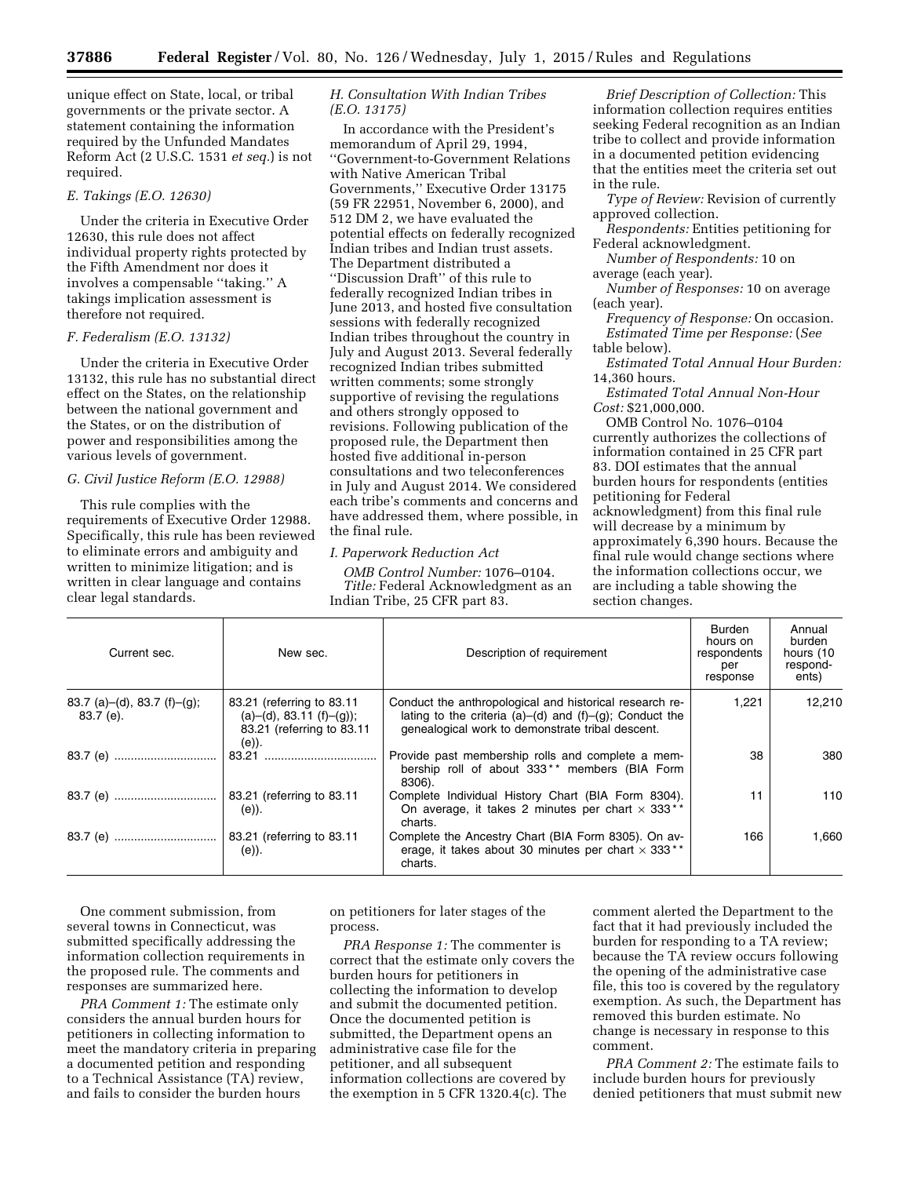unique effect on State, local, or tribal governments or the private sector. A statement containing the information required by the Unfunded Mandates Reform Act (2 U.S.C. 1531 *et seq.*) is not required.

### E. Takings (E.O. 12630)

Under the criteria in Executive Order 12630, this rule does not affect individual property rights protected by the Fifth Amendment nor does it involves a compensable ''taking.'' A takings implication assessment is therefore not required.

### F. Federalism (E.O. 13132)

Under the criteria in Executive Order 13132, this rule has no substantial direct effect on the States, on the relationship between the national government and the States, or on the distribution of power and responsibilities among the various levels of government.

### G. Civil Justice Reform (E.O. 12988)

This rule complies with the requirements of Executive Order 12988. Specifically, this rule has been reviewed to eliminate errors and ambiguity and written to minimize litigation; and is written in clear language and contains clear legal standards.

### H. Consultation With Indian Tribes (E.O. 13175)

In accordance with the President's memorandum of April 29, 1994, ''Government-to-Government Relations with Native American Tribal Governments,'' Executive Order 13175 (59 FR 22951, November 6, 2000), and 512 DM 2, we have evaluated the potential effects on federally recognized Indian tribes and Indian trust assets. The Department distributed a ''Discussion Draft'' of this rule to federally recognized Indian tribes in June 2013, and hosted five consultation sessions with federally recognized Indian tribes throughout the country in July and August 2013. Several federally recognized Indian tribes submitted written comments; some strongly supportive of revising the regulations and others strongly opposed to revisions. Following publication of the proposed rule, the Department then hosted five additional in-person consultations and two teleconferences in July and August 2014. We considered each tribe's comments and concerns and have addressed them, where possible, in the final rule.

### I. Paperwork Reduction Act

*OMB Control Number:* 1076–0104.

*Title:* Federal Acknowledgment as an Indian Tribe, 25 CFR part 83.

*Brief Description of Collection:* This information collection requires entities seeking Federal recognition as an Indian tribe to collect and provide information in a documented petition evidencing that the entities meet the criteria set out in the rule.

*Type of Review:* Revision of currently approved collection.

*Respondents:* Entities petitioning for Federal acknowledgment.

*Number of Respondents:* 10 on average (each year).

*Number of Responses:* 10 on average (each year).

*Frequency of Response:* On occasion.

*Estimated Time per Response:* (*See* table below).

*Estimated Total Annual Hour Burden:* 14,360 hours.

*Estimated Total Annual Non-Hour Cost:* $21,000,000.

OMB Control No. 1076–0104 currently authorizes the collections of information contained in 25 CFR part 83. DOI estimates that the annual burden hours for respondents (entities petitioning for Federal acknowledgment) from this final rule will decrease by a minimum by approximately 6,390 hours. Because the final rule would change sections where the information collections occur, we are including a table showing the section changes.

| Current sec. | New sec. | Description of requirement | Burden hours on respondents per response | Annual burden hours (10 respondents) |
|---|---|---|---|---|
| 83.7 (a)–(d), 83.7 (f)–(g); 83.7 (e). | 83.21 (referring to 83.11 (a)–(d), 83.11 (f)–(g)); 83.21 (referring to 83.11 (e)). | Conduct the anthropological and historical research relating to the criteria (a)–(d) and (f)–(g); Conduct the genealogical work to demonstrate tribal descent. | 1,221 | 12,210 |
| 83.7 (e) | 83.21 | Provide past membership rolls and complete a membership roll of about 333** members (BIA Form 8306). | 38 | 380 |
| 83.7 (e) | 83.21 (referring to 83.11 (e)). | Complete Individual History Chart (BIA Form 8304). On average, it takes 2 minutes per chart × 333** charts. | 11 | 110 |
| 83.7 (e) | 83.21 (referring to 83.11 (e)). | Complete the Ancestry Chart (BIA Form 8305). On average, it takes about 30 minutes per chart × 333** charts. | 166 | 1,660 |

One comment submission, from several towns in Connecticut, was submitted specifically addressing the information collection requirements in the proposed rule. The comments and responses are summarized here.

*PRA Comment 1:* The estimate only considers the annual burden hours for petitioners in collecting information to meet the mandatory criteria in preparing a documented petition and responding to a Technical Assistance (TA) review, and fails to consider the burden hours on petitioners for later stages of the process.

*PRA Response 1:* The commenter is correct that the estimate only covers the burden hours for petitioners in collecting the information to develop and submit the documented petition. Once the documented petition is submitted, the Department opens an administrative case file for the petitioner, and all subsequent information collections are covered by the exemption in 5 CFR 1320.4(c). The comment alerted the Department to the fact that it had previously included the burden for responding to a TA review; because the TA review occurs following the opening of the administrative case file, this too is covered by the regulatory exemption. As such, the Department has removed this burden estimate. No change is necessary in response to this comment.

*PRA Comment 2:* The estimate fails to include burden hours for previously denied petitioners that must submit new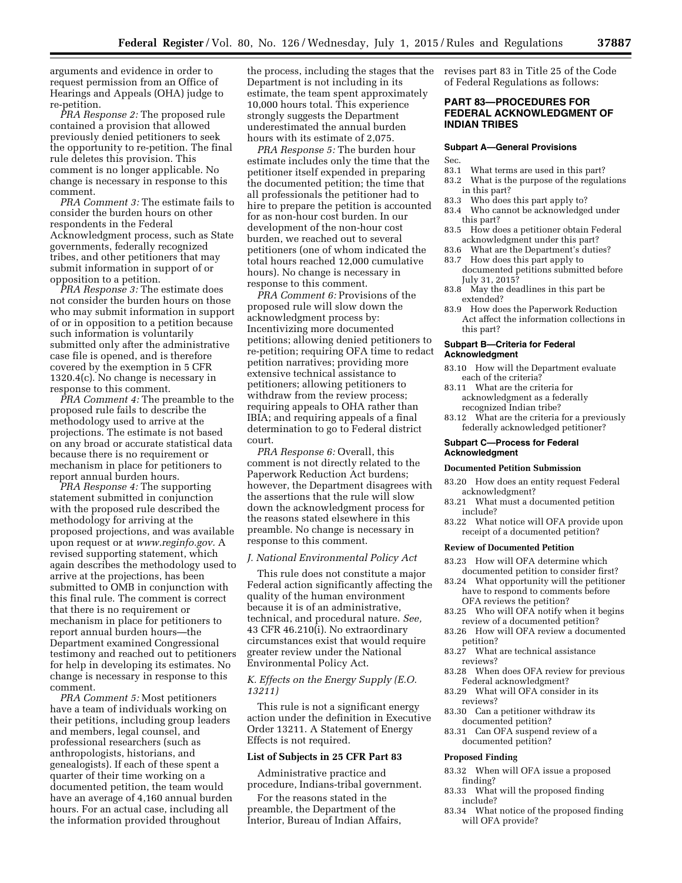arguments and evidence in order to request permission from an Office of Hearings and Appeals (OHA) judge to re-petition.

*PRA Response 2:* The proposed rule contained a provision that allowed previously denied petitioners to seek the opportunity to re-petition. The final rule deletes this provision. This comment is no longer applicable. No change is necessary in response to this comment.

*PRA Comment 3:* The estimate fails to consider the burden hours on other respondents in the Federal Acknowledgment process, such as State governments, federally recognized tribes, and other petitioners that may submit information in support of or opposition to a petition.

*PRA Response 3:* The estimate does not consider the burden hours on those who may submit information in support of or in opposition to a petition because such information is voluntarily submitted only after the administrative case file is opened, and is therefore covered by the exemption in 5 CFR 1320.4(c). No change is necessary in response to this comment.

*PRA Comment 4:* The preamble to the proposed rule fails to describe the methodology used to arrive at the projections. The estimate is not based on any broad or accurate statistical data because there is no requirement or mechanism in place for petitioners to report annual burden hours.

*PRA Response 4:* The supporting statement submitted in conjunction with the proposed rule described the methodology for arriving at the proposed projections, and was available upon request or at *www.reginfo.gov.* A revised supporting statement, which again describes the methodology used to arrive at the projections, has been submitted to OMB in conjunction with this final rule. The comment is correct that there is no requirement or mechanism in place for petitioners to report annual burden hours—the Department examined Congressional testimony and reached out to petitioners for help in developing its estimates. No change is necessary in response to this comment.

*PRA Comment 5:* Most petitioners have a team of individuals working on their petitions, including group leaders and members, legal counsel, and professional researchers (such as anthropologists, historians, and genealogists). If each of these spent a quarter of their time working on a documented petition, the team would have an average of 4,160 annual burden hours. For an actual case, including all the information provided throughout the process, including the stages that the Department is not including in its estimate, the team spent approximately 10,000 hours total. This experience strongly suggests the Department underestimated the annual burden hours with its estimate of 2,075.

*PRA Response 5:* The burden hour estimate includes only the time that the petitioner itself expended in preparing the documented petition; the time that all professionals the petitioner had to hire to prepare the petition is accounted for as non-hour cost burden. In our development of the non-hour cost burden, we reached out to several petitioners (one of whom indicated the total hours reached 12,000 cumulative hours). No change is necessary in response to this comment.

*PRA Comment 6:* Provisions of the proposed rule will slow down the acknowledgment process by: Incentivizing more documented petitions; allowing denied petitioners to re-petition; requiring OFA time to redact petition narratives; providing more extensive technical assistance to petitioners; allowing petitioners to withdraw from the review process; requiring appeals to OHA rather than IBIA; and requiring appeals of a final determination to go to Federal district court.

*PRA Response 6:* Overall, this comment is not directly related to the Paperwork Reduction Act burdens; however, the Department disagrees with the assertions that the rule will slow down the acknowledgment process for the reasons stated elsewhere in this preamble. No change is necessary in response to this comment.

### *J. National Environmental Policy Act*

This rule does not constitute a major Federal action significantly affecting the quality of the human environment because it is of an administrative, technical, and procedural nature. *See,* 43 CFR 46.210(i). No extraordinary circumstances exist that would require greater review under the National Environmental Policy Act.

### *K. Effects on the Energy Supply (E.O. 13211)*

This rule is not a significant energy action under the definition in Executive Order 13211. A Statement of Energy Effects is not required.

### List of Subjects in 25 CFR Part 83

Administrative practice and procedure, Indians-tribal government.

For the reasons stated in the preamble, the Department of the Interior, Bureau of Indian Affairs, revises part 83 in Title 25 of the Code of Federal Regulations as follows:

## PART 83—PROCEDURES FOR FEDERAL ACKNOWLEDGMENT OF INDIAN TRIBES

### Subpart A—General Provisions

Sec.
83.1 What terms are used in this part?
83.2 What is the purpose of the regulations in this part?
83.3 Who does this part apply to?
83.4 Who cannot be acknowledged under this part?
83.5 How does a petitioner obtain Federal acknowledgment under this part?
83.6 What are the Department's duties?
83.7 How does this part apply to documented petitions submitted before July 31, 2015?
83.8 May the deadlines in this part be extended?
83.9 How does the Paperwork Reduction Act affect the information collections in this part?

### Subpart B—Criteria for Federal Acknowledgment

83.10 How will the Department evaluate each of the criteria?
83.11 What are the criteria for acknowledgment as a federally recognized Indian tribe?
83.12 What are the criteria for a previously federally acknowledged petitioner?

### Subpart C—Process for Federal Acknowledgment

#### Documented Petition Submission

83.20 How does an entity request Federal acknowledgment?
83.21 What must a documented petition include?
83.22 What notice will OFA provide upon receipt of a documented petition?

#### Review of Documented Petition

83.23 How will OFA determine which documented petition to consider first?
83.24 What opportunity will the petitioner have to respond to comments before OFA reviews the petition?
83.25 Who will OFA notify when it begins review of a documented petition?
83.26 How will OFA review a documented petition?
83.27 What are technical assistance reviews?
83.28 When does OFA review for previous Federal acknowledgment?
83.29 What will OFA consider in its reviews?
83.30 Can a petitioner withdraw its documented petition?
83.31 Can OFA suspend review of a documented petition?

#### Proposed Finding

83.32 When will OFA issue a proposed finding?
83.33 What will the proposed finding include?
83.34 What notice of the proposed finding will OFA provide?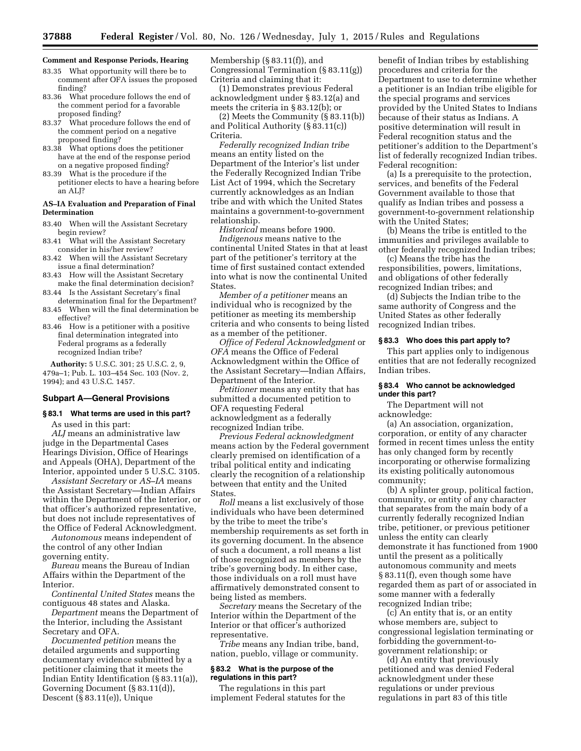**Comment and Response Periods, Hearing**

83.35 What opportunity will there be to comment after OFA issues the proposed finding?

83.36 What procedure follows the end of the comment period for a favorable proposed finding?

83.37 What procedure follows the end of the comment period on a negative proposed finding?

83.38 What options does the petitioner have at the end of the response period on a negative proposed finding?

83.39 What is the procedure if the petitioner elects to have a hearing before an ALJ?

**AS–IA Evaluation and Preparation of Final Determination**

83.40 When will the Assistant Secretary begin review?

83.41 What will the Assistant Secretary consider in his/her review?

83.42 When will the Assistant Secretary issue a final determination?

83.43 How will the Assistant Secretary make the final determination decision?

83.44 Is the Assistant Secretary's final determination final for the Department?

83.45 When will the final determination be effective?

83.46 How is a petitioner with a positive final determination integrated into Federal programs as a federally recognized Indian tribe?

**Authority:** 5 U.S.C. 301; 25 U.S.C. 2, 9, 479a–1; Pub. L. 103–454 Sec. 103 (Nov. 2, 1994); and 43 U.S.C. 1457.

## Subpart A—General Provisions

### § 83.1 What terms are used in this part?

As used in this part:

*ALJ* means an administrative law judge in the Departmental Cases Hearings Division, Office of Hearings and Appeals (OHA), Department of the Interior, appointed under 5 U.S.C. 3105.

*Assistant Secretary* or *AS–IA* means the Assistant Secretary—Indian Affairs within the Department of the Interior, or that officer's authorized representative, but does not include representatives of the Office of Federal Acknowledgment.

*Autonomous* means independent of the control of any other Indian governing entity.

*Bureau* means the Bureau of Indian Affairs within the Department of the Interior.

*Continental United States* means the contiguous 48 states and Alaska.

*Department* means the Department of the Interior, including the Assistant Secretary and OFA.

*Documented petition* means the detailed arguments and supporting documentary evidence submitted by a petitioner claiming that it meets the Indian Entity Identification (§ 83.11(a)), Governing Document (§ 83.11(d)), Descent (§ 83.11(e)), Unique Membership (§ 83.11(f)), and Congressional Termination (§ 83.11(g)) Criteria and claiming that it:

(1) Demonstrates previous Federal acknowledgment under § 83.12(a) and meets the criteria in § 83.12(b); or

(2) Meets the Community (§ 83.11(b)) and Political Authority (§ 83.11(c)) Criteria.

*Federally recognized Indian tribe* means an entity listed on the Department of the Interior's list under the Federally Recognized Indian Tribe List Act of 1994, which the Secretary currently acknowledges as an Indian tribe and with which the United States maintains a government-to-government relationship.

*Historical* means before 1900.

*Indigenous* means native to the continental United States in that at least part of the petitioner's territory at the time of first sustained contact extended into what is now the continental United States.

*Member of a petitioner* means an individual who is recognized by the petitioner as meeting its membership criteria and who consents to being listed as a member of the petitioner.

*Office of Federal Acknowledgment* or *OFA* means the Office of Federal Acknowledgment within the Office of the Assistant Secretary—Indian Affairs, Department of the Interior.

*Petitioner* means any entity that has submitted a documented petition to OFA requesting Federal acknowledgment as a federally recognized Indian tribe.

*Previous Federal acknowledgment* means action by the Federal government clearly premised on identification of a tribal political entity and indicating clearly the recognition of a relationship between that entity and the United States.

*Roll* means a list exclusively of those individuals who have been determined by the tribe to meet the tribe's membership requirements as set forth in its governing document. In the absence of such a document, a roll means a list of those recognized as members by the tribe's governing body. In either case, those individuals on a roll must have affirmatively demonstrated consent to being listed as members.

*Secretary* means the Secretary of the Interior within the Department of the Interior or that officer's authorized representative.

*Tribe* means any Indian tribe, band, nation, pueblo, village or community.

### § 83.2 What is the purpose of the regulations in this part?

The regulations in this part implement Federal statutes for the benefit of Indian tribes by establishing procedures and criteria for the Department to use to determine whether a petitioner is an Indian tribe eligible for the special programs and services provided by the United States to Indians because of their status as Indians. A positive determination will result in Federal recognition status and the petitioner's addition to the Department's list of federally recognized Indian tribes. Federal recognition:

(a) Is a prerequisite to the protection, services, and benefits of the Federal Government available to those that qualify as Indian tribes and possess a government-to-government relationship with the United States;

(b) Means the tribe is entitled to the immunities and privileges available to other federally recognized Indian tribes;

(c) Means the tribe has the responsibilities, powers, limitations, and obligations of other federally recognized Indian tribes; and

(d) Subjects the Indian tribe to the same authority of Congress and the United States as other federally recognized Indian tribes.

### § 83.3 Who does this part apply to?

This part applies only to indigenous entities that are not federally recognized Indian tribes.

### § 83.4 Who cannot be acknowledged under this part?

The Department will not acknowledge:

(a) An association, organization, corporation, or entity of any character formed in recent times unless the entity has only changed form by recently incorporating or otherwise formalizing its existing politically autonomous community;

(b) A splinter group, political faction, community, or entity of any character that separates from the main body of a currently federally recognized Indian tribe, petitioner, or previous petitioner unless the entity can clearly demonstrate it has functioned from 1900 until the present as a politically autonomous community and meets § 83.11(f), even though some have regarded them as part of or associated in some manner with a federally recognized Indian tribe;

(c) An entity that is, or an entity whose members are, subject to congressional legislation terminating or forbidding the government-to-government relationship; or

(d) An entity that previously petitioned and was denied Federal acknowledgment under these regulations or under previous regulations in part 83 of this title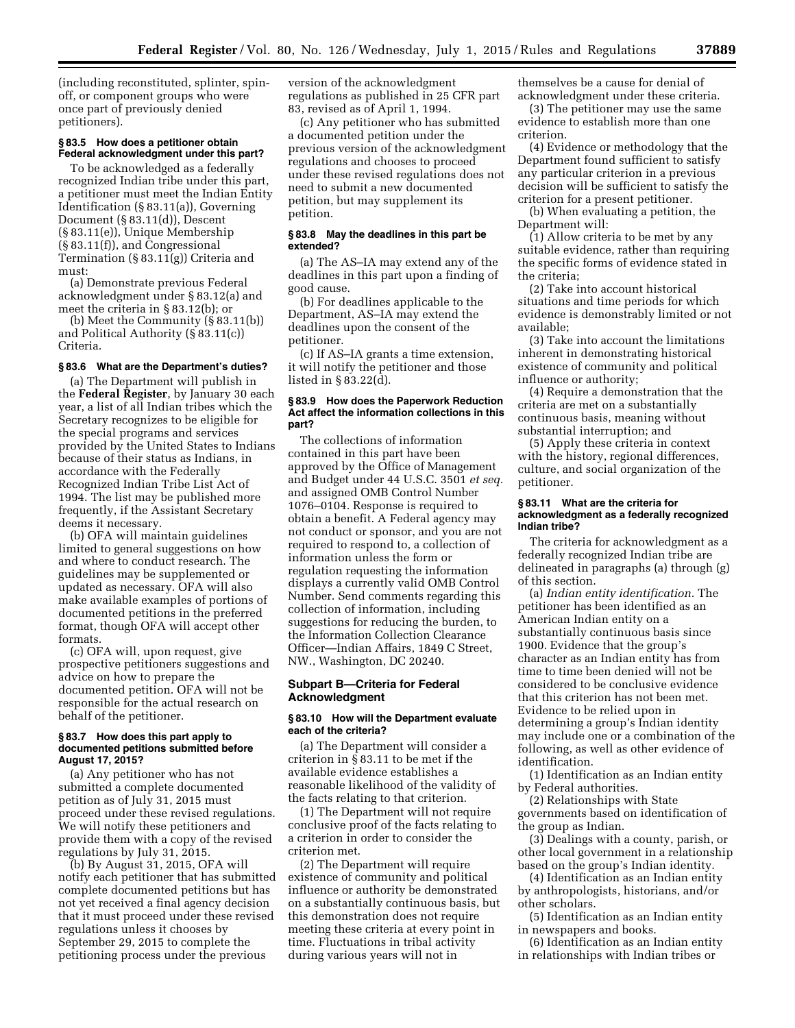(including reconstituted, splinter, spin-off, or component groups who were once part of previously denied petitioners).

#### § 83.5 How does a petitioner obtain Federal acknowledgment under this part?

To be acknowledged as a federally recognized Indian tribe under this part, a petitioner must meet the Indian Entity Identification (§ 83.11(a)), Governing Document (§ 83.11(d)), Descent (§ 83.11(e)), Unique Membership (§ 83.11(f)), and Congressional Termination (§ 83.11(g)) Criteria and must:

(a) Demonstrate previous Federal acknowledgment under § 83.12(a) and meet the criteria in § 83.12(b); or

(b) Meet the Community (§ 83.11(b)) and Political Authority (§ 83.11(c)) Criteria.

#### § 83.6 What are the Department's duties?

(a) The Department will publish in the **Federal Register**, by January 30 each year, a list of all Indian tribes which the Secretary recognizes to be eligible for the special programs and services provided by the United States to Indians because of their status as Indians, in accordance with the Federally Recognized Indian Tribe List Act of 1994. The list may be published more frequently, if the Assistant Secretary deems it necessary.

(b) OFA will maintain guidelines limited to general suggestions on how and where to conduct research. The guidelines may be supplemented or updated as necessary. OFA will also make available examples of portions of documented petitions in the preferred format, though OFA will accept other formats.

(c) OFA will, upon request, give prospective petitioners suggestions and advice on how to prepare the documented petition. OFA will not be responsible for the actual research on behalf of the petitioner.

#### § 83.7 How does this part apply to documented petitions submitted before August 17, 2015?

(a) Any petitioner who has not submitted a complete documented petition as of July 31, 2015 must proceed under these revised regulations. We will notify these petitioners and provide them with a copy of the revised regulations by July 31, 2015.

(b) By August 31, 2015, OFA will notify each petitioner that has submitted complete documented petitions but has not yet received a final agency decision that it must proceed under these revised regulations unless it chooses by September 29, 2015 to complete the petitioning process under the previous version of the acknowledgment regulations as published in 25 CFR part 83, revised as of April 1, 1994.

(c) Any petitioner who has submitted a documented petition under the previous version of the acknowledgment regulations and chooses to proceed under these revised regulations does not need to submit a new documented petition, but may supplement its petition.

#### § 83.8 May the deadlines in this part be extended?

(a) The AS–IA may extend any of the deadlines in this part upon a finding of good cause.

(b) For deadlines applicable to the Department, AS–IA may extend the deadlines upon the consent of the petitioner.

(c) If AS–IA grants a time extension, it will notify the petitioner and those listed in § 83.22(d).

#### § 83.9 How does the Paperwork Reduction Act affect the information collections in this part?

The collections of information contained in this part have been approved by the Office of Management and Budget under 44 U.S.C. 3501 *et seq.* and assigned OMB Control Number 1076–0104. Response is required to obtain a benefit. A Federal agency may not conduct or sponsor, and you are not required to respond to, a collection of information unless the form or regulation requesting the information displays a currently valid OMB Control Number. Send comments regarding this collection of information, including suggestions for reducing the burden, to the Information Collection Clearance Officer—Indian Affairs, 1849 C Street, NW., Washington, DC 20240.

### Subpart B—Criteria for Federal Acknowledgment

#### § 83.10 How will the Department evaluate each of the criteria?

(a) The Department will consider a criterion in § 83.11 to be met if the available evidence establishes a reasonable likelihood of the validity of the facts relating to that criterion.

(1) The Department will not require conclusive proof of the facts relating to a criterion in order to consider the criterion met.

(2) The Department will require existence of community and political influence or authority be demonstrated on a substantially continuous basis, but this demonstration does not require meeting these criteria at every point in time. Fluctuations in tribal activity during various years will not in themselves be a cause for denial of acknowledgment under these criteria.

(3) The petitioner may use the same evidence to establish more than one criterion.

(4) Evidence or methodology that the Department found sufficient to satisfy any particular criterion in a previous decision will be sufficient to satisfy the criterion for a present petitioner.

(b) When evaluating a petition, the Department will:

(1) Allow criteria to be met by any suitable evidence, rather than requiring the specific forms of evidence stated in the criteria;

(2) Take into account historical situations and time periods for which evidence is demonstrably limited or not available;

(3) Take into account the limitations inherent in demonstrating historical existence of community and political influence or authority;

(4) Require a demonstration that the criteria are met on a substantially continuous basis, meaning without substantial interruption; and

(5) Apply these criteria in context with the history, regional differences, culture, and social organization of the petitioner.

#### § 83.11 What are the criteria for acknowledgment as a federally recognized Indian tribe?

The criteria for acknowledgment as a federally recognized Indian tribe are delineated in paragraphs (a) through (g) of this section.

(a) *Indian entity identification.* The petitioner has been identified as an American Indian entity on a substantially continuous basis since 1900. Evidence that the group's character as an Indian entity has from time to time been denied will not be considered to be conclusive evidence that this criterion has not been met. Evidence to be relied upon in determining a group's Indian identity may include one or a combination of the following, as well as other evidence of identification.

(1) Identification as an Indian entity by Federal authorities.

(2) Relationships with State governments based on identification of the group as Indian.

(3) Dealings with a county, parish, or other local government in a relationship based on the group's Indian identity.

(4) Identification as an Indian entity by anthropologists, historians, and/or other scholars.

(5) Identification as an Indian entity in newspapers and books.

(6) Identification as an Indian entity in relationships with Indian tribes or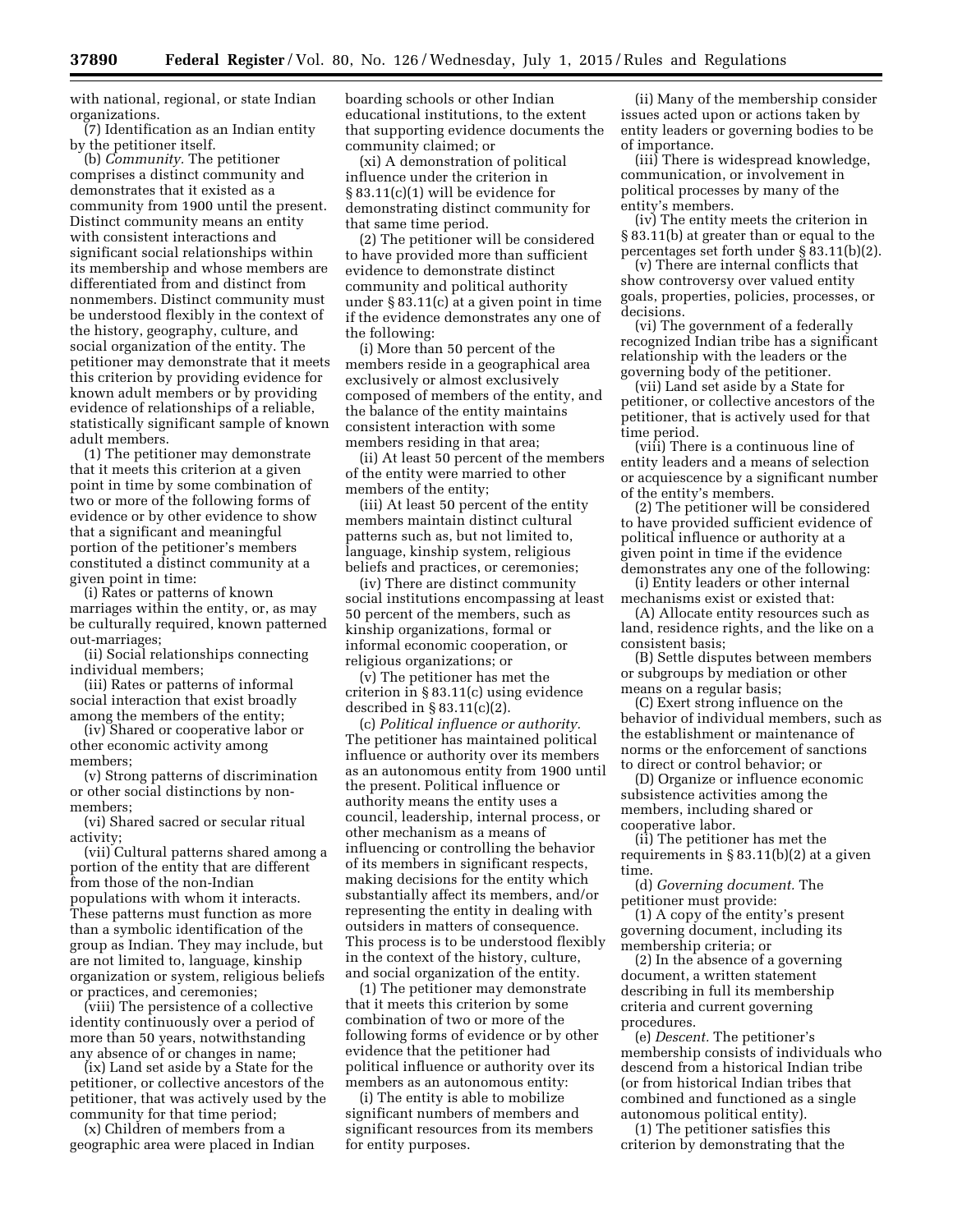with national, regional, or state Indian organizations.

(7) Identification as an Indian entity by the petitioner itself.

(b) *Community.* The petitioner comprises a distinct community and demonstrates that it existed as a community from 1900 until the present. Distinct community means an entity with consistent interactions and significant social relationships within its membership and whose members are differentiated from and distinct from nonmembers. Distinct community must be understood flexibly in the context of the history, geography, culture, and social organization of the entity. The petitioner may demonstrate that it meets this criterion by providing evidence for known adult members or by providing evidence of relationships of a reliable, statistically significant sample of known adult members.

(1) The petitioner may demonstrate that it meets this criterion at a given point in time by some combination of two or more of the following forms of evidence or by other evidence to show that a significant and meaningful portion of the petitioner's members constituted a distinct community at a given point in time:

(i) Rates or patterns of known marriages within the entity, or, as may be culturally required, known patterned out-marriages;

(ii) Social relationships connecting individual members;

(iii) Rates or patterns of informal social interaction that exist broadly among the members of the entity;

(iv) Shared or cooperative labor or other economic activity among members;

(v) Strong patterns of discrimination or other social distinctions by non-members;

(vi) Shared sacred or secular ritual activity;

(vii) Cultural patterns shared among a portion of the entity that are different from those of the non-Indian populations with whom it interacts. These patterns must function as more than a symbolic identification of the group as Indian. They may include, but are not limited to, language, kinship organization or system, religious beliefs or practices, and ceremonies;

(viii) The persistence of a collective identity continuously over a period of more than 50 years, notwithstanding any absence of or changes in name;

(ix) Land set aside by a State for the petitioner, or collective ancestors of the petitioner, that was actively used by the community for that time period;

(x) Children of members from a geographic area were placed in Indian boarding schools or other Indian educational institutions, to the extent that supporting evidence documents the community claimed; or

(xi) A demonstration of political influence under the criterion in § 83.11(c)(1) will be evidence for demonstrating distinct community for that same time period.

(2) The petitioner will be considered to have provided more than sufficient evidence to demonstrate distinct community and political authority under § 83.11(c) at a given point in time if the evidence demonstrates any one of the following:

(i) More than 50 percent of the members reside in a geographical area exclusively or almost exclusively composed of members of the entity, and the balance of the entity maintains consistent interaction with some members residing in that area;

(ii) At least 50 percent of the members of the entity were married to other members of the entity;

(iii) At least 50 percent of the entity members maintain distinct cultural patterns such as, but not limited to, language, kinship system, religious beliefs and practices, or ceremonies;

(iv) There are distinct community social institutions encompassing at least 50 percent of the members, such as kinship organizations, formal or informal economic cooperation, or religious organizations; or

(v) The petitioner has met the criterion in § 83.11(c) using evidence described in § 83.11(c)(2).

(c) *Political influence or authority.* The petitioner has maintained political influence or authority over its members as an autonomous entity from 1900 until the present. Political influence or authority means the entity uses a council, leadership, internal process, or other mechanism as a means of influencing or controlling the behavior of its members in significant respects, making decisions for the entity which substantially affect its members, and/or representing the entity in dealing with outsiders in matters of consequence. This process is to be understood flexibly in the context of the history, culture, and social organization of the entity.

(1) The petitioner may demonstrate that it meets this criterion by some combination of two or more of the following forms of evidence or by other evidence that the petitioner had political influence or authority over its members as an autonomous entity:

(i) The entity is able to mobilize significant numbers of members and significant resources from its members for entity purposes.

(ii) Many of the membership consider issues acted upon or actions taken by entity leaders or governing bodies to be of importance.

(iii) There is widespread knowledge, communication, or involvement in political processes by many of the entity's members.

(iv) The entity meets the criterion in § 83.11(b) at greater than or equal to the percentages set forth under § 83.11(b)(2).

(v) There are internal conflicts that show controversy over valued entity goals, properties, policies, processes, or decisions.

(vi) The government of a federally recognized Indian tribe has a significant relationship with the leaders or the governing body of the petitioner.

(vii) Land set aside by a State for petitioner, or collective ancestors of the petitioner, that is actively used for that time period.

(viii) There is a continuous line of entity leaders and a means of selection or acquiescence by a significant number of the entity's members.

(2) The petitioner will be considered to have provided sufficient evidence of political influence or authority at a given point in time if the evidence demonstrates any one of the following:

(i) Entity leaders or other internal mechanisms exist or existed that:

(A) Allocate entity resources such as land, residence rights, and the like on a consistent basis;

(B) Settle disputes between members or subgroups by mediation or other means on a regular basis;

(C) Exert strong influence on the behavior of individual members, such as the establishment or maintenance of norms or the enforcement of sanctions to direct or control behavior; or

(D) Organize or influence economic subsistence activities among the members, including shared or cooperative labor.

(ii) The petitioner has met the requirements in § 83.11(b)(2) at a given time.

(d) *Governing document.* The petitioner must provide:

(1) A copy of the entity's present governing document, including its membership criteria; or

(2) In the absence of a governing document, a written statement describing in full its membership criteria and current governing procedures.

(e) *Descent.* The petitioner's membership consists of individuals who descend from a historical Indian tribe (or from historical Indian tribes that combined and functioned as a single autonomous political entity).

(1) The petitioner satisfies this criterion by demonstrating that the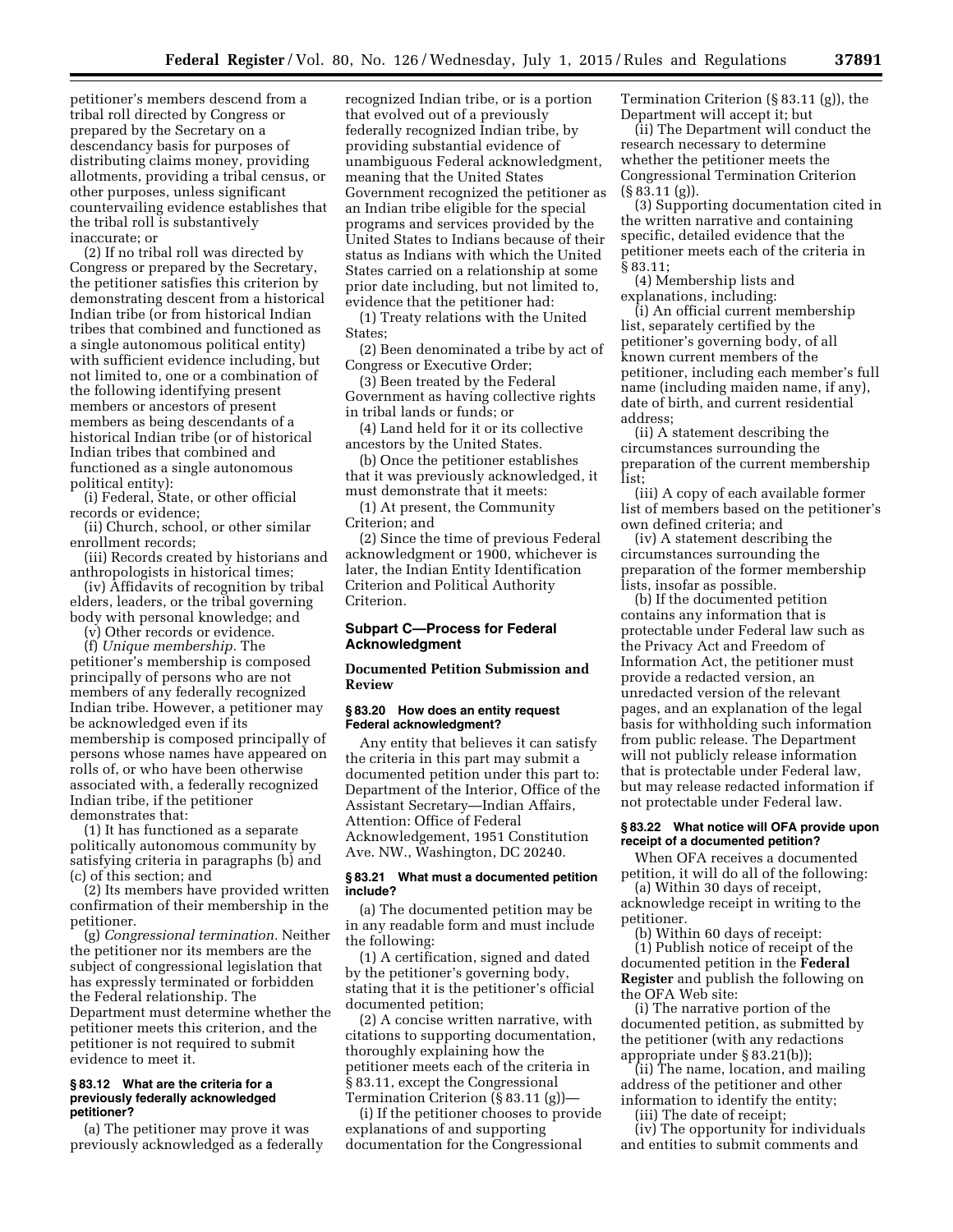petitioner's members descend from a tribal roll directed by Congress or prepared by the Secretary on a descendancy basis for purposes of distributing claims money, providing allotments, providing a tribal census, or other purposes, unless significant countervailing evidence establishes that the tribal roll is substantively inaccurate; or

(2) If no tribal roll was directed by Congress or prepared by the Secretary, the petitioner satisfies this criterion by demonstrating descent from a historical Indian tribe (or from historical Indian tribes that combined and functioned as a single autonomous political entity) with sufficient evidence including, but not limited to, one or a combination of the following identifying present members or ancestors of present members as being descendants of a historical Indian tribe (or of historical Indian tribes that combined and functioned as a single autonomous political entity):

(i) Federal, State, or other official records or evidence;

(ii) Church, school, or other similar enrollment records;

(iii) Records created by historians and anthropologists in historical times;

(iv) Affidavits of recognition by tribal elders, leaders, or the tribal governing body with personal knowledge; and

(v) Other records or evidence.

(f) *Unique membership.* The petitioner's membership is composed principally of persons who are not members of any federally recognized Indian tribe. However, a petitioner may be acknowledged even if its membership is composed principally of persons whose names have appeared on rolls of, or who have been otherwise associated with, a federally recognized Indian tribe, if the petitioner demonstrates that:

(1) It has functioned as a separate politically autonomous community by satisfying criteria in paragraphs (b) and (c) of this section; and

(2) Its members have provided written confirmation of their membership in the petitioner.

(g) *Congressional termination.* Neither the petitioner nor its members are the subject of congressional legislation that has expressly terminated or forbidden the Federal relationship. The Department must determine whether the petitioner meets this criterion, and the petitioner is not required to submit evidence to meet it.

#### § 83.12 What are the criteria for a previously federally acknowledged petitioner?

(a) The petitioner may prove it was previously acknowledged as a federally recognized Indian tribe, or is a portion that evolved out of a previously federally recognized Indian tribe, by providing substantial evidence of unambiguous Federal acknowledgment, meaning that the United States Government recognized the petitioner as an Indian tribe eligible for the special programs and services provided by the United States to Indians because of their status as Indians with which the United States carried on a relationship at some prior date including, but not limited to, evidence that the petitioner had:

(1) Treaty relations with the United States;

(2) Been denominated a tribe by act of Congress or Executive Order;

(3) Been treated by the Federal Government as having collective rights in tribal lands or funds; or

(4) Land held for it or its collective ancestors by the United States.

(b) Once the petitioner establishes that it was previously acknowledged, it must demonstrate that it meets:

(1) At present, the Community Criterion; and

(2) Since the time of previous Federal acknowledgment or 1900, whichever is later, the Indian Entity Identification Criterion and Political Authority Criterion.

### Subpart C—Process for Federal Acknowledgment

#### Documented Petition Submission and Review

#### § 83.20 How does an entity request Federal acknowledgment?

Any entity that believes it can satisfy the criteria in this part may submit a documented petition under this part to: Department of the Interior, Office of the Assistant Secretary—Indian Affairs, Attention: Office of Federal Acknowledgement, 1951 Constitution Ave. NW., Washington, DC 20240.

#### § 83.21 What must a documented petition include?

(a) The documented petition may be in any readable form and must include the following:

(1) A certification, signed and dated by the petitioner's governing body, stating that it is the petitioner's official documented petition;

(2) A concise written narrative, with citations to supporting documentation, thoroughly explaining how the petitioner meets each of the criteria in § 83.11, except the Congressional Termination Criterion (§ 83.11 (g))—

(i) If the petitioner chooses to provide explanations of and supporting documentation for the Congressional Termination Criterion (§ 83.11 (g)), the Department will accept it; but

(ii) The Department will conduct the research necessary to determine whether the petitioner meets the Congressional Termination Criterion (§ 83.11 (g)).

(3) Supporting documentation cited in the written narrative and containing specific, detailed evidence that the petitioner meets each of the criteria in § 83.11;

(4) Membership lists and explanations, including:

(i) An official current membership list, separately certified by the petitioner's governing body, of all known current members of the petitioner, including each member's full name (including maiden name, if any), date of birth, and current residential address;

(ii) A statement describing the circumstances surrounding the preparation of the current membership list;

(iii) A copy of each available former list of members based on the petitioner's own defined criteria; and

(iv) A statement describing the circumstances surrounding the preparation of the former membership lists, insofar as possible.

(b) If the documented petition contains any information that is protectable under Federal law such as the Privacy Act and Freedom of Information Act, the petitioner must provide a redacted version, an unredacted version of the relevant pages, and an explanation of the legal basis for withholding such information from public release. The Department will not publicly release information that is protectable under Federal law, but may release redacted information if not protectable under Federal law.

#### § 83.22 What notice will OFA provide upon receipt of a documented petition?

When OFA receives a documented petition, it will do all of the following:

(a) Within 30 days of receipt, acknowledge receipt in writing to the petitioner.

(b) Within 60 days of receipt:

(1) Publish notice of receipt of the documented petition in the **Federal Register** and publish the following on the OFA Web site:

(i) The narrative portion of the documented petition, as submitted by the petitioner (with any redactions appropriate under § 83.21(b));

(ii) The name, location, and mailing address of the petitioner and other information to identify the entity;

(iii) The date of receipt;

(iv) The opportunity for individuals and entities to submit comments and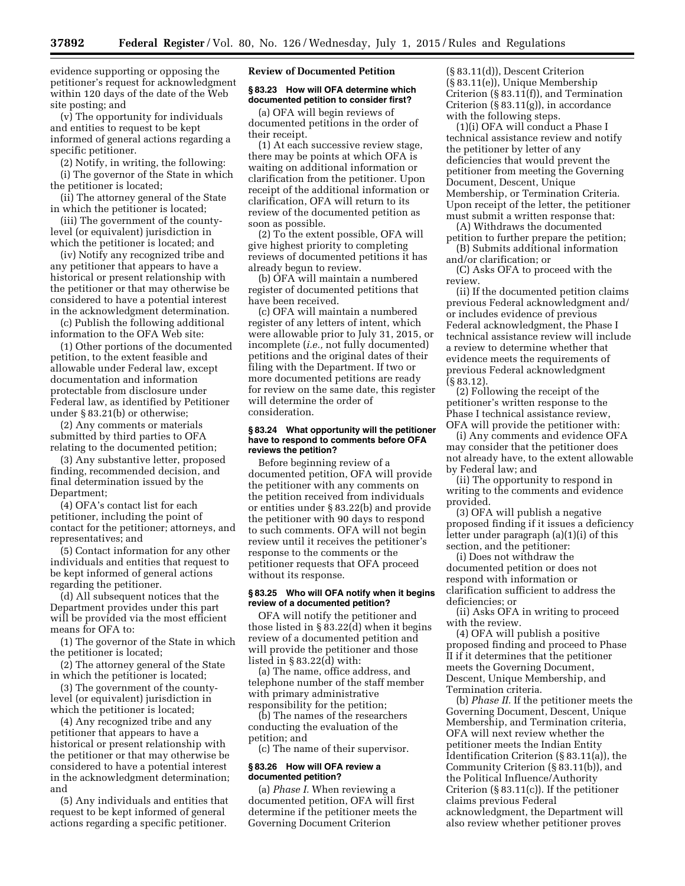evidence supporting or opposing the petitioner's request for acknowledgment within 120 days of the date of the Web site posting; and

(v) The opportunity for individuals and entities to request to be kept informed of general actions regarding a specific petitioner.

(2) Notify, in writing, the following:

(i) The governor of the State in which the petitioner is located;

(ii) The attorney general of the State in which the petitioner is located;

(iii) The government of the county-level (or equivalent) jurisdiction in which the petitioner is located; and

(iv) Notify any recognized tribe and any petitioner that appears to have a historical or present relationship with the petitioner or that may otherwise be considered to have a potential interest in the acknowledgment determination.

(c) Publish the following additional information to the OFA Web site:

(1) Other portions of the documented petition, to the extent feasible and allowable under Federal law, except documentation and information protectable from disclosure under Federal law, as identified by Petitioner under § 83.21(b) or otherwise;

(2) Any comments or materials submitted by third parties to OFA relating to the documented petition;

(3) Any substantive letter, proposed finding, recommended decision, and final determination issued by the Department;

(4) OFA's contact list for each petitioner, including the point of contact for the petitioner; attorneys, and representatives; and

(5) Contact information for any other individuals and entities that request to be kept informed of general actions regarding the petitioner.

(d) All subsequent notices that the Department provides under this part will be provided via the most efficient means for OFA to:

(1) The governor of the State in which the petitioner is located;

(2) The attorney general of the State in which the petitioner is located;

(3) The government of the county-level (or equivalent) jurisdiction in which the petitioner is located;

(4) Any recognized tribe and any petitioner that appears to have a historical or present relationship with the petitioner or that may otherwise be considered to have a potential interest in the acknowledgment determination; and

(5) Any individuals and entities that request to be kept informed of general actions regarding a specific petitioner.

## Review of Documented Petition

### § 83.23 How will OFA determine which documented petition to consider first?

(a) OFA will begin reviews of documented petitions in the order of their receipt.

(1) At each successive review stage, there may be points at which OFA is waiting on additional information or clarification from the petitioner. Upon receipt of the additional information or clarification, OFA will return to its review of the documented petition as soon as possible.

(2) To the extent possible, OFA will give highest priority to completing reviews of documented petitions it has already begun to review.

(b) OFA will maintain a numbered register of documented petitions that have been received.

(c) OFA will maintain a numbered register of any letters of intent, which were allowable prior to July 31, 2015, or incomplete (*i.e.,* not fully documented) petitions and the original dates of their filing with the Department. If two or more documented petitions are ready for review on the same date, this register will determine the order of consideration.

### § 83.24 What opportunity will the petitioner have to respond to comments before OFA reviews the petition?

Before beginning review of a documented petition, OFA will provide the petitioner with any comments on the petition received from individuals or entities under § 83.22(b) and provide the petitioner with 90 days to respond to such comments. OFA will not begin review until it receives the petitioner's response to the comments or the petitioner requests that OFA proceed without its response.

### § 83.25 Who will OFA notify when it begins review of a documented petition?

OFA will notify the petitioner and those listed in § 83.22(d) when it begins review of a documented petition and will provide the petitioner and those listed in § 83.22(d) with:

(a) The name, office address, and telephone number of the staff member with primary administrative responsibility for the petition;

(b) The names of the researchers conducting the evaluation of the petition; and

(c) The name of their supervisor.

### § 83.26 How will OFA review a documented petition?

(a) *Phase I.* When reviewing a documented petition, OFA will first determine if the petitioner meets the Governing Document Criterion (§ 83.11(d)), Descent Criterion (§ 83.11(e)), Unique Membership Criterion (§ 83.11(f)), and Termination Criterion (§ 83.11(g)), in accordance with the following steps.

(1)(i) OFA will conduct a Phase I technical assistance review and notify the petitioner by letter of any deficiencies that would prevent the petitioner from meeting the Governing Document, Descent, Unique Membership, or Termination Criteria. Upon receipt of the letter, the petitioner must submit a written response that:

(A) Withdraws the documented petition to further prepare the petition;

(B) Submits additional information and/or clarification; or

(C) Asks OFA to proceed with the review.

(ii) If the documented petition claims previous Federal acknowledgment and/or includes evidence of previous Federal acknowledgment, the Phase I technical assistance review will include a review to determine whether that evidence meets the requirements of previous Federal acknowledgment (§ 83.12).

(2) Following the receipt of the petitioner's written response to the Phase I technical assistance review, OFA will provide the petitioner with:

(i) Any comments and evidence OFA may consider that the petitioner does not already have, to the extent allowable by Federal law; and

(ii) The opportunity to respond in writing to the comments and evidence provided.

(3) OFA will publish a negative proposed finding if it issues a deficiency letter under paragraph (a)(1)(i) of this section, and the petitioner:

(i) Does not withdraw the documented petition or does not respond with information or clarification sufficient to address the deficiencies; or

(ii) Asks OFA in writing to proceed with the review.

(4) OFA will publish a positive proposed finding and proceed to Phase II if it determines that the petitioner meets the Governing Document, Descent, Unique Membership, and Termination criteria.

(b) *Phase II.* If the petitioner meets the Governing Document, Descent, Unique Membership, and Termination criteria, OFA will next review whether the petitioner meets the Indian Entity Identification Criterion (§ 83.11(a)), the Community Criterion (§ 83.11(b)), and the Political Influence/Authority Criterion (§ 83.11(c)). If the petitioner claims previous Federal acknowledgment, the Department will also review whether petitioner proves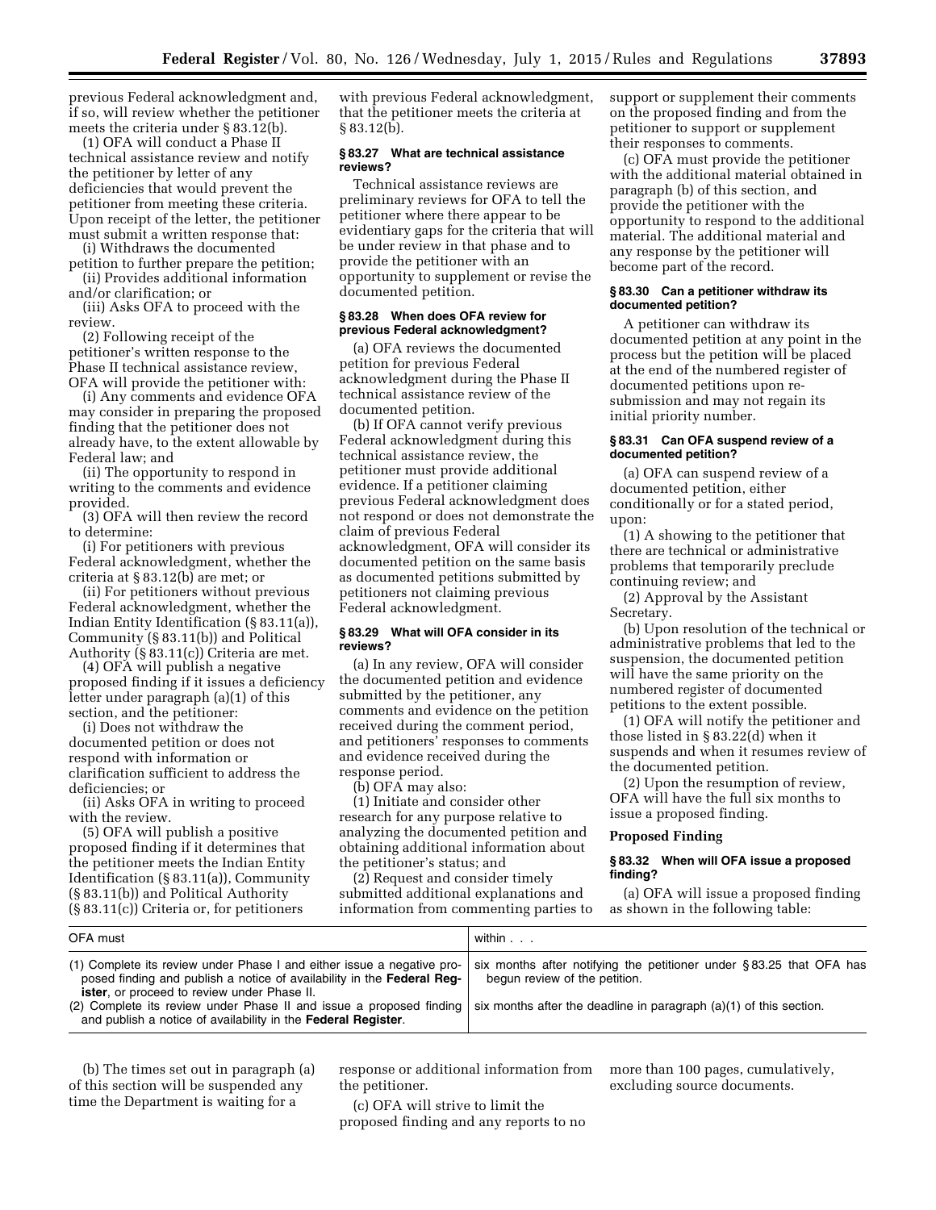previous Federal acknowledgment and, if so, will review whether the petitioner meets the criteria under § 83.12(b).

(1) OFA will conduct a Phase II technical assistance review and notify the petitioner by letter of any deficiencies that would prevent the petitioner from meeting these criteria. Upon receipt of the letter, the petitioner must submit a written response that:

(i) Withdraws the documented petition to further prepare the petition;

(ii) Provides additional information and/or clarification; or

(iii) Asks OFA to proceed with the review.

(2) Following receipt of the petitioner's written response to the Phase II technical assistance review, OFA will provide the petitioner with:

(i) Any comments and evidence OFA may consider in preparing the proposed finding that the petitioner does not already have, to the extent allowable by Federal law; and

(ii) The opportunity to respond in writing to the comments and evidence provided.

(3) OFA will then review the record to determine:

(i) For petitioners with previous Federal acknowledgment, whether the criteria at § 83.12(b) are met; or

(ii) For petitioners without previous Federal acknowledgment, whether the Indian Entity Identification (§ 83.11(a)), Community (§ 83.11(b)) and Political Authority (§ 83.11(c)) Criteria are met.

(4) OFA will publish a negative proposed finding if it issues a deficiency letter under paragraph (a)(1) of this section, and the petitioner:

(i) Does not withdraw the documented petition or does not respond with information or clarification sufficient to address the deficiencies; or

(ii) Asks OFA in writing to proceed with the review.

(5) OFA will publish a positive proposed finding if it determines that the petitioner meets the Indian Entity Identification (§ 83.11(a)), Community (§ 83.11(b)) and Political Authority (§ 83.11(c)) Criteria or, for petitioners with previous Federal acknowledgment, that the petitioner meets the criteria at § 83.12(b).

#### § 83.27 What are technical assistance reviews?

Technical assistance reviews are preliminary reviews for OFA to tell the petitioner where there appear to be evidentiary gaps for the criteria that will be under review in that phase and to provide the petitioner with an opportunity to supplement or revise the documented petition.

#### § 83.28 When does OFA review for previous Federal acknowledgment?

(a) OFA reviews the documented petition for previous Federal acknowledgment during the Phase II technical assistance review of the documented petition.

(b) If OFA cannot verify previous Federal acknowledgment during this technical assistance review, the petitioner must provide additional evidence. If a petitioner claiming previous Federal acknowledgment does not respond or does not demonstrate the claim of previous Federal acknowledgment, OFA will consider its documented petition on the same basis as documented petitions submitted by petitioners not claiming previous Federal acknowledgment.

#### § 83.29 What will OFA consider in its reviews?

(a) In any review, OFA will consider the documented petition and evidence submitted by the petitioner, any comments and evidence on the petition received during the comment period, and petitioners' responses to comments and evidence received during the response period.

(b) OFA may also:

(1) Initiate and consider other research for any purpose relative to analyzing the documented petition and obtaining additional information about the petitioner's status; and

(2) Request and consider timely submitted additional explanations and information from commenting parties to support or supplement their comments on the proposed finding and from the petitioner to support or supplement their responses to comments.

(c) OFA must provide the petitioner with the additional material obtained in paragraph (b) of this section, and provide the petitioner with the opportunity to respond to the additional material. The additional material and any response by the petitioner will become part of the record.

#### § 83.30 Can a petitioner withdraw its documented petition?

A petitioner can withdraw its documented petition at any point in the process but the petition will be placed at the end of the numbered register of documented petitions upon re-submission and may not regain its initial priority number.

#### § 83.31 Can OFA suspend review of a documented petition?

(a) OFA can suspend review of a documented petition, either conditionally or for a stated period, upon:

(1) A showing to the petitioner that there are technical or administrative problems that temporarily preclude continuing review; and

(2) Approval by the Assistant Secretary.

(b) Upon resolution of the technical or administrative problems that led to the suspension, the documented petition will have the same priority on the numbered register of documented petitions to the extent possible.

(1) OFA will notify the petitioner and those listed in § 83.22(d) when it suspends and when it resumes review of the documented petition.

(2) Upon the resumption of review, OFA will have the full six months to issue a proposed finding.

### Proposed Finding

#### § 83.32 When will OFA issue a proposed finding?

(a) OFA will issue a proposed finding as shown in the following table:

| OFA must | within . . . |
|---|---|
| (1) Complete its review under Phase I and either issue a negative proposed finding and publish a notice of availability in the **Federal Register**, or proceed to review under Phase II. | six months after notifying the petitioner under § 83.25 that OFA has begun review of the petition. |
| (2) Complete its review under Phase II and issue a proposed finding and publish a notice of availability in the **Federal Register**. | six months after the deadline in paragraph (a)(1) of this section. |

(b) The times set out in paragraph (a) of this section will be suspended any time the Department is waiting for a response or additional information from the petitioner.

(c) OFA will strive to limit the proposed finding and any reports to no more than 100 pages, cumulatively, excluding source documents.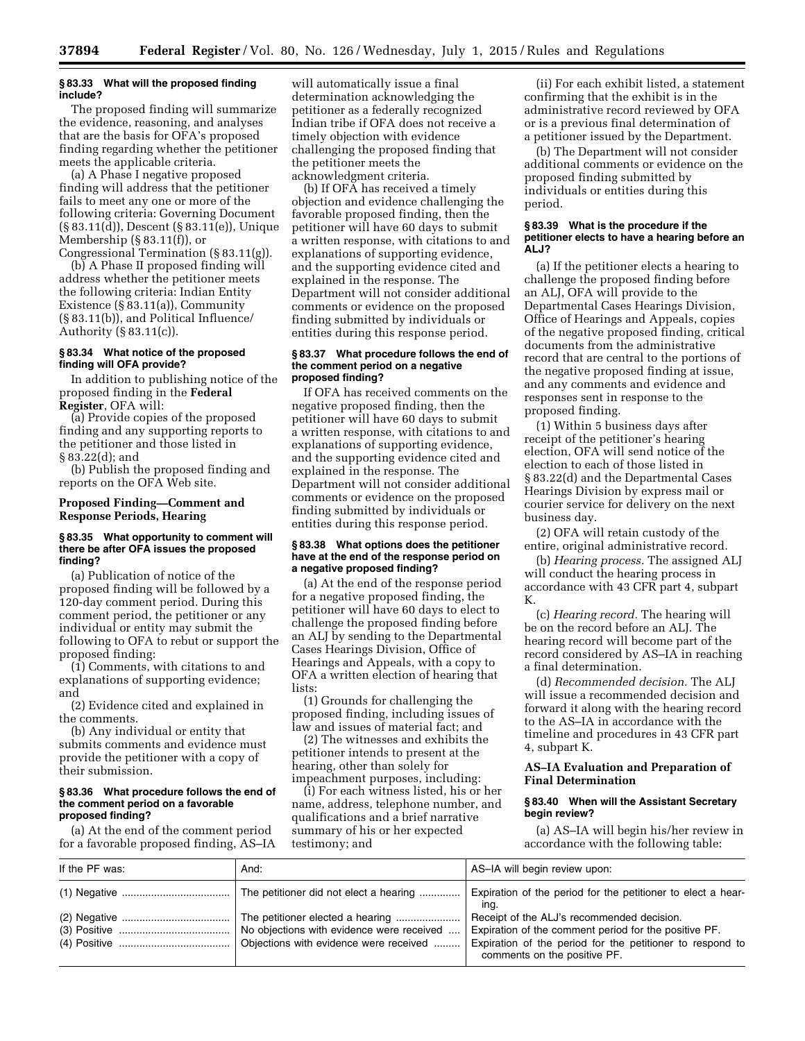### § 83.33 What will the proposed finding include?

The proposed finding will summarize the evidence, reasoning, and analyses that are the basis for OFA's proposed finding regarding whether the petitioner meets the applicable criteria.

(a) A Phase I negative proposed finding will address that the petitioner fails to meet any one or more of the following criteria: Governing Document (§ 83.11(d)), Descent (§ 83.11(e)), Unique Membership (§ 83.11(f)), or Congressional Termination (§ 83.11(g)).

(b) A Phase II proposed finding will address whether the petitioner meets the following criteria: Indian Entity Existence (§ 83.11(a)), Community (§ 83.11(b)), and Political Influence/Authority (§ 83.11(c)).

### § 83.34 What notice of the proposed finding will OFA provide?

In addition to publishing notice of the proposed finding in the **Federal Register**, OFA will:

(a) Provide copies of the proposed finding and any supporting reports to the petitioner and those listed in § 83.22(d); and

(b) Publish the proposed finding and reports on the OFA Web site.

## Proposed Finding—Comment and Response Periods, Hearing

### § 83.35 What opportunity to comment will there be after OFA issues the proposed finding?

(a) Publication of notice of the proposed finding will be followed by a 120-day comment period. During this comment period, the petitioner or any individual or entity may submit the following to OFA to rebut or support the proposed finding:

(1) Comments, with citations to and explanations of supporting evidence; and

(2) Evidence cited and explained in the comments.

(b) Any individual or entity that submits comments and evidence must provide the petitioner with a copy of their submission.

### § 83.36 What procedure follows the end of the comment period on a favorable proposed finding?

(a) At the end of the comment period for a favorable proposed finding, AS–IA will automatically issue a final determination acknowledging the petitioner as a federally recognized Indian tribe if OFA does not receive a timely objection with evidence challenging the proposed finding that the petitioner meets the acknowledgment criteria.

(b) If OFA has received a timely objection and evidence challenging the favorable proposed finding, then the petitioner will have 60 days to submit a written response, with citations to and explanations of supporting evidence, and the supporting evidence cited and explained in the response. The Department will not consider additional comments or evidence on the proposed finding submitted by individuals or entities during this response period.

### § 83.37 What procedure follows the end of the comment period on a negative proposed finding?

If OFA has received comments on the negative proposed finding, then the petitioner will have 60 days to submit a written response, with citations to and explanations of supporting evidence, and the supporting evidence cited and explained in the response. The Department will not consider additional comments or evidence on the proposed finding submitted by individuals or entities during this response period.

### § 83.38 What options does the petitioner have at the end of the response period on a negative proposed finding?

(a) At the end of the response period for a negative proposed finding, the petitioner will have 60 days to elect to challenge the proposed finding before an ALJ by sending to the Departmental Cases Hearings Division, Office of Hearings and Appeals, with a copy to OFA a written election of hearing that lists:

(1) Grounds for challenging the proposed finding, including issues of law and issues of material fact; and

(2) The witnesses and exhibits the petitioner intends to present at the hearing, other than solely for impeachment purposes, including:

(i) For each witness listed, his or her name, address, telephone number, and qualifications and a brief narrative summary of his or her expected testimony; and

(ii) For each exhibit listed, a statement confirming that the exhibit is in the administrative record reviewed by OFA or is a previous final determination of a petitioner issued by the Department.

(b) The Department will not consider additional comments or evidence on the proposed finding submitted by individuals or entities during this period.

### § 83.39 What is the procedure if the petitioner elects to have a hearing before an ALJ?

(a) If the petitioner elects a hearing to challenge the proposed finding before an ALJ, OFA will provide to the Departmental Cases Hearings Division, Office of Hearings and Appeals, copies of the negative proposed finding, critical documents from the administrative record that are central to the portions of the negative proposed finding at issue, and any comments and evidence and responses sent in response to the proposed finding.

(1) Within 5 business days after receipt of the petitioner's hearing election, OFA will send notice of the election to each of those listed in § 83.22(d) and the Departmental Cases Hearings Division by express mail or courier service for delivery on the next business day.

(2) OFA will retain custody of the entire, original administrative record.

(b) *Hearing process.* The assigned ALJ will conduct the hearing process in accordance with 43 CFR part 4, subpart K.

(c) *Hearing record.* The hearing will be on the record before an ALJ. The hearing record will become part of the record considered by AS–IA in reaching a final determination.

(d) *Recommended decision.* The ALJ will issue a recommended decision and forward it along with the hearing record to the AS–IA in accordance with the timeline and procedures in 43 CFR part 4, subpart K.

## AS–IA Evaluation and Preparation of Final Determination

### § 83.40 When will the Assistant Secretary begin review?

(a) AS–IA will begin his/her review in accordance with the following table:

| If the PF was: | And: | AS–IA will begin review upon: |
|---|---|---|
| (1) Negative | The petitioner did not elect a hearing | Expiration of the period for the petitioner to elect a hearing. |
| (2) Negative | The petitioner elected a hearing | Receipt of the ALJ's recommended decision. |
| (3) Positive | No objections with evidence were received | Expiration of the comment period for the positive PF. |
| (4) Positive | Objections with evidence were received | Expiration of the period for the petitioner to respond to comments on the positive PF. |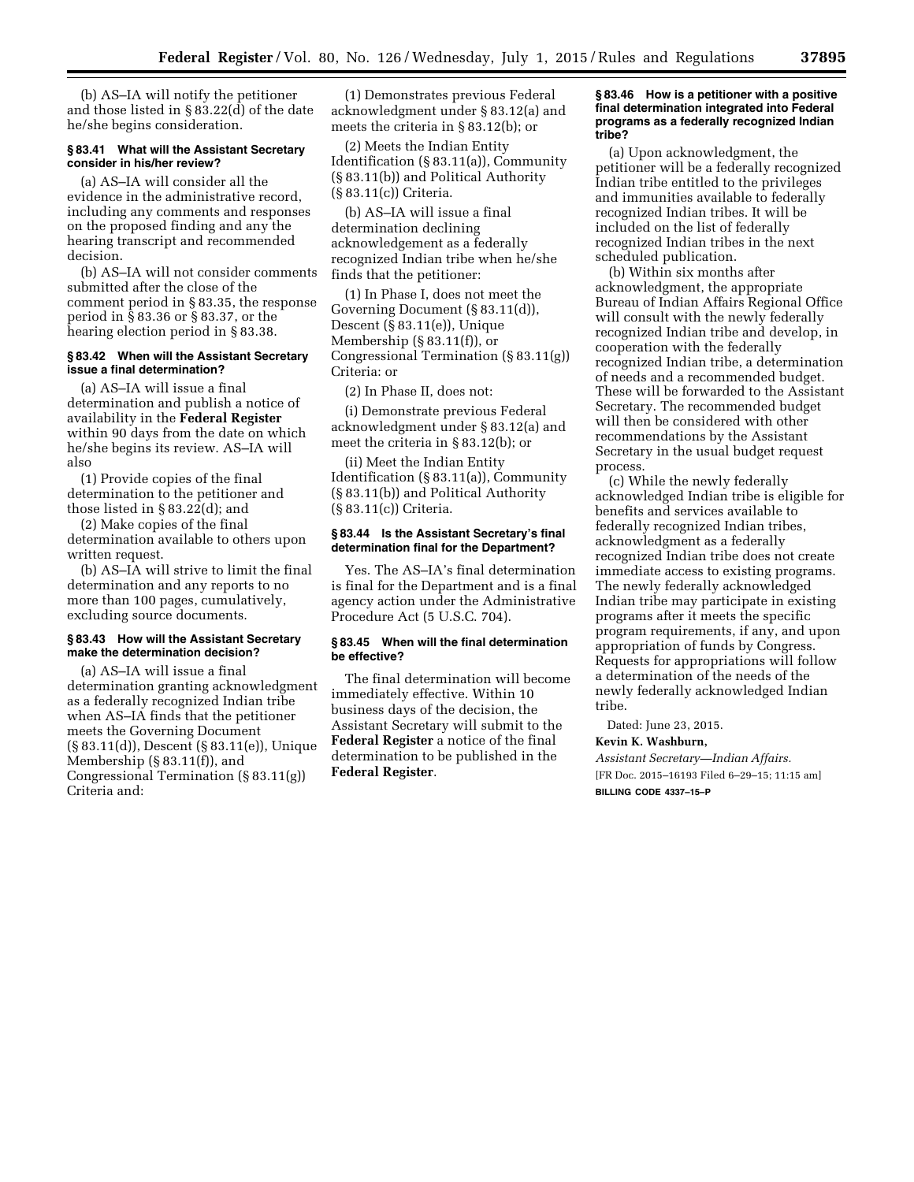(b) AS–IA will notify the petitioner and those listed in § 83.22(d) of the date he/she begins consideration.

#### § 83.41 What will the Assistant Secretary consider in his/her review?

(a) AS–IA will consider all the evidence in the administrative record, including any comments and responses on the proposed finding and any the hearing transcript and recommended decision.

(b) AS–IA will not consider comments submitted after the close of the comment period in § 83.35, the response period in § 83.36 or § 83.37, or the hearing election period in § 83.38.

#### § 83.42 When will the Assistant Secretary issue a final determination?

(a) AS–IA will issue a final determination and publish a notice of availability in the **Federal Register** within 90 days from the date on which he/she begins its review. AS–IA will also

(1) Provide copies of the final determination to the petitioner and those listed in § 83.22(d); and

(2) Make copies of the final determination available to others upon written request.

(b) AS–IA will strive to limit the final determination and any reports to no more than 100 pages, cumulatively, excluding source documents.

#### § 83.43 How will the Assistant Secretary make the determination decision?

(a) AS–IA will issue a final determination granting acknowledgment as a federally recognized Indian tribe when AS–IA finds that the petitioner meets the Governing Document (§ 83.11(d)), Descent (§ 83.11(e)), Unique Membership (§ 83.11(f)), and Congressional Termination (§ 83.11(g)) Criteria and:

(1) Demonstrates previous Federal acknowledgment under § 83.12(a) and meets the criteria in § 83.12(b); or

(2) Meets the Indian Entity Identification (§ 83.11(a)), Community (§ 83.11(b)) and Political Authority (§ 83.11(c)) Criteria.

(b) AS–IA will issue a final determination declining acknowledgement as a federally recognized Indian tribe when he/she finds that the petitioner:

(1) In Phase I, does not meet the Governing Document (§ 83.11(d)), Descent (§ 83.11(e)), Unique Membership (§ 83.11(f)), or Congressional Termination (§ 83.11(g)) Criteria: or

(2) In Phase II, does not:

(i) Demonstrate previous Federal acknowledgment under § 83.12(a) and meet the criteria in § 83.12(b); or

(ii) Meet the Indian Entity Identification (§ 83.11(a)), Community (§ 83.11(b)) and Political Authority (§ 83.11(c)) Criteria.

#### § 83.44 Is the Assistant Secretary's final determination final for the Department?

Yes. The AS–IA's final determination is final for the Department and is a final agency action under the Administrative Procedure Act (5 U.S.C. 704).

#### § 83.45 When will the final determination be effective?

The final determination will become immediately effective. Within 10 business days of the decision, the Assistant Secretary will submit to the **Federal Register** a notice of the final determination to be published in the **Federal Register**.

#### § 83.46 How is a petitioner with a positive final determination integrated into Federal programs as a federally recognized Indian tribe?

(a) Upon acknowledgment, the petitioner will be a federally recognized Indian tribe entitled to the privileges and immunities available to federally recognized Indian tribes. It will be included on the list of federally recognized Indian tribes in the next scheduled publication.

(b) Within six months after acknowledgment, the appropriate Bureau of Indian Affairs Regional Office will consult with the newly federally recognized Indian tribe and develop, in cooperation with the federally recognized Indian tribe, a determination of needs and a recommended budget. These will be forwarded to the Assistant Secretary. The recommended budget will then be considered with other recommendations by the Assistant Secretary in the usual budget request process.

(c) While the newly federally acknowledged Indian tribe is eligible for benefits and services available to federally recognized Indian tribes, acknowledgment as a federally recognized Indian tribe does not create immediate access to existing programs. The newly federally acknowledged Indian tribe may participate in existing programs after it meets the specific program requirements, if any, and upon appropriation of funds by Congress. Requests for appropriations will follow a determination of the needs of the newly federally acknowledged Indian tribe.

Dated: June 23, 2015.

**Kevin K. Washburn,**

*Assistant Secretary—Indian Affairs.*

[FR Doc. 2015–16193 Filed 6–29–15; 11:15 am]

**BILLING CODE 4337–15–P**